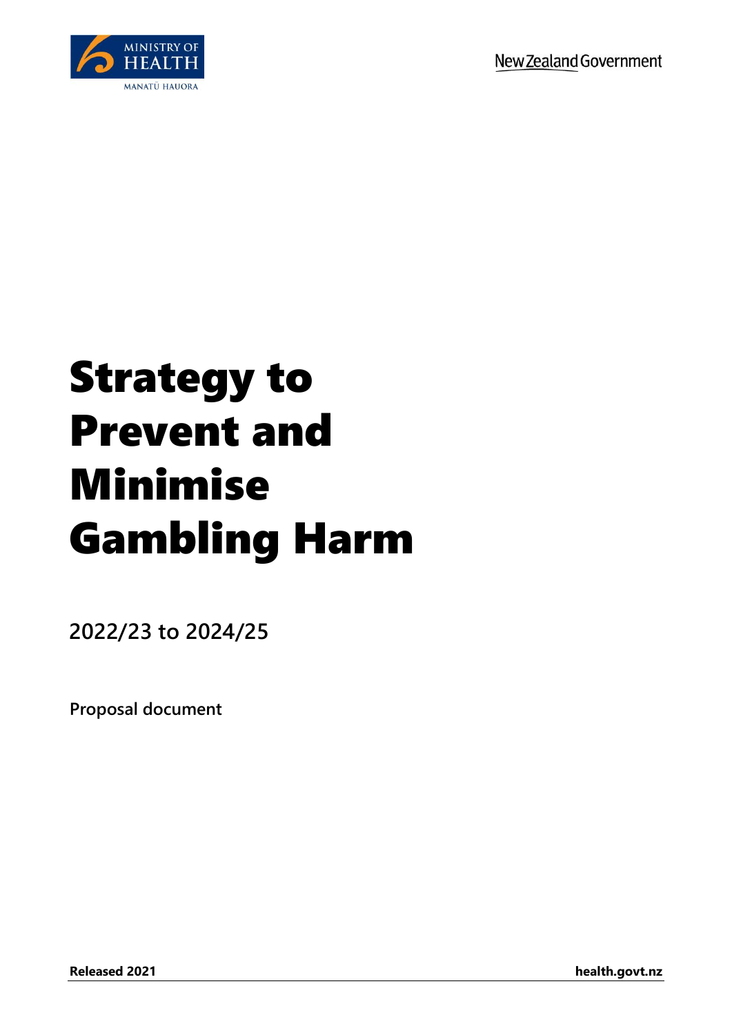MINISTRY OF HEALTH

MANATŪ HAUORA

New Zealand Government

# Strategy to Prevent and Minimise Gambling Harm

**2022/23 to 2024/25**

**Proposal document**

**Released 2021**

**health.govt.nz**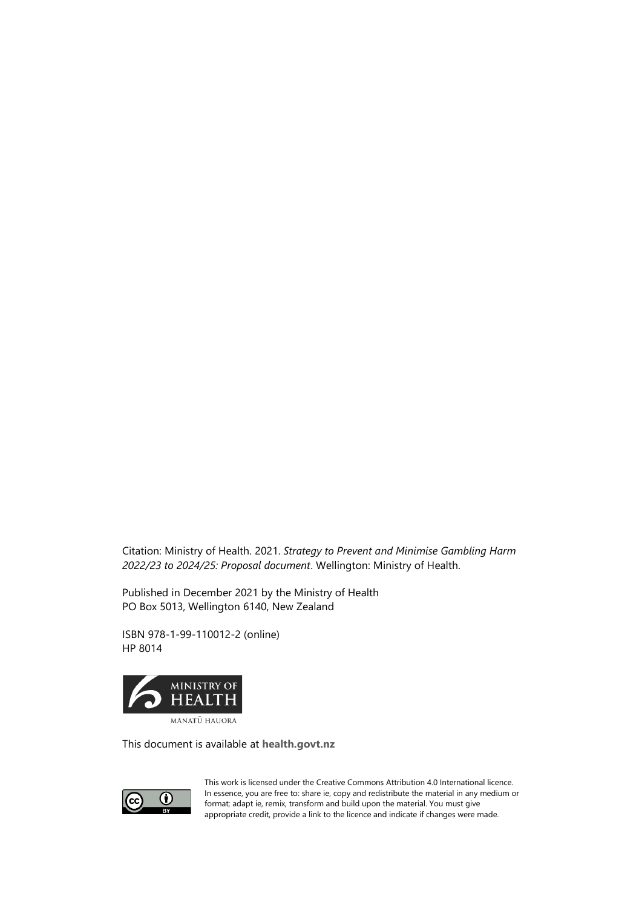Citation: Ministry of Health. 2021. *Strategy to Prevent and Minimise Gambling Harm 2022/23 to 2024/25: Proposal document*. Wellington: Ministry of Health.

Published in December 2021 by the Ministry of Health
PO Box 5013, Wellington 6140, New Zealand

ISBN 978-1-99-110012-2 (online)
HP 8014

This document is available at **health.govt.nz**

This work is licensed under the Creative Commons Attribution 4.0 International licence. In essence, you are free to: share ie, copy and redistribute the material in any medium or format; adapt ie, remix, transform and build upon the material. You must give appropriate credit, provide a link to the licence and indicate if changes were made.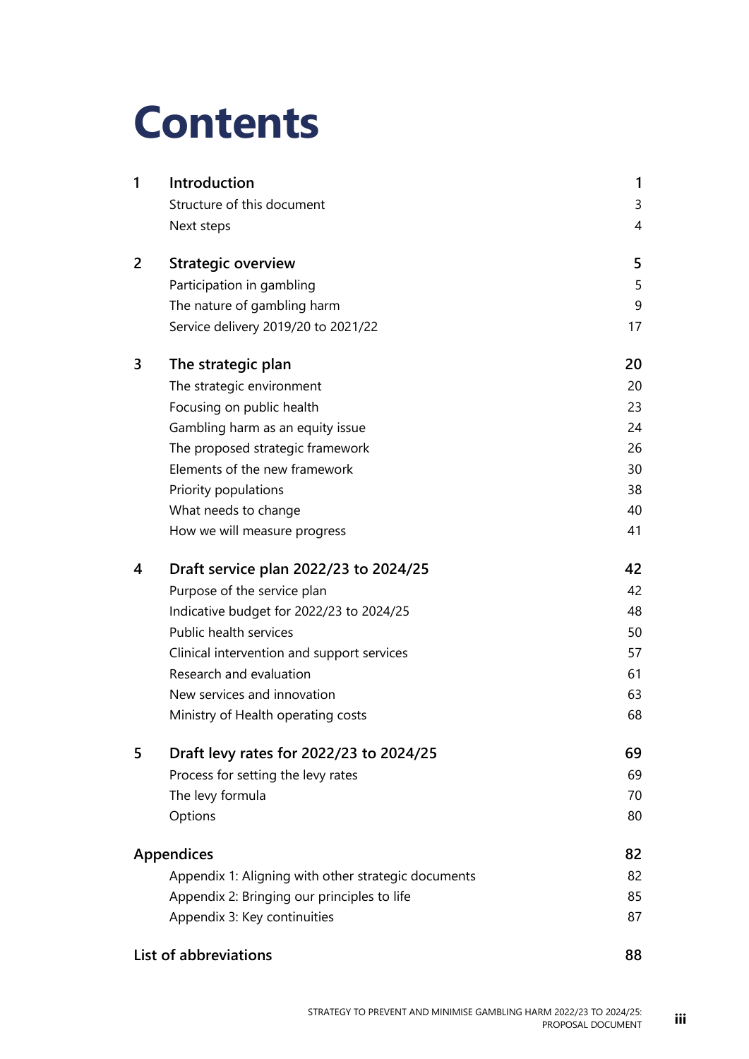# Contents

| | | |
|---|---|---|
| **1** | **Introduction** | **1** |
| | Structure of this document | 3 |
| | Next steps | 4 |
| **2** | **Strategic overview** | **5** |
| | Participation in gambling | 5 |
| | The nature of gambling harm | 9 |
| | Service delivery 2019/20 to 2021/22 | 17 |
| **3** | **The strategic plan** | **20** |
| | The strategic environment | 20 |
| | Focusing on public health | 23 |
| | Gambling harm as an equity issue | 24 |
| | The proposed strategic framework | 26 |
| | Elements of the new framework | 30 |
| | Priority populations | 38 |
| | What needs to change | 40 |
| | How we will measure progress | 41 |
| **4** | **Draft service plan 2022/23 to 2024/25** | **42** |
| | Purpose of the service plan | 42 |
| | Indicative budget for 2022/23 to 2024/25 | 48 |
| | Public health services | 50 |
| | Clinical intervention and support services | 57 |
| | Research and evaluation | 61 |
| | New services and innovation | 63 |
| | Ministry of Health operating costs | 68 |
| **5** | **Draft levy rates for 2022/23 to 2024/25** | **69** |
| | Process for setting the levy rates | 69 |
| | The levy formula | 70 |
| | Options | 80 |
| **Appendices** | | **82** |
| | Appendix 1: Aligning with other strategic documents | 82 |
| | Appendix 2: Bringing our principles to life | 85 |
| | Appendix 3: Key continuities | 87 |
| **List of abbreviations** | | **88** |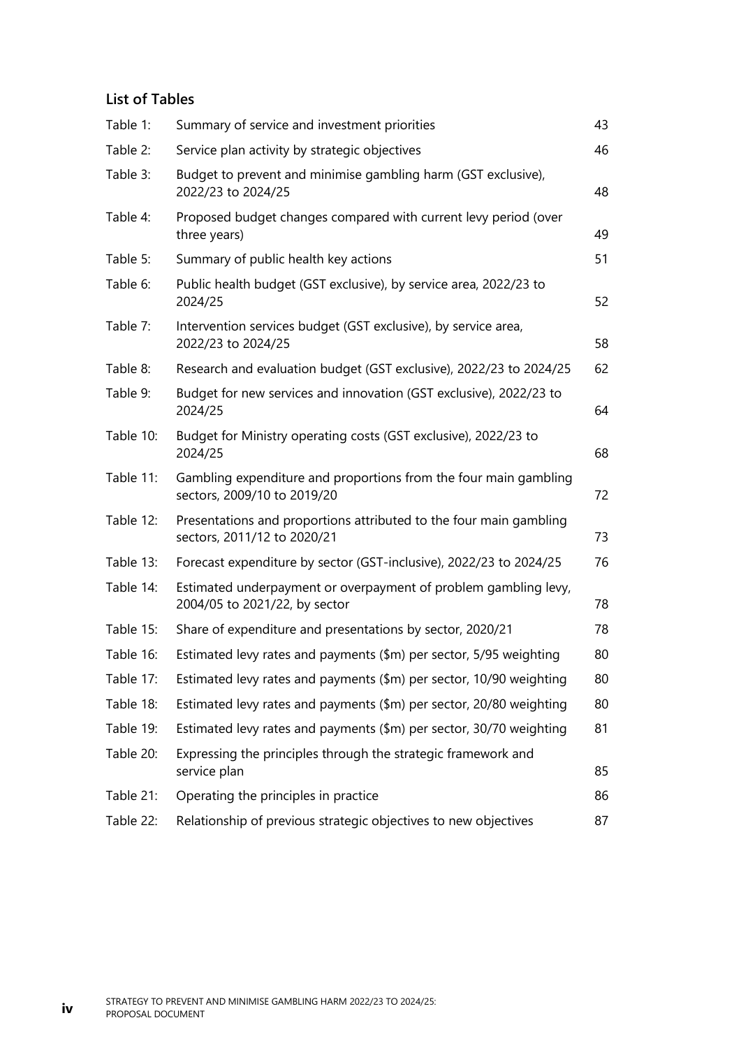## List of Tables

| | | |
|---|---|---|
| Table 1: | Summary of service and investment priorities | 43 |
| Table 2: | Service plan activity by strategic objectives | 46 |
| Table 3: | Budget to prevent and minimise gambling harm (GST exclusive), 2022/23 to 2024/25 | 48 |
| Table 4: | Proposed budget changes compared with current levy period (over three years) | 49 |
| Table 5: | Summary of public health key actions | 51 |
| Table 6: | Public health budget (GST exclusive), by service area, 2022/23 to 2024/25 | 52 |
| Table 7: | Intervention services budget (GST exclusive), by service area, 2022/23 to 2024/25 | 58 |
| Table 8: | Research and evaluation budget (GST exclusive), 2022/23 to 2024/25 | 62 |
| Table 9: | Budget for new services and innovation (GST exclusive), 2022/23 to 2024/25 | 64 |
| Table 10: | Budget for Ministry operating costs (GST exclusive), 2022/23 to 2024/25 | 68 |
| Table 11: | Gambling expenditure and proportions from the four main gambling sectors, 2009/10 to 2019/20 | 72 |
| Table 12: | Presentations and proportions attributed to the four main gambling sectors, 2011/12 to 2020/21 | 73 |
| Table 13: | Forecast expenditure by sector (GST-inclusive), 2022/23 to 2024/25 | 76 |
| Table 14: | Estimated underpayment or overpayment of problem gambling levy, 2004/05 to 2021/22, by sector | 78 |
| Table 15: | Share of expenditure and presentations by sector, 2020/21 | 78 |
| Table 16: | Estimated levy rates and payments ($m) per sector, 5/95 weighting | 80 |
| Table 17: | Estimated levy rates and payments ($m) per sector, 10/90 weighting | 80 |
| Table 18: | Estimated levy rates and payments ($m) per sector, 20/80 weighting | 80 |
| Table 19: | Estimated levy rates and payments ($m) per sector, 30/70 weighting | 81 |
| Table 20: | Expressing the principles through the strategic framework and service plan | 85 |
| Table 21: | Operating the principles in practice | 86 |
| Table 22: | Relationship of previous strategic objectives to new objectives | 87 |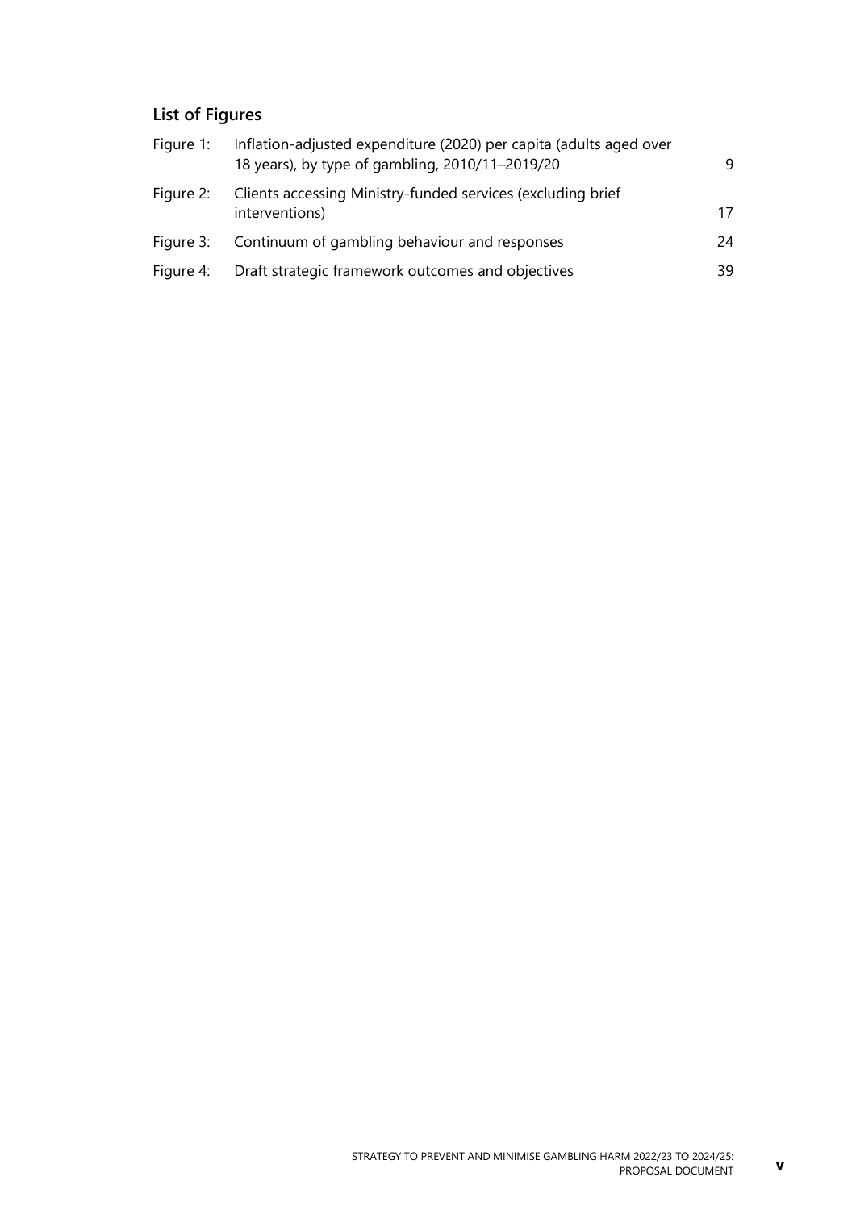## List of Figures

| | | |
|---|---|---|
| Figure 1: | Inflation-adjusted expenditure (2020) per capita (adults aged over 18 years), by type of gambling, 2010/11–2019/20 | 9 |
| Figure 2: | Clients accessing Ministry-funded services (excluding brief interventions) | 17 |
| Figure 3: | Continuum of gambling behaviour and responses | 24 |
| Figure 4: | Draft strategic framework outcomes and objectives | 39 |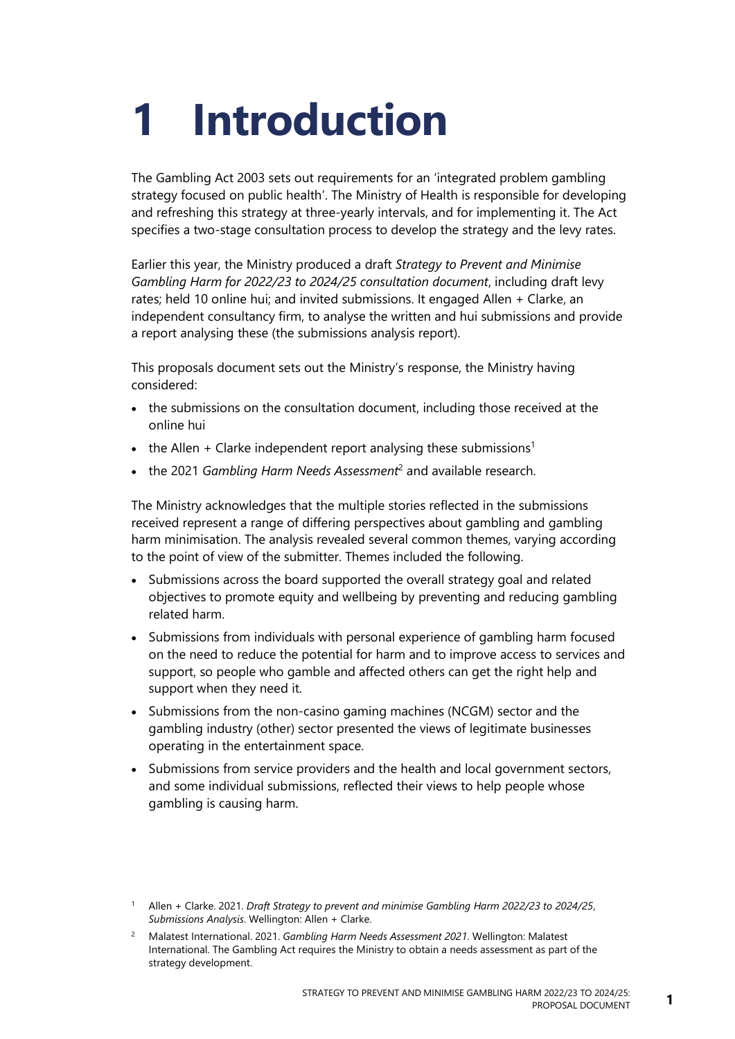# 1 Introduction

The Gambling Act 2003 sets out requirements for an 'integrated problem gambling strategy focused on public health'. The Ministry of Health is responsible for developing and refreshing this strategy at three-yearly intervals, and for implementing it. The Act specifies a two-stage consultation process to develop the strategy and the levy rates.

Earlier this year, the Ministry produced a draft *Strategy to Prevent and Minimise Gambling Harm for 2022/23 to 2024/25 consultation document*, including draft levy rates; held 10 online hui; and invited submissions. It engaged Allen + Clarke, an independent consultancy firm, to analyse the written and hui submissions and provide a report analysing these (the submissions analysis report).

This proposals document sets out the Ministry's response, the Ministry having considered:

- the submissions on the consultation document, including those received at the online hui
- the Allen + Clarke independent report analysing these submissions[1]
- the 2021 *Gambling Harm Needs Assessment*[2] and available research.

The Ministry acknowledges that the multiple stories reflected in the submissions received represent a range of differing perspectives about gambling and gambling harm minimisation. The analysis revealed several common themes, varying according to the point of view of the submitter. Themes included the following.

- Submissions across the board supported the overall strategy goal and related objectives to promote equity and wellbeing by preventing and reducing gambling related harm.
- Submissions from individuals with personal experience of gambling harm focused on the need to reduce the potential for harm and to improve access to services and support, so people who gamble and affected others can get the right help and support when they need it.
- Submissions from the non-casino gaming machines (NCGM) sector and the gambling industry (other) sector presented the views of legitimate businesses operating in the entertainment space.
- Submissions from service providers and the health and local government sectors, and some individual submissions, reflected their views to help people whose gambling is causing harm.

---

[1] Allen + Clarke. 2021. *Draft Strategy to prevent and minimise Gambling Harm 2022/23 to 2024/25, Submissions Analysis*. Wellington: Allen + Clarke.

[2] Malatest International. 2021. *Gambling Harm Needs Assessment 2021*. Wellington: Malatest International. The Gambling Act requires the Ministry to obtain a needs assessment as part of the strategy development.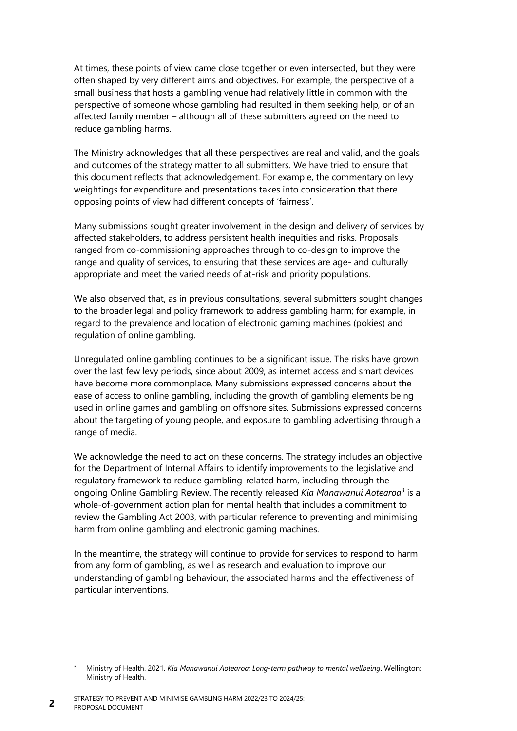At times, these points of view came close together or even intersected, but they were often shaped by very different aims and objectives. For example, the perspective of a small business that hosts a gambling venue had relatively little in common with the perspective of someone whose gambling had resulted in them seeking help, or of an affected family member – although all of these submitters agreed on the need to reduce gambling harms.

The Ministry acknowledges that all these perspectives are real and valid, and the goals and outcomes of the strategy matter to all submitters. We have tried to ensure that this document reflects that acknowledgement. For example, the commentary on levy weightings for expenditure and presentations takes into consideration that there opposing points of view had different concepts of 'fairness'.

Many submissions sought greater involvement in the design and delivery of services by affected stakeholders, to address persistent health inequities and risks. Proposals ranged from co-commissioning approaches through to co-design to improve the range and quality of services, to ensuring that these services are age- and culturally appropriate and meet the varied needs of at-risk and priority populations.

We also observed that, as in previous consultations, several submitters sought changes to the broader legal and policy framework to address gambling harm; for example, in regard to the prevalence and location of electronic gaming machines (pokies) and regulation of online gambling.

Unregulated online gambling continues to be a significant issue. The risks have grown over the last few levy periods, since about 2009, as internet access and smart devices have become more commonplace. Many submissions expressed concerns about the ease of access to online gambling, including the growth of gambling elements being used in online games and gambling on offshore sites. Submissions expressed concerns about the targeting of young people, and exposure to gambling advertising through a range of media.

We acknowledge the need to act on these concerns. The strategy includes an objective for the Department of Internal Affairs to identify improvements to the legislative and regulatory framework to reduce gambling-related harm, including through the ongoing Online Gambling Review. The recently released *Kia Manawanui Aotearoa*[3] is a whole-of-government action plan for mental health that includes a commitment to review the Gambling Act 2003, with particular reference to preventing and minimising harm from online gambling and electronic gaming machines.

In the meantime, the strategy will continue to provide for services to respond to harm from any form of gambling, as well as research and evaluation to improve our understanding of gambling behaviour, the associated harms and the effectiveness of particular interventions.

[3] Ministry of Health. 2021. *Kia Manawanui Aotearoa: Long-term pathway to mental wellbeing*. Wellington: Ministry of Health.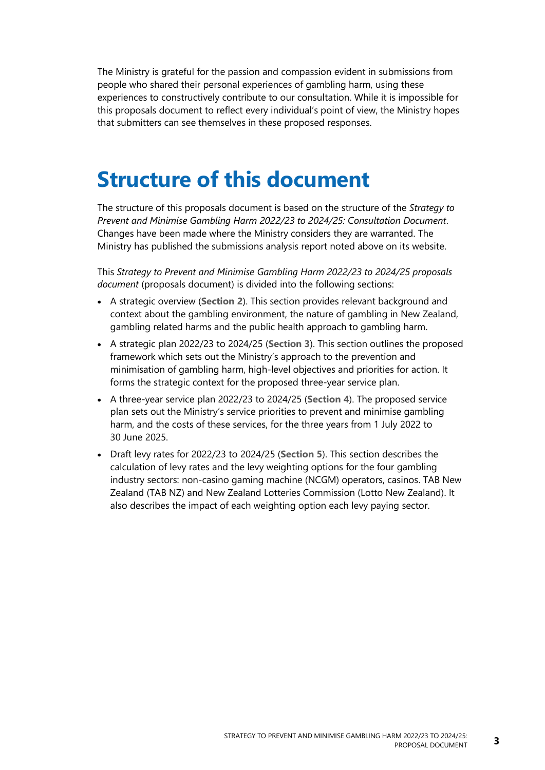The Ministry is grateful for the passion and compassion evident in submissions from people who shared their personal experiences of gambling harm, using these experiences to constructively contribute to our consultation. While it is impossible for this proposals document to reflect every individual's point of view, the Ministry hopes that submitters can see themselves in these proposed responses.

# Structure of this document

The structure of this proposals document is based on the structure of the *Strategy to Prevent and Minimise Gambling Harm 2022/23 to 2024/25: Consultation Document*. Changes have been made where the Ministry considers they are warranted. The Ministry has published the submissions analysis report noted above on its website.

This *Strategy to Prevent and Minimise Gambling Harm 2022/23 to 2024/25 proposals document* (proposals document) is divided into the following sections:

- A strategic overview (**Section 2**). This section provides relevant background and context about the gambling environment, the nature of gambling in New Zealand, gambling related harms and the public health approach to gambling harm.
- A strategic plan 2022/23 to 2024/25 (**Section 3**). This section outlines the proposed framework which sets out the Ministry's approach to the prevention and minimisation of gambling harm, high-level objectives and priorities for action. It forms the strategic context for the proposed three-year service plan.
- A three-year service plan 2022/23 to 2024/25 (**Section 4**). The proposed service plan sets out the Ministry's service priorities to prevent and minimise gambling harm, and the costs of these services, for the three years from 1 July 2022 to 30 June 2025.
- Draft levy rates for 2022/23 to 2024/25 (**Section 5**). This section describes the calculation of levy rates and the levy weighting options for the four gambling industry sectors: non-casino gaming machine (NCGM) operators, casinos. TAB New Zealand (TAB NZ) and New Zealand Lotteries Commission (Lotto New Zealand). It also describes the impact of each weighting option each levy paying sector.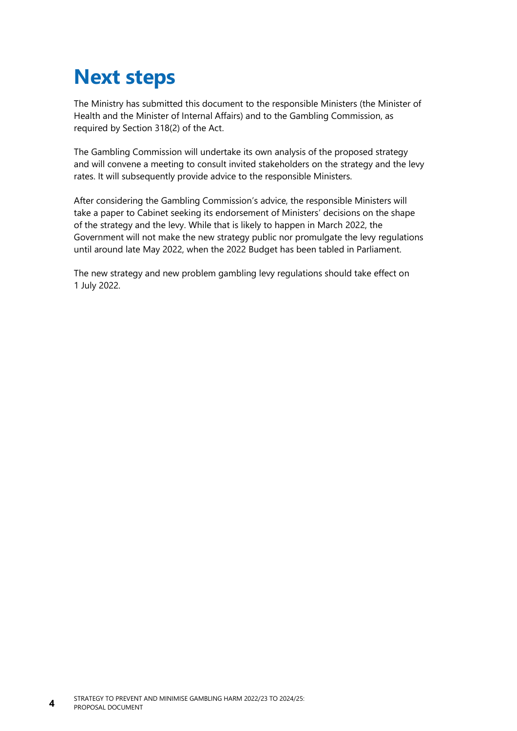# Next steps

The Ministry has submitted this document to the responsible Ministers (the Minister of Health and the Minister of Internal Affairs) and to the Gambling Commission, as required by Section 318(2) of the Act.

The Gambling Commission will undertake its own analysis of the proposed strategy and will convene a meeting to consult invited stakeholders on the strategy and the levy rates. It will subsequently provide advice to the responsible Ministers.

After considering the Gambling Commission's advice, the responsible Ministers will take a paper to Cabinet seeking its endorsement of Ministers' decisions on the shape of the strategy and the levy. While that is likely to happen in March 2022, the Government will not make the new strategy public nor promulgate the levy regulations until around late May 2022, when the 2022 Budget has been tabled in Parliament.

The new strategy and new problem gambling levy regulations should take effect on 1 July 2022.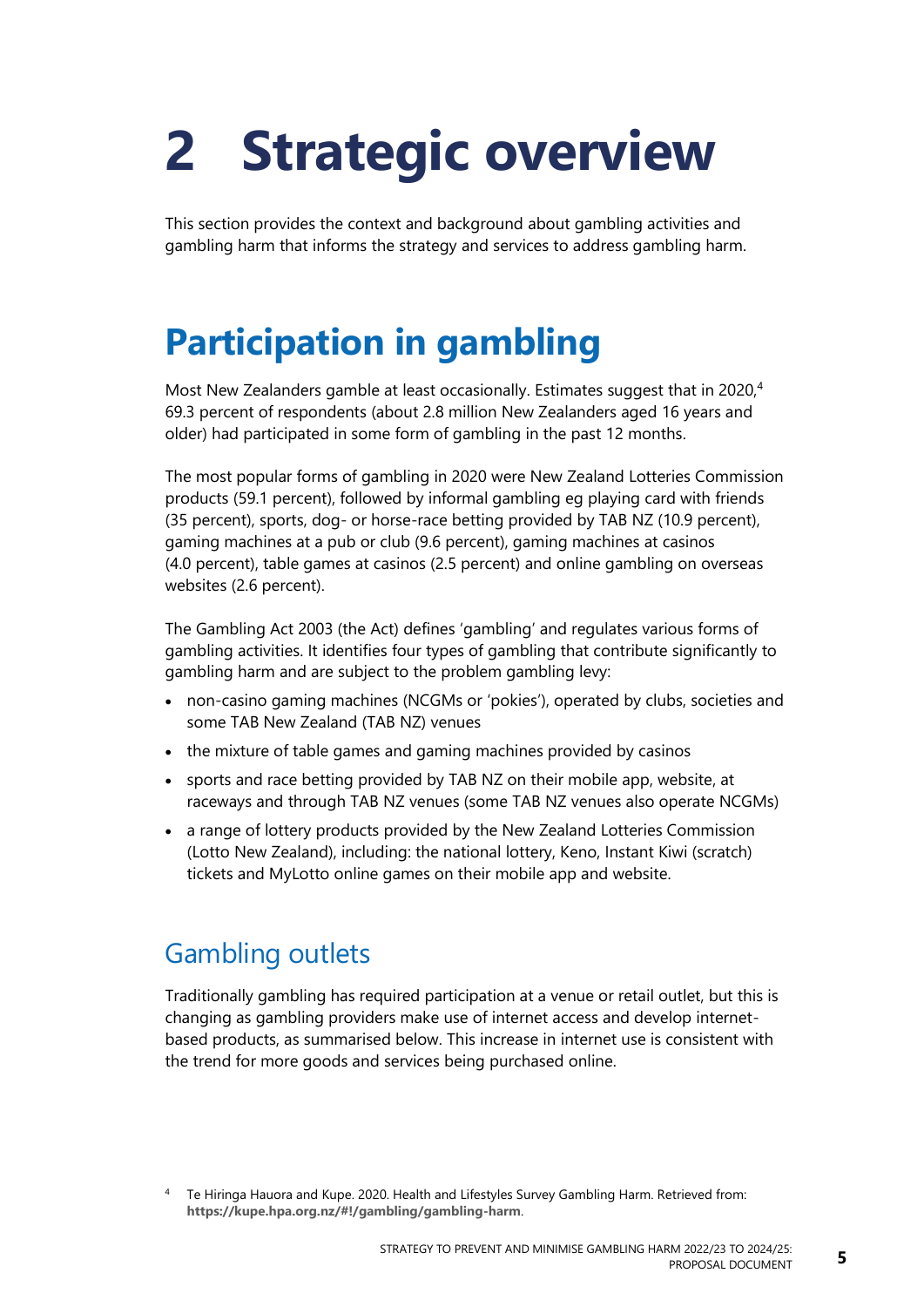# 2 Strategic overview

This section provides the context and background about gambling activities and gambling harm that informs the strategy and services to address gambling harm.

## Participation in gambling

Most New Zealanders gamble at least occasionally. Estimates suggest that in 2020,[4] 69.3 percent of respondents (about 2.8 million New Zealanders aged 16 years and older) had participated in some form of gambling in the past 12 months.

The most popular forms of gambling in 2020 were New Zealand Lotteries Commission products (59.1 percent), followed by informal gambling eg playing card with friends (35 percent), sports, dog- or horse-race betting provided by TAB NZ (10.9 percent), gaming machines at a pub or club (9.6 percent), gaming machines at casinos (4.0 percent), table games at casinos (2.5 percent) and online gambling on overseas websites (2.6 percent).

The Gambling Act 2003 (the Act) defines 'gambling' and regulates various forms of gambling activities. It identifies four types of gambling that contribute significantly to gambling harm and are subject to the problem gambling levy:

- non-casino gaming machines (NCGMs or 'pokies'), operated by clubs, societies and some TAB New Zealand (TAB NZ) venues
- the mixture of table games and gaming machines provided by casinos
- sports and race betting provided by TAB NZ on their mobile app, website, at raceways and through TAB NZ venues (some TAB NZ venues also operate NCGMs)
- a range of lottery products provided by the New Zealand Lotteries Commission (Lotto New Zealand), including: the national lottery, Keno, Instant Kiwi (scratch) tickets and MyLotto online games on their mobile app and website.

### Gambling outlets

Traditionally gambling has required participation at a venue or retail outlet, but this is changing as gambling providers make use of internet access and develop internet-based products, as summarised below. This increase in internet use is consistent with the trend for more goods and services being purchased online.

[4] Te Hiringa Hauora and Kupe. 2020. Health and Lifestyles Survey Gambling Harm. Retrieved from: **https://kupe.hpa.org.nz/#!/gambling/gambling-harm**.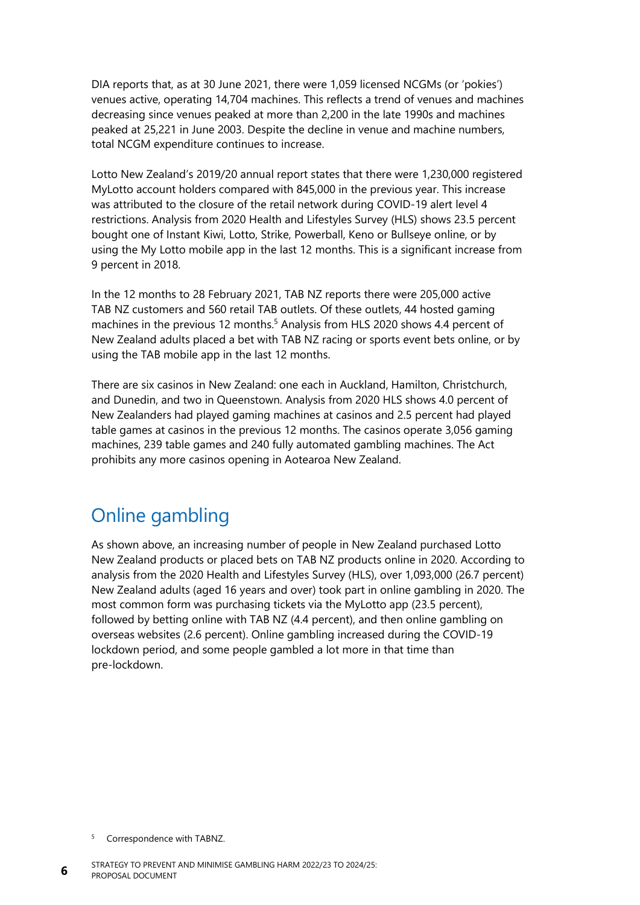DIA reports that, as at 30 June 2021, there were 1,059 licensed NCGMs (or 'pokies') venues active, operating 14,704 machines. This reflects a trend of venues and machines decreasing since venues peaked at more than 2,200 in the late 1990s and machines peaked at 25,221 in June 2003. Despite the decline in venue and machine numbers, total NCGM expenditure continues to increase.

Lotto New Zealand's 2019/20 annual report states that there were 1,230,000 registered MyLotto account holders compared with 845,000 in the previous year. This increase was attributed to the closure of the retail network during COVID-19 alert level 4 restrictions. Analysis from 2020 Health and Lifestyles Survey (HLS) shows 23.5 percent bought one of Instant Kiwi, Lotto, Strike, Powerball, Keno or Bullseye online, or by using the My Lotto mobile app in the last 12 months. This is a significant increase from 9 percent in 2018.

In the 12 months to 28 February 2021, TAB NZ reports there were 205,000 active TAB NZ customers and 560 retail TAB outlets. Of these outlets, 44 hosted gaming machines in the previous 12 months.[5] Analysis from HLS 2020 shows 4.4 percent of New Zealand adults placed a bet with TAB NZ racing or sports event bets online, or by using the TAB mobile app in the last 12 months.

There are six casinos in New Zealand: one each in Auckland, Hamilton, Christchurch, and Dunedin, and two in Queenstown. Analysis from 2020 HLS shows 4.0 percent of New Zealanders had played gaming machines at casinos and 2.5 percent had played table games at casinos in the previous 12 months. The casinos operate 3,056 gaming machines, 239 table games and 240 fully automated gambling machines. The Act prohibits any more casinos opening in Aotearoa New Zealand.

## Online gambling

As shown above, an increasing number of people in New Zealand purchased Lotto New Zealand products or placed bets on TAB NZ products online in 2020. According to analysis from the 2020 Health and Lifestyles Survey (HLS), over 1,093,000 (26.7 percent) New Zealand adults (aged 16 years and over) took part in online gambling in 2020. The most common form was purchasing tickets via the MyLotto app (23.5 percent), followed by betting online with TAB NZ (4.4 percent), and then online gambling on overseas websites (2.6 percent). Online gambling increased during the COVID-19 lockdown period, and some people gambled a lot more in that time than pre-lockdown.

[5] Correspondence with TABNZ.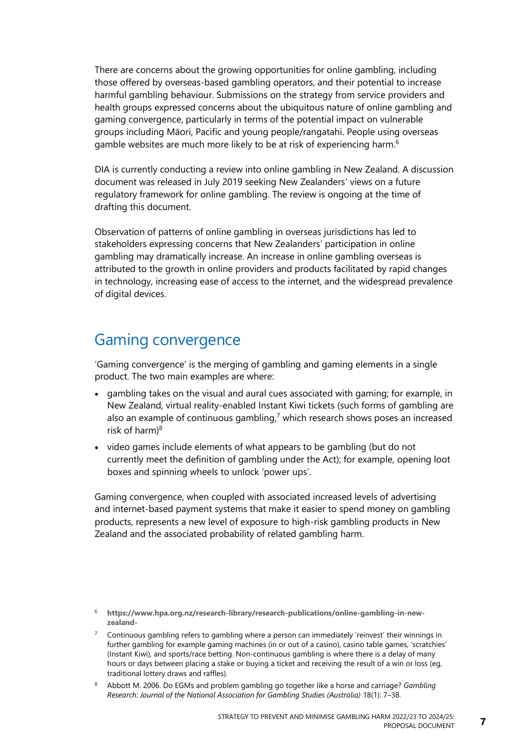There are concerns about the growing opportunities for online gambling, including those offered by overseas-based gambling operators, and their potential to increase harmful gambling behaviour. Submissions on the strategy from service providers and health groups expressed concerns about the ubiquitous nature of online gambling and gaming convergence, particularly in terms of the potential impact on vulnerable groups including Māori, Pacific and young people/rangatahi. People using overseas gamble websites are much more likely to be at risk of experiencing harm.[6]

DIA is currently conducting a review into online gambling in New Zealand. A discussion document was released in July 2019 seeking New Zealanders' views on a future regulatory framework for online gambling. The review is ongoing at the time of drafting this document.

Observation of patterns of online gambling in overseas jurisdictions has led to stakeholders expressing concerns that New Zealanders' participation in online gambling may dramatically increase. An increase in online gambling overseas is attributed to the growth in online providers and products facilitated by rapid changes in technology, increasing ease of access to the internet, and the widespread prevalence of digital devices.

## Gaming convergence

'Gaming convergence' is the merging of gambling and gaming elements in a single product. The two main examples are where:

- gambling takes on the visual and aural cues associated with gaming; for example, in New Zealand, virtual reality-enabled Instant Kiwi tickets (such forms of gambling are also an example of continuous gambling,[7] which research shows poses an increased risk of harm)[8]
- video games include elements of what appears to be gambling (but do not currently meet the definition of gambling under the Act); for example, opening loot boxes and spinning wheels to unlock 'power ups'.

Gaming convergence, when coupled with associated increased levels of advertising and internet-based payment systems that make it easier to spend money on gambling products, represents a new level of exposure to high-risk gambling products in New Zealand and the associated probability of related gambling harm.

---

[6] **https://www.hpa.org.nz/research-library/research-publications/online-gambling-in-new-zealand-**

[7] Continuous gambling refers to gambling where a person can immediately 'reinvest' their winnings in further gambling for example gaming machines (in or out of a casino), casino table games, 'scratchies' (Instant Kiwi), and sports/race betting. Non-continuous gambling is where there is a delay of many hours or days between placing a stake or buying a ticket and receiving the result of a win or loss (eg, traditional lottery draws and raffles).

[8] Abbott M. 2006. Do EGMs and problem gambling go together like a horse and carriage? *Gambling Research: Journal of the National Association for Gambling Studies (Australia)* 18(1): 7–38.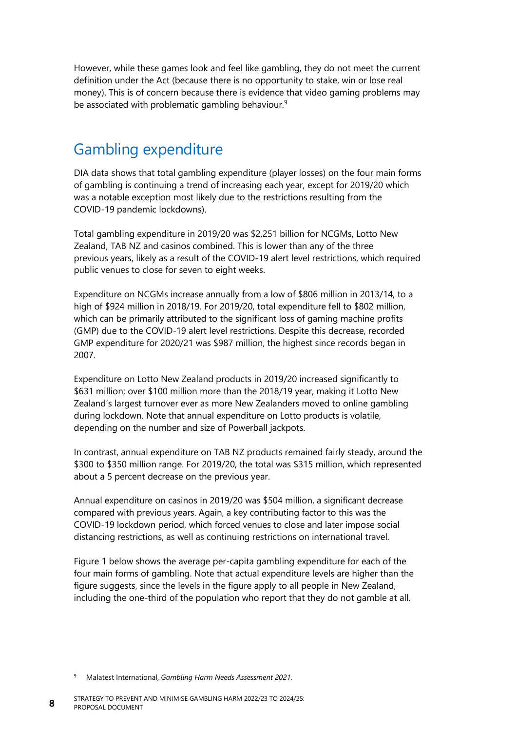However, while these games look and feel like gambling, they do not meet the current definition under the Act (because there is no opportunity to stake, win or lose real money). This is of concern because there is evidence that video gaming problems may be associated with problematic gambling behaviour.[9]

## Gambling expenditure

DIA data shows that total gambling expenditure (player losses) on the four main forms of gambling is continuing a trend of increasing each year, except for 2019/20 which was a notable exception most likely due to the restrictions resulting from the COVID-19 pandemic lockdowns).

Total gambling expenditure in 2019/20 was $2,251 billion for NCGMs, Lotto New Zealand, TAB NZ and casinos combined. This is lower than any of the three previous years, likely as a result of the COVID-19 alert level restrictions, which required public venues to close for seven to eight weeks.

Expenditure on NCGMs increase annually from a low of $806 million in 2013/14, to a high of $924 million in 2018/19. For 2019/20, total expenditure fell to $802 million, which can be primarily attributed to the significant loss of gaming machine profits (GMP) due to the COVID-19 alert level restrictions. Despite this decrease, recorded GMP expenditure for 2020/21 was $987 million, the highest since records began in 2007.

Expenditure on Lotto New Zealand products in 2019/20 increased significantly to $631 million; over $100 million more than the 2018/19 year, making it Lotto New Zealand's largest turnover ever as more New Zealanders moved to online gambling during lockdown. Note that annual expenditure on Lotto products is volatile, depending on the number and size of Powerball jackpots.

In contrast, annual expenditure on TAB NZ products remained fairly steady, around the $300 to $350 million range. For 2019/20, the total was $315 million, which represented about a 5 percent decrease on the previous year.

Annual expenditure on casinos in 2019/20 was $504 million, a significant decrease compared with previous years. Again, a key contributing factor to this was the COVID-19 lockdown period, which forced venues to close and later impose social distancing restrictions, as well as continuing restrictions on international travel.

Figure 1 below shows the average per-capita gambling expenditure for each of the four main forms of gambling. Note that actual expenditure levels are higher than the figure suggests, since the levels in the figure apply to all people in New Zealand, including the one-third of the population who report that they do not gamble at all.

[9] Malatest International, *Gambling Harm Needs Assessment 2021*.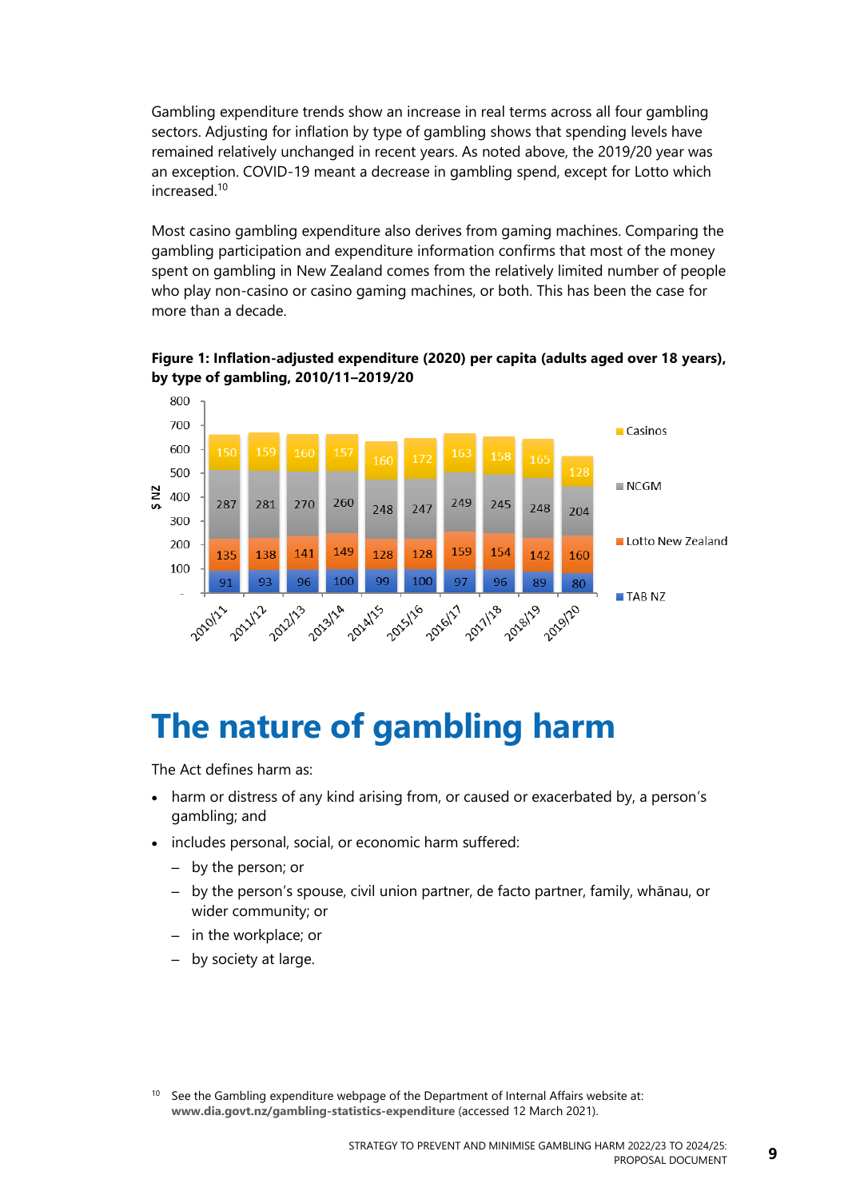Gambling expenditure trends show an increase in real terms across all four gambling sectors. Adjusting for inflation by type of gambling shows that spending levels have remained relatively unchanged in recent years. As noted above, the 2019/20 year was an exception. COVID-19 meant a decrease in gambling spend, except for Lotto which increased.[10]

Most casino gambling expenditure also derives from gaming machines. Comparing the gambling participation and expenditure information confirms that most of the money spent on gambling in New Zealand comes from the relatively limited number of people who play non-casino or casino gaming machines, or both. This has been the case for more than a decade.

**Figure 1: Inflation-adjusted expenditure (2020) per capita (adults aged over 18 years), by type of gambling, 2010/11–2019/20**

| $ NZ | 2010/11 | 2011/12 | 2012/13 | 2013/14 | 2014/15 | 2015/16 | 2016/17 | 2017/18 | 2018/19 | 2019/20 |
|---|---|---|---|---|---|---|---|---|---|---|
| Casinos | 150 | 159 | 160 | 157 | 160 | 172 | 163 | 158 | 165 | 128 |
| NCGM | 287 | 281 | 270 | 260 | 248 | 247 | 249 | 245 | 248 | 204 |
| Lotto New Zealand | 135 | 138 | 141 | 149 | 128 | 128 | 159 | 154 | 142 | 160 |
| TAB NZ | 91 | 93 | 96 | 100 | 99 | 100 | 97 | 96 | 89 | 80 |

# The nature of gambling harm

The Act defines harm as:

- harm or distress of any kind arising from, or caused or exacerbated by, a person's gambling; and
- includes personal, social, or economic harm suffered:
  - by the person; or
  - by the person's spouse, civil union partner, de facto partner, family, whānau, or wider community; or
  - in the workplace; or
  - by society at large.

[10] See the Gambling expenditure webpage of the Department of Internal Affairs website at: **www.dia.govt.nz/gambling-statistics-expenditure** (accessed 12 March 2021).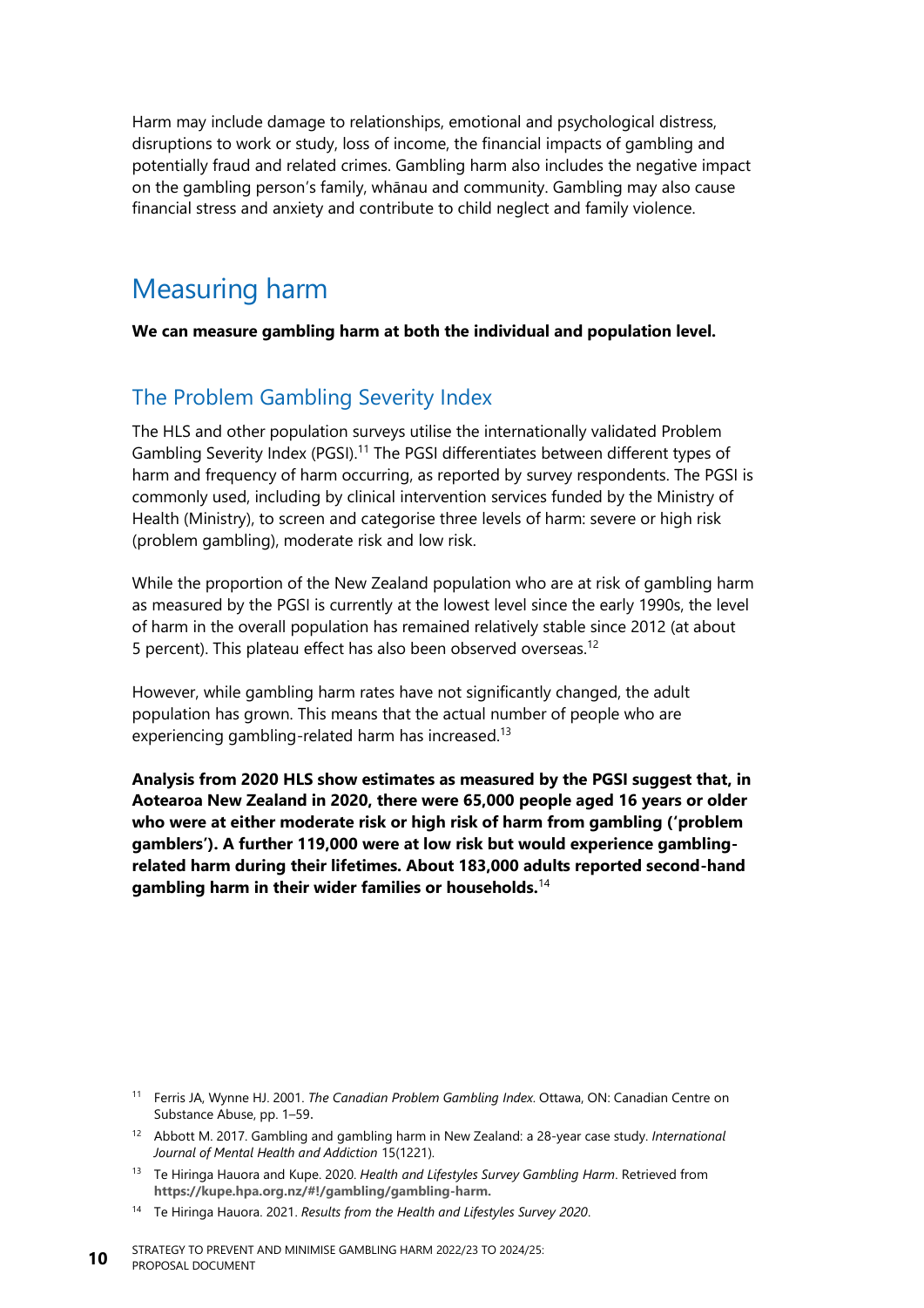Harm may include damage to relationships, emotional and psychological distress, disruptions to work or study, loss of income, the financial impacts of gambling and potentially fraud and related crimes. Gambling harm also includes the negative impact on the gambling person's family, whānau and community. Gambling may also cause financial stress and anxiety and contribute to child neglect and family violence.

## Measuring harm

**We can measure gambling harm at both the individual and population level.**

### The Problem Gambling Severity Index

The HLS and other population surveys utilise the internationally validated Problem Gambling Severity Index (PGSI).[11] The PGSI differentiates between different types of harm and frequency of harm occurring, as reported by survey respondents. The PGSI is commonly used, including by clinical intervention services funded by the Ministry of Health (Ministry), to screen and categorise three levels of harm: severe or high risk (problem gambling), moderate risk and low risk.

While the proportion of the New Zealand population who are at risk of gambling harm as measured by the PGSI is currently at the lowest level since the early 1990s, the level of harm in the overall population has remained relatively stable since 2012 (at about 5 percent). This plateau effect has also been observed overseas.[12]

However, while gambling harm rates have not significantly changed, the adult population has grown. This means that the actual number of people who are experiencing gambling-related harm has increased.[13]

**Analysis from 2020 HLS show estimates as measured by the PGSI suggest that, in Aotearoa New Zealand in 2020, there were 65,000 people aged 16 years or older who were at either moderate risk or high risk of harm from gambling ('problem gamblers'). A further 119,000 were at low risk but would experience gambling-related harm during their lifetimes. About 183,000 adults reported second-hand gambling harm in their wider families or households.**[14]

[11] Ferris JA, Wynne HJ. 2001. *The Canadian Problem Gambling Index*. Ottawa, ON: Canadian Centre on Substance Abuse, pp. 1–59.

[12] Abbott M. 2017. Gambling and gambling harm in New Zealand: a 28-year case study. *International Journal of Mental Health and Addiction* 15(1221).

[13] Te Hiringa Hauora and Kupe. 2020. *Health and Lifestyles Survey Gambling Harm*. Retrieved from **https://kupe.hpa.org.nz/#!/gambling/gambling-harm.**

[14] Te Hiringa Hauora. 2021. *Results from the Health and Lifestyles Survey 2020*.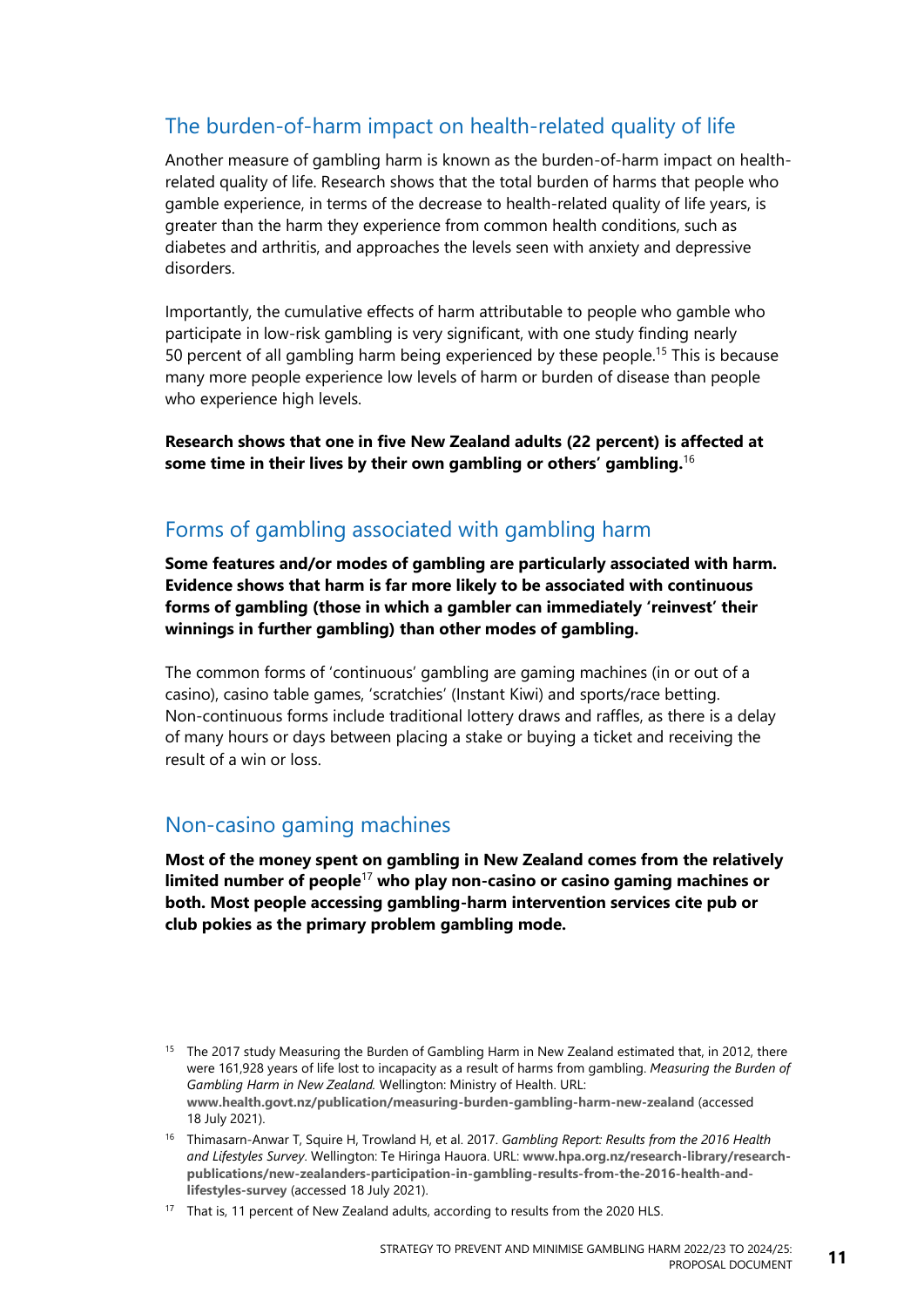## The burden-of-harm impact on health-related quality of life

Another measure of gambling harm is known as the burden-of-harm impact on health-related quality of life. Research shows that the total burden of harms that people who gamble experience, in terms of the decrease to health-related quality of life years, is greater than the harm they experience from common health conditions, such as diabetes and arthritis, and approaches the levels seen with anxiety and depressive disorders.

Importantly, the cumulative effects of harm attributable to people who gamble who participate in low-risk gambling is very significant, with one study finding nearly 50 percent of all gambling harm being experienced by these people.[15] This is because many more people experience low levels of harm or burden of disease than people who experience high levels.

**Research shows that one in five New Zealand adults (22 percent) is affected at some time in their lives by their own gambling or others' gambling.**[16]

## Forms of gambling associated with gambling harm

**Some features and/or modes of gambling are particularly associated with harm. Evidence shows that harm is far more likely to be associated with continuous forms of gambling (those in which a gambler can immediately 'reinvest' their winnings in further gambling) than other modes of gambling.**

The common forms of 'continuous' gambling are gaming machines (in or out of a casino), casino table games, 'scratchies' (Instant Kiwi) and sports/race betting. Non-continuous forms include traditional lottery draws and raffles, as there is a delay of many hours or days between placing a stake or buying a ticket and receiving the result of a win or loss.

## Non-casino gaming machines

**Most of the money spent on gambling in New Zealand comes from the relatively limited number of people**[17] **who play non-casino or casino gaming machines or both. Most people accessing gambling-harm intervention services cite pub or club pokies as the primary problem gambling mode.**

---

[15] The 2017 study Measuring the Burden of Gambling Harm in New Zealand estimated that, in 2012, there were 161,928 years of life lost to incapacity as a result of harms from gambling. *Measuring the Burden of Gambling Harm in New Zealand.* Wellington: Ministry of Health. URL: **www.health.govt.nz/publication/measuring-burden-gambling-harm-new-zealand** (accessed 18 July 2021).

[16] Thimasarn-Anwar T, Squire H, Trowland H, et al. 2017. *Gambling Report: Results from the 2016 Health and Lifestyles Survey.* Wellington: Te Hiringa Hauora. URL: **www.hpa.org.nz/research-library/research-publications/new-zealanders-participation-in-gambling-results-from-the-2016-health-and-lifestyles-survey** (accessed 18 July 2021).

[17] That is, 11 percent of New Zealand adults, according to results from the 2020 HLS.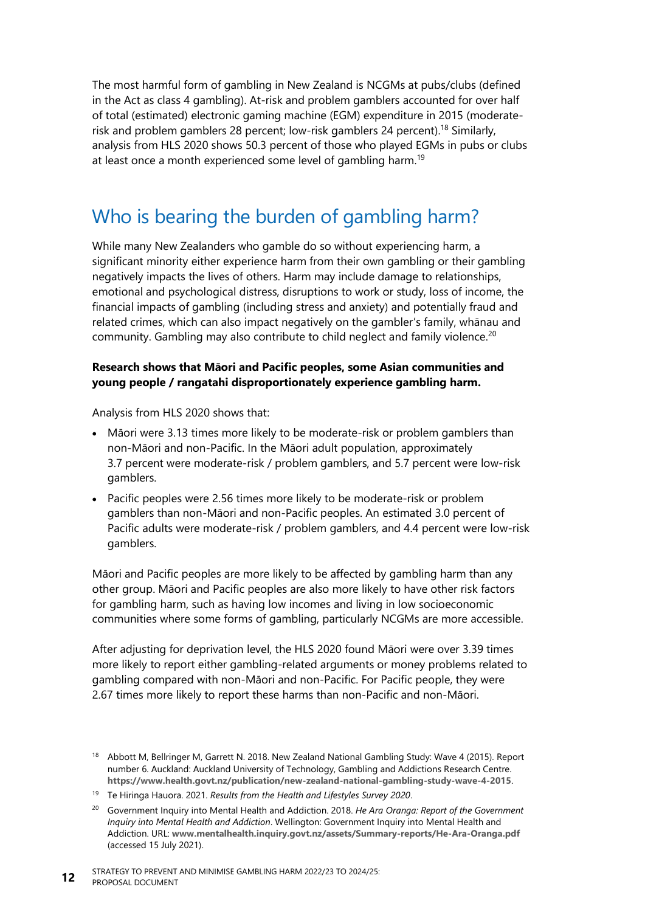The most harmful form of gambling in New Zealand is NCGMs at pubs/clubs (defined in the Act as class 4 gambling). At-risk and problem gamblers accounted for over half of total (estimated) electronic gaming machine (EGM) expenditure in 2015 (moderate-risk and problem gamblers 28 percent; low-risk gamblers 24 percent).[18] Similarly, analysis from HLS 2020 shows 50.3 percent of those who played EGMs in pubs or clubs at least once a month experienced some level of gambling harm.[19]

## Who is bearing the burden of gambling harm?

While many New Zealanders who gamble do so without experiencing harm, a significant minority either experience harm from their own gambling or their gambling negatively impacts the lives of others. Harm may include damage to relationships, emotional and psychological distress, disruptions to work or study, loss of income, the financial impacts of gambling (including stress and anxiety) and potentially fraud and related crimes, which can also impact negatively on the gambler's family, whānau and community. Gambling may also contribute to child neglect and family violence.[20]

**Research shows that Māori and Pacific peoples, some Asian communities and young people / rangatahi disproportionately experience gambling harm.**

Analysis from HLS 2020 shows that:

- Māori were 3.13 times more likely to be moderate-risk or problem gamblers than non-Māori and non-Pacific. In the Māori adult population, approximately 3.7 percent were moderate-risk / problem gamblers, and 5.7 percent were low-risk gamblers.
- Pacific peoples were 2.56 times more likely to be moderate-risk or problem gamblers than non-Māori and non-Pacific peoples. An estimated 3.0 percent of Pacific adults were moderate-risk / problem gamblers, and 4.4 percent were low-risk gamblers.

Māori and Pacific peoples are more likely to be affected by gambling harm than any other group. Māori and Pacific peoples are also more likely to have other risk factors for gambling harm, such as having low incomes and living in low socioeconomic communities where some forms of gambling, particularly NCGMs are more accessible.

After adjusting for deprivation level, the HLS 2020 found Māori were over 3.39 times more likely to report either gambling-related arguments or money problems related to gambling compared with non-Māori and non-Pacific. For Pacific people, they were 2.67 times more likely to report these harms than non-Pacific and non-Māori.

---

[18] Abbott M, Bellringer M, Garrett N. 2018. New Zealand National Gambling Study: Wave 4 (2015). Report number 6. Auckland: Auckland University of Technology, Gambling and Addictions Research Centre. **https://www.health.govt.nz/publication/new-zealand-national-gambling-study-wave-4-2015**.

[19] Te Hiringa Hauora. 2021. *Results from the Health and Lifestyles Survey 2020*.

[20] Government Inquiry into Mental Health and Addiction. 2018. *He Ara Oranga: Report of the Government Inquiry into Mental Health and Addiction*. Wellington: Government Inquiry into Mental Health and Addiction. URL: **www.mentalhealth.inquiry.govt.nz/assets/Summary-reports/He-Ara-Oranga.pdf** (accessed 15 July 2021).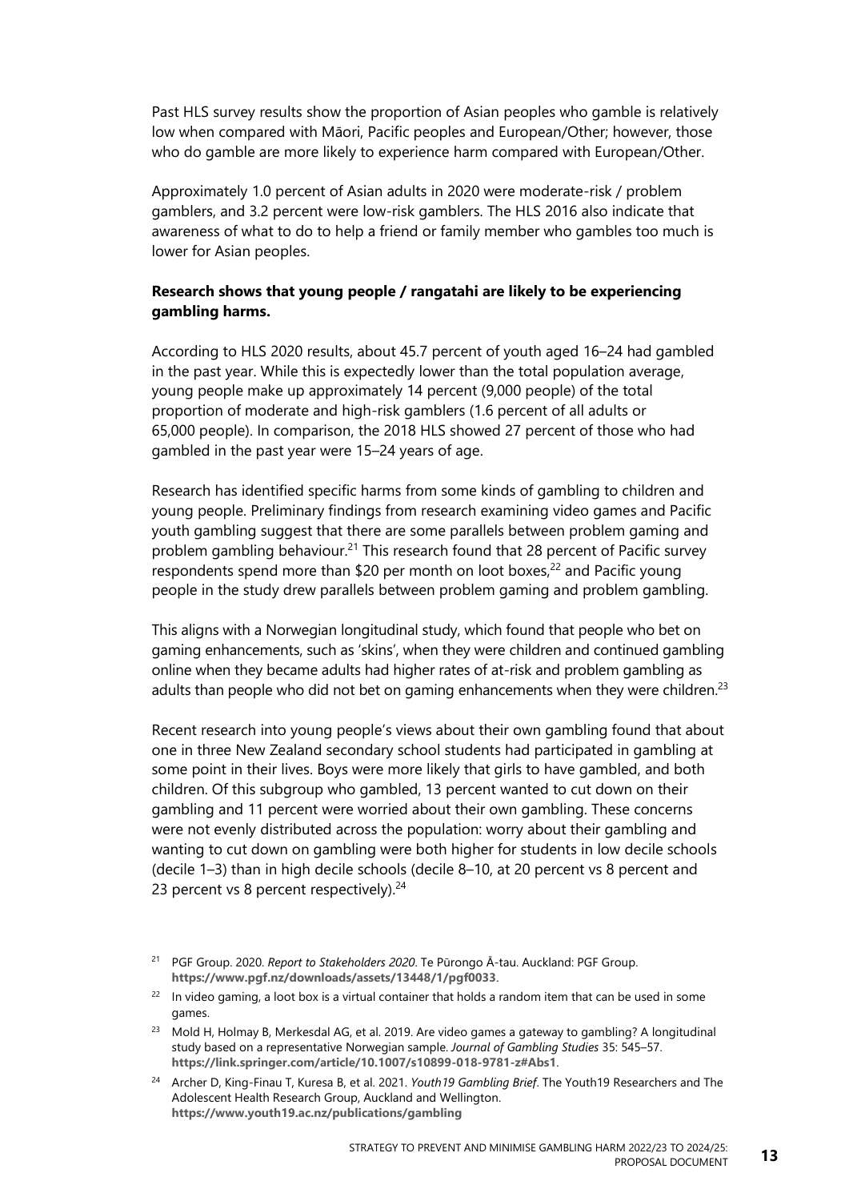Past HLS survey results show the proportion of Asian peoples who gamble is relatively low when compared with Māori, Pacific peoples and European/Other; however, those who do gamble are more likely to experience harm compared with European/Other.

Approximately 1.0 percent of Asian adults in 2020 were moderate-risk / problem gamblers, and 3.2 percent were low-risk gamblers. The HLS 2016 also indicate that awareness of what to do to help a friend or family member who gambles too much is lower for Asian peoples.

**Research shows that young people / rangatahi are likely to be experiencing gambling harms.**

According to HLS 2020 results, about 45.7 percent of youth aged 16–24 had gambled in the past year. While this is expectedly lower than the total population average, young people make up approximately 14 percent (9,000 people) of the total proportion of moderate and high-risk gamblers (1.6 percent of all adults or 65,000 people). In comparison, the 2018 HLS showed 27 percent of those who had gambled in the past year were 15–24 years of age.

Research has identified specific harms from some kinds of gambling to children and young people. Preliminary findings from research examining video games and Pacific youth gambling suggest that there are some parallels between problem gaming and problem gambling behaviour.[21] This research found that 28 percent of Pacific survey respondents spend more than $20 per month on loot boxes,[22] and Pacific young people in the study drew parallels between problem gaming and problem gambling.

This aligns with a Norwegian longitudinal study, which found that people who bet on gaming enhancements, such as 'skins', when they were children and continued gambling online when they became adults had higher rates of at-risk and problem gambling as adults than people who did not bet on gaming enhancements when they were children.[23]

Recent research into young people's views about their own gambling found that about one in three New Zealand secondary school students had participated in gambling at some point in their lives. Boys were more likely that girls to have gambled, and both children. Of this subgroup who gambled, 13 percent wanted to cut down on their gambling and 11 percent were worried about their own gambling. These concerns were not evenly distributed across the population: worry about their gambling and wanting to cut down on gambling were both higher for students in low decile schools (decile 1–3) than in high decile schools (decile 8–10, at 20 percent vs 8 percent and 23 percent vs 8 percent respectively).[24]

---

[21] PGF Group. 2020. *Report to Stakeholders 2020*. Te Pūrongo Ā-tau. Auckland: PGF Group. **https://www.pgf.nz/downloads/assets/13448/1/pgf0033**.

[22] In video gaming, a loot box is a virtual container that holds a random item that can be used in some games.

[23] Mold H, Holmay B, Merkesdal AG, et al. 2019. Are video games a gateway to gambling? A longitudinal study based on a representative Norwegian sample. *Journal of Gambling Studies* 35: 545–57. **https://link.springer.com/article/10.1007/s10899-018-9781-z#Abs1**.

[24] Archer D, King-Finau T, Kuresa B, et al. 2021. *Youth19 Gambling Brief*. The Youth19 Researchers and The Adolescent Health Research Group, Auckland and Wellington. **https://www.youth19.ac.nz/publications/gambling**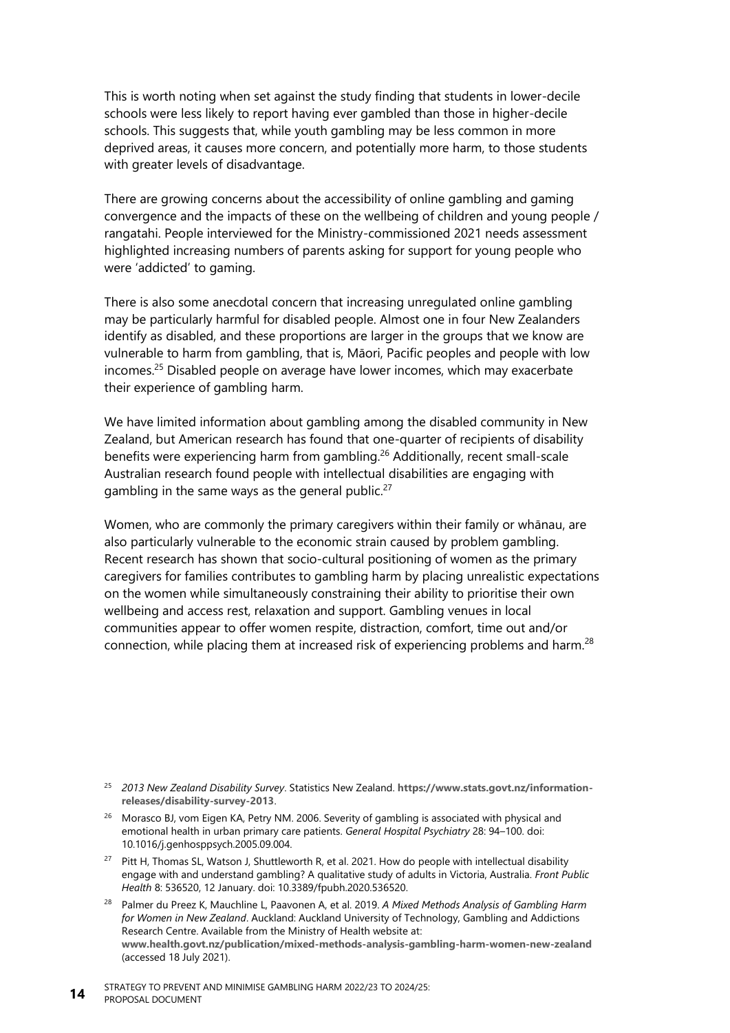This is worth noting when set against the study finding that students in lower-decile schools were less likely to report having ever gambled than those in higher-decile schools. This suggests that, while youth gambling may be less common in more deprived areas, it causes more concern, and potentially more harm, to those students with greater levels of disadvantage.

There are growing concerns about the accessibility of online gambling and gaming convergence and the impacts of these on the wellbeing of children and young people / rangatahi. People interviewed for the Ministry-commissioned 2021 needs assessment highlighted increasing numbers of parents asking for support for young people who were 'addicted' to gaming.

There is also some anecdotal concern that increasing unregulated online gambling may be particularly harmful for disabled people. Almost one in four New Zealanders identify as disabled, and these proportions are larger in the groups that we know are vulnerable to harm from gambling, that is, Māori, Pacific peoples and people with low incomes.[25] Disabled people on average have lower incomes, which may exacerbate their experience of gambling harm.

We have limited information about gambling among the disabled community in New Zealand, but American research has found that one-quarter of recipients of disability benefits were experiencing harm from gambling.[26] Additionally, recent small-scale Australian research found people with intellectual disabilities are engaging with gambling in the same ways as the general public.[27]

Women, who are commonly the primary caregivers within their family or whānau, are also particularly vulnerable to the economic strain caused by problem gambling. Recent research has shown that socio-cultural positioning of women as the primary caregivers for families contributes to gambling harm by placing unrealistic expectations on the women while simultaneously constraining their ability to prioritise their own wellbeing and access rest, relaxation and support. Gambling venues in local communities appear to offer women respite, distraction, comfort, time out and/or connection, while placing them at increased risk of experiencing problems and harm.[28]

[25] *2013 New Zealand Disability Survey*. Statistics New Zealand. **https://www.stats.govt.nz/information-releases/disability-survey-2013**.

[26] Morasco BJ, vom Eigen KA, Petry NM. 2006. Severity of gambling is associated with physical and emotional health in urban primary care patients. *General Hospital Psychiatry* 28: 94–100. doi: 10.1016/j.genhosppsych.2005.09.004.

[27] Pitt H, Thomas SL, Watson J, Shuttleworth R, et al. 2021. How do people with intellectual disability engage with and understand gambling? A qualitative study of adults in Victoria, Australia. *Front Public Health* 8: 536520, 12 January. doi: 10.3389/fpubh.2020.536520.

[28] Palmer du Preez K, Mauchline L, Paavonen A, et al. 2019. *A Mixed Methods Analysis of Gambling Harm for Women in New Zealand*. Auckland: Auckland University of Technology, Gambling and Addictions Research Centre. Available from the Ministry of Health website at: **www.health.govt.nz/publication/mixed-methods-analysis-gambling-harm-women-new-zealand** (accessed 18 July 2021).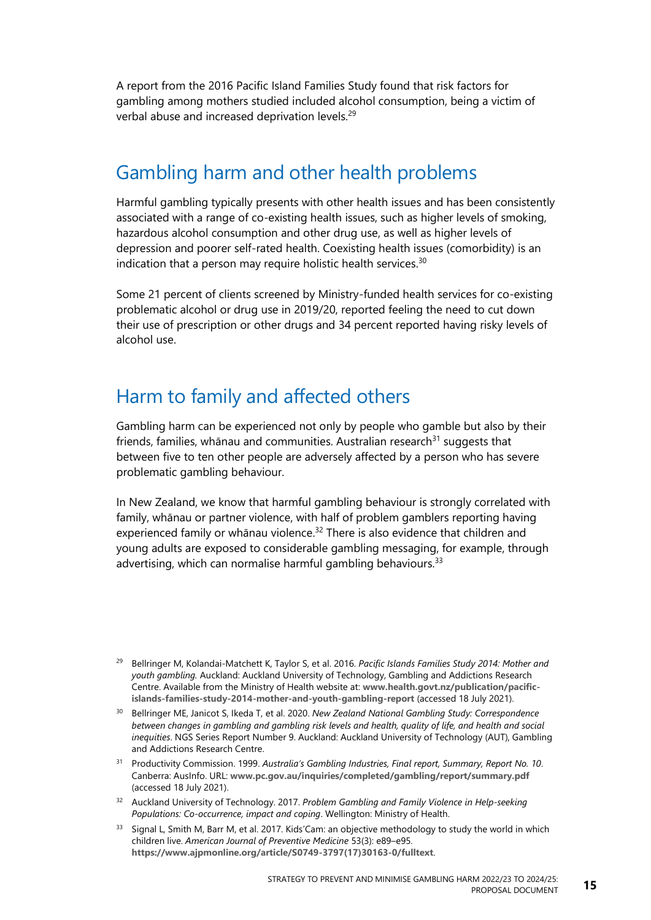A report from the 2016 Pacific Island Families Study found that risk factors for gambling among mothers studied included alcohol consumption, being a victim of verbal abuse and increased deprivation levels.[29]

## Gambling harm and other health problems

Harmful gambling typically presents with other health issues and has been consistently associated with a range of co-existing health issues, such as higher levels of smoking, hazardous alcohol consumption and other drug use, as well as higher levels of depression and poorer self-rated health. Coexisting health issues (comorbidity) is an indication that a person may require holistic health services.[30]

Some 21 percent of clients screened by Ministry-funded health services for co-existing problematic alcohol or drug use in 2019/20, reported feeling the need to cut down their use of prescription or other drugs and 34 percent reported having risky levels of alcohol use.

## Harm to family and affected others

Gambling harm can be experienced not only by people who gamble but also by their friends, families, whānau and communities. Australian research[31] suggests that between five to ten other people are adversely affected by a person who has severe problematic gambling behaviour.

In New Zealand, we know that harmful gambling behaviour is strongly correlated with family, whānau or partner violence, with half of problem gamblers reporting having experienced family or whānau violence.[32] There is also evidence that children and young adults are exposed to considerable gambling messaging, for example, through advertising, which can normalise harmful gambling behaviours.[33]

---

[29] Bellringer M, Kolandai-Matchett K, Taylor S, et al. 2016. *Pacific Islands Families Study 2014: Mother and youth gambling.* Auckland: Auckland University of Technology, Gambling and Addictions Research Centre. Available from the Ministry of Health website at: **www.health.govt.nz/publication/pacific-islands-families-study-2014-mother-and-youth-gambling-report** (accessed 18 July 2021).

[30] Bellringer ME, Janicot S, Ikeda T, et al. 2020. *New Zealand National Gambling Study: Correspondence between changes in gambling and gambling risk levels and health, quality of life, and health and social inequities*. NGS Series Report Number 9. Auckland: Auckland University of Technology (AUT), Gambling and Addictions Research Centre.

[31] Productivity Commission. 1999. *Australia's Gambling Industries, Final report, Summary, Report No. 10*. Canberra: AusInfo. URL: **www.pc.gov.au/inquiries/completed/gambling/report/summary.pdf** (accessed 18 July 2021).

[32] Auckland University of Technology. 2017. *Problem Gambling and Family Violence in Help-seeking Populations: Co-occurrence, impact and coping*. Wellington: Ministry of Health.

[33] Signal L, Smith M, Barr M, et al. 2017. Kids'Cam: an objective methodology to study the world in which children live. *American Journal of Preventive Medicine* 53(3): e89–e95. **https://www.ajpmonline.org/article/S0749-3797(17)30163-0/fulltext**.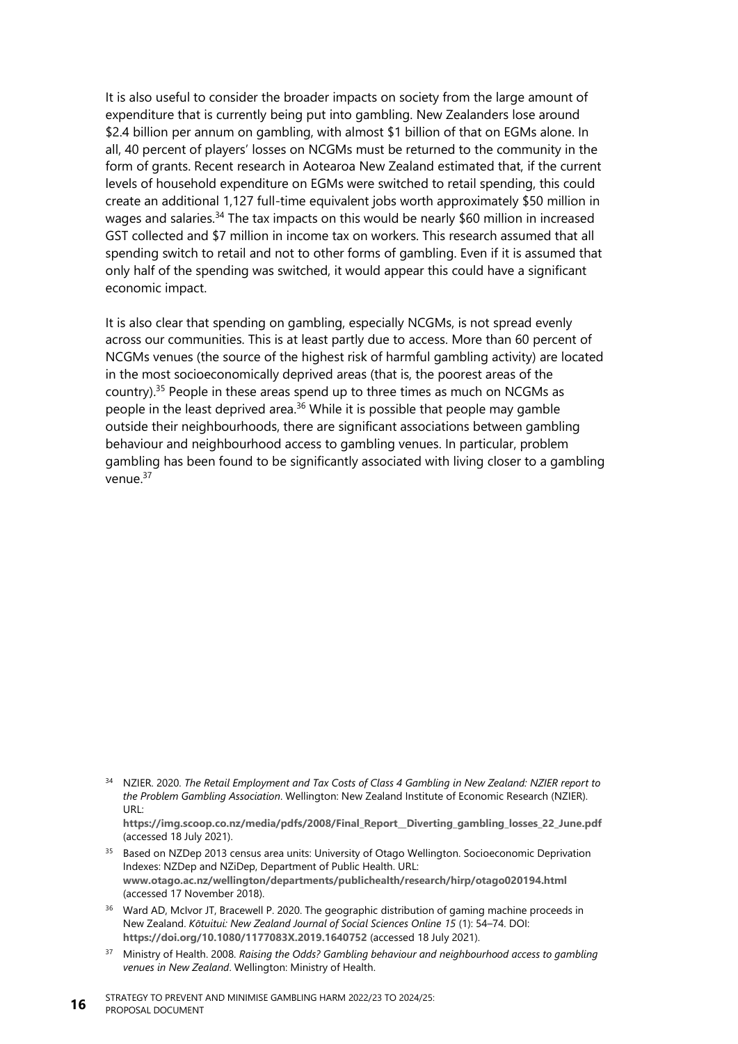It is also useful to consider the broader impacts on society from the large amount of expenditure that is currently being put into gambling. New Zealanders lose around $2.4 billion per annum on gambling, with almost $1 billion of that on EGMs alone. In all, 40 percent of players' losses on NCGMs must be returned to the community in the form of grants. Recent research in Aotearoa New Zealand estimated that, if the current levels of household expenditure on EGMs were switched to retail spending, this could create an additional 1,127 full-time equivalent jobs worth approximately $50 million in wages and salaries.[34] The tax impacts on this would be nearly $60 million in increased GST collected and $7 million in income tax on workers. This research assumed that all spending switch to retail and not to other forms of gambling. Even if it is assumed that only half of the spending was switched, it would appear this could have a significant economic impact.

It is also clear that spending on gambling, especially NCGMs, is not spread evenly across our communities. This is at least partly due to access. More than 60 percent of NCGMs venues (the source of the highest risk of harmful gambling activity) are located in the most socioeconomically deprived areas (that is, the poorest areas of the country).[35] People in these areas spend up to three times as much on NCGMs as people in the least deprived area.[36] While it is possible that people may gamble outside their neighbourhoods, there are significant associations between gambling behaviour and neighbourhood access to gambling venues. In particular, problem gambling has been found to be significantly associated with living closer to a gambling venue.[37]

---

[34] NZIER. 2020. *The Retail Employment and Tax Costs of Class 4 Gambling in New Zealand: NZIER report to the Problem Gambling Association*. Wellington: New Zealand Institute of Economic Research (NZIER). URL: **https://img.scoop.co.nz/media/pdfs/2008/Final_Report__Diverting_gambling_losses_22_June.pdf** (accessed 18 July 2021).

[35] Based on NZDep 2013 census area units: University of Otago Wellington. Socioeconomic Deprivation Indexes: NZDep and NZiDep, Department of Public Health. URL: **www.otago.ac.nz/wellington/departments/publichealth/research/hirp/otago020194.html** (accessed 17 November 2018).

[36] Ward AD, McIvor JT, Bracewell P. 2020. The geographic distribution of gaming machine proceeds in New Zealand. *Kōtuitui: New Zealand Journal of Social Sciences Online 15* (1): 54–74. DOI: **https://doi.org/10.1080/1177083X.2019.1640752** (accessed 18 July 2021).

[37] Ministry of Health. 2008. *Raising the Odds? Gambling behaviour and neighbourhood access to gambling venues in New Zealand*. Wellington: Ministry of Health.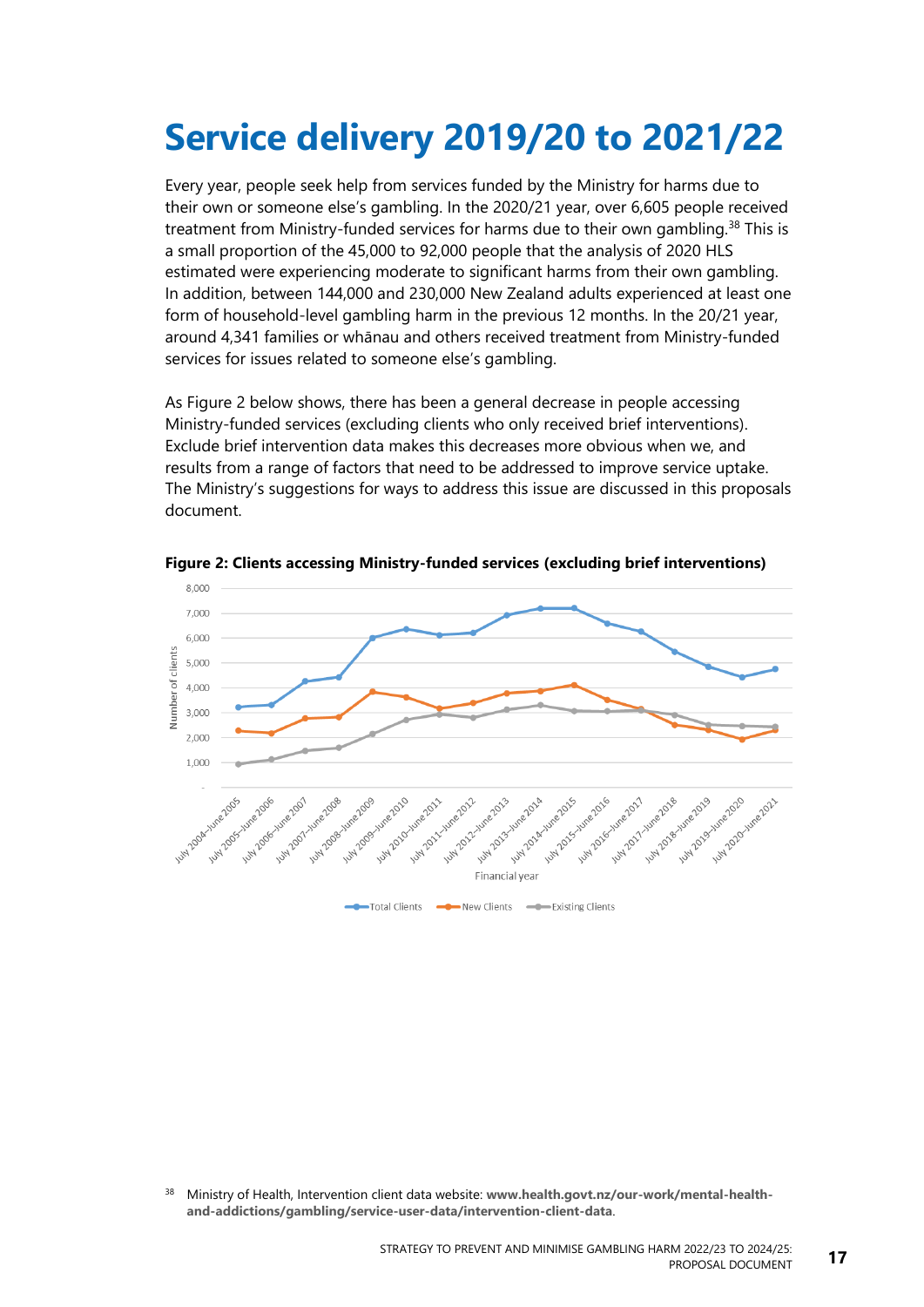# Service delivery 2019/20 to 2021/22

Every year, people seek help from services funded by the Ministry for harms due to their own or someone else's gambling. In the 2020/21 year, over 6,605 people received treatment from Ministry-funded services for harms due to their own gambling.[38] This is a small proportion of the 45,000 to 92,000 people that the analysis of 2020 HLS estimated were experiencing moderate to significant harms from their own gambling. In addition, between 144,000 and 230,000 New Zealand adults experienced at least one form of household-level gambling harm in the previous 12 months. In the 20/21 year, around 4,341 families or whānau and others received treatment from Ministry-funded services for issues related to someone else's gambling.

As Figure 2 below shows, there has been a general decrease in people accessing Ministry-funded services (excluding clients who only received brief interventions). Exclude brief intervention data makes this decreases more obvious when we, and results from a range of factors that need to be addressed to improve service uptake. The Ministry's suggestions for ways to address this issue are discussed in this proposals document.

**Figure 2: Clients accessing Ministry-funded services (excluding brief interventions)**

[38] Ministry of Health, Intervention client data website: **www.health.govt.nz/our-work/mental-health-and-addictions/gambling/service-user-data/intervention-client-data**.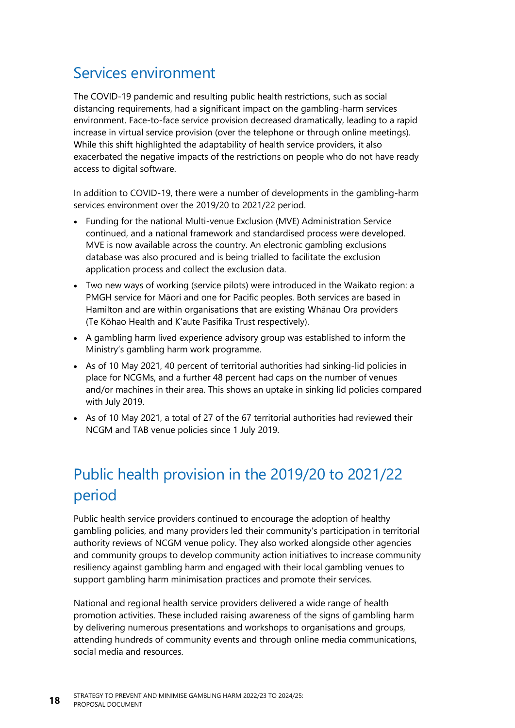## Services environment

The COVID-19 pandemic and resulting public health restrictions, such as social distancing requirements, had a significant impact on the gambling-harm services environment. Face-to-face service provision decreased dramatically, leading to a rapid increase in virtual service provision (over the telephone or through online meetings). While this shift highlighted the adaptability of health service providers, it also exacerbated the negative impacts of the restrictions on people who do not have ready access to digital software.

In addition to COVID-19, there were a number of developments in the gambling-harm services environment over the 2019/20 to 2021/22 period.

- Funding for the national Multi-venue Exclusion (MVE) Administration Service continued, and a national framework and standardised process were developed. MVE is now available across the country. An electronic gambling exclusions database was also procured and is being trialled to facilitate the exclusion application process and collect the exclusion data.
- Two new ways of working (service pilots) were introduced in the Waikato region: a PMGH service for Māori and one for Pacific peoples. Both services are based in Hamilton and are within organisations that are existing Whānau Ora providers (Te Kōhao Health and K'aute Pasifika Trust respectively).
- A gambling harm lived experience advisory group was established to inform the Ministry's gambling harm work programme.
- As of 10 May 2021, 40 percent of territorial authorities had sinking-lid policies in place for NCGMs, and a further 48 percent had caps on the number of venues and/or machines in their area. This shows an uptake in sinking lid policies compared with July 2019.
- As of 10 May 2021, a total of 27 of the 67 territorial authorities had reviewed their NCGM and TAB venue policies since 1 July 2019.

## Public health provision in the 2019/20 to 2021/22 period

Public health service providers continued to encourage the adoption of healthy gambling policies, and many providers led their community's participation in territorial authority reviews of NCGM venue policy. They also worked alongside other agencies and community groups to develop community action initiatives to increase community resiliency against gambling harm and engaged with their local gambling venues to support gambling harm minimisation practices and promote their services.

National and regional health service providers delivered a wide range of health promotion activities. These included raising awareness of the signs of gambling harm by delivering numerous presentations and workshops to organisations and groups, attending hundreds of community events and through online media communications, social media and resources.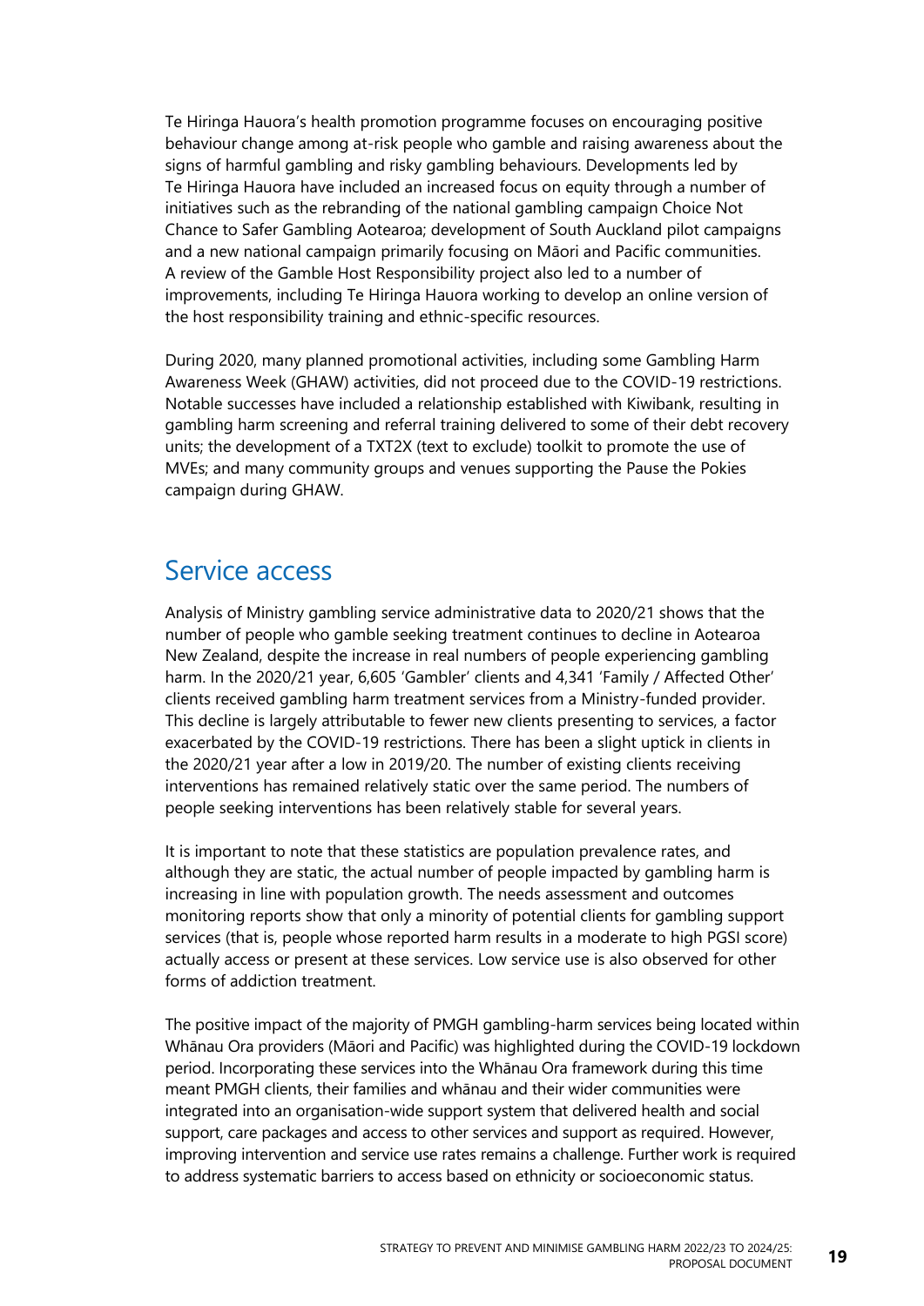Te Hiringa Hauora's health promotion programme focuses on encouraging positive behaviour change among at-risk people who gamble and raising awareness about the signs of harmful gambling and risky gambling behaviours. Developments led by Te Hiringa Hauora have included an increased focus on equity through a number of initiatives such as the rebranding of the national gambling campaign Choice Not Chance to Safer Gambling Aotearoa; development of South Auckland pilot campaigns and a new national campaign primarily focusing on Māori and Pacific communities. A review of the Gamble Host Responsibility project also led to a number of improvements, including Te Hiringa Hauora working to develop an online version of the host responsibility training and ethnic-specific resources.

During 2020, many planned promotional activities, including some Gambling Harm Awareness Week (GHAW) activities, did not proceed due to the COVID-19 restrictions. Notable successes have included a relationship established with Kiwibank, resulting in gambling harm screening and referral training delivered to some of their debt recovery units; the development of a TXT2X (text to exclude) toolkit to promote the use of MVEs; and many community groups and venues supporting the Pause the Pokies campaign during GHAW.

## Service access

Analysis of Ministry gambling service administrative data to 2020/21 shows that the number of people who gamble seeking treatment continues to decline in Aotearoa New Zealand, despite the increase in real numbers of people experiencing gambling harm. In the 2020/21 year, 6,605 'Gambler' clients and 4,341 'Family / Affected Other' clients received gambling harm treatment services from a Ministry-funded provider. This decline is largely attributable to fewer new clients presenting to services, a factor exacerbated by the COVID-19 restrictions. There has been a slight uptick in clients in the 2020/21 year after a low in 2019/20. The number of existing clients receiving interventions has remained relatively static over the same period. The numbers of people seeking interventions has been relatively stable for several years.

It is important to note that these statistics are population prevalence rates, and although they are static, the actual number of people impacted by gambling harm is increasing in line with population growth. The needs assessment and outcomes monitoring reports show that only a minority of potential clients for gambling support services (that is, people whose reported harm results in a moderate to high PGSI score) actually access or present at these services. Low service use is also observed for other forms of addiction treatment.

The positive impact of the majority of PMGH gambling-harm services being located within Whānau Ora providers (Māori and Pacific) was highlighted during the COVID-19 lockdown period. Incorporating these services into the Whānau Ora framework during this time meant PMGH clients, their families and whānau and their wider communities were integrated into an organisation-wide support system that delivered health and social support, care packages and access to other services and support as required. However, improving intervention and service use rates remains a challenge. Further work is required to address systematic barriers to access based on ethnicity or socioeconomic status.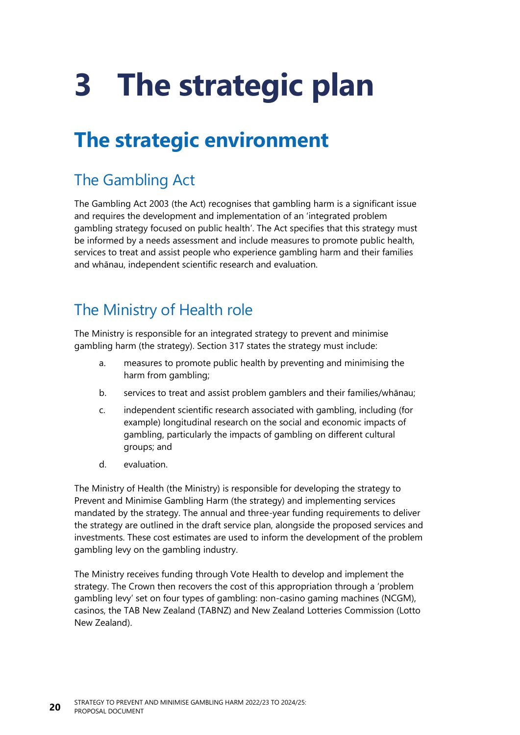# 3 The strategic plan

## The strategic environment

### The Gambling Act

The Gambling Act 2003 (the Act) recognises that gambling harm is a significant issue and requires the development and implementation of an 'integrated problem gambling strategy focused on public health'. The Act specifies that this strategy must be informed by a needs assessment and include measures to promote public health, services to treat and assist people who experience gambling harm and their families and whānau, independent scientific research and evaluation.

### The Ministry of Health role

The Ministry is responsible for an integrated strategy to prevent and minimise gambling harm (the strategy). Section 317 states the strategy must include:

a. measures to promote public health by preventing and minimising the harm from gambling;

b. services to treat and assist problem gamblers and their families/whānau;

c. independent scientific research associated with gambling, including (for example) longitudinal research on the social and economic impacts of gambling, particularly the impacts of gambling on different cultural groups; and

d. evaluation.

The Ministry of Health (the Ministry) is responsible for developing the strategy to Prevent and Minimise Gambling Harm (the strategy) and implementing services mandated by the strategy. The annual and three-year funding requirements to deliver the strategy are outlined in the draft service plan, alongside the proposed services and investments. These cost estimates are used to inform the development of the problem gambling levy on the gambling industry.

The Ministry receives funding through Vote Health to develop and implement the strategy. The Crown then recovers the cost of this appropriation through a 'problem gambling levy' set on four types of gambling: non-casino gaming machines (NCGM), casinos, the TAB New Zealand (TABNZ) and New Zealand Lotteries Commission (Lotto New Zealand).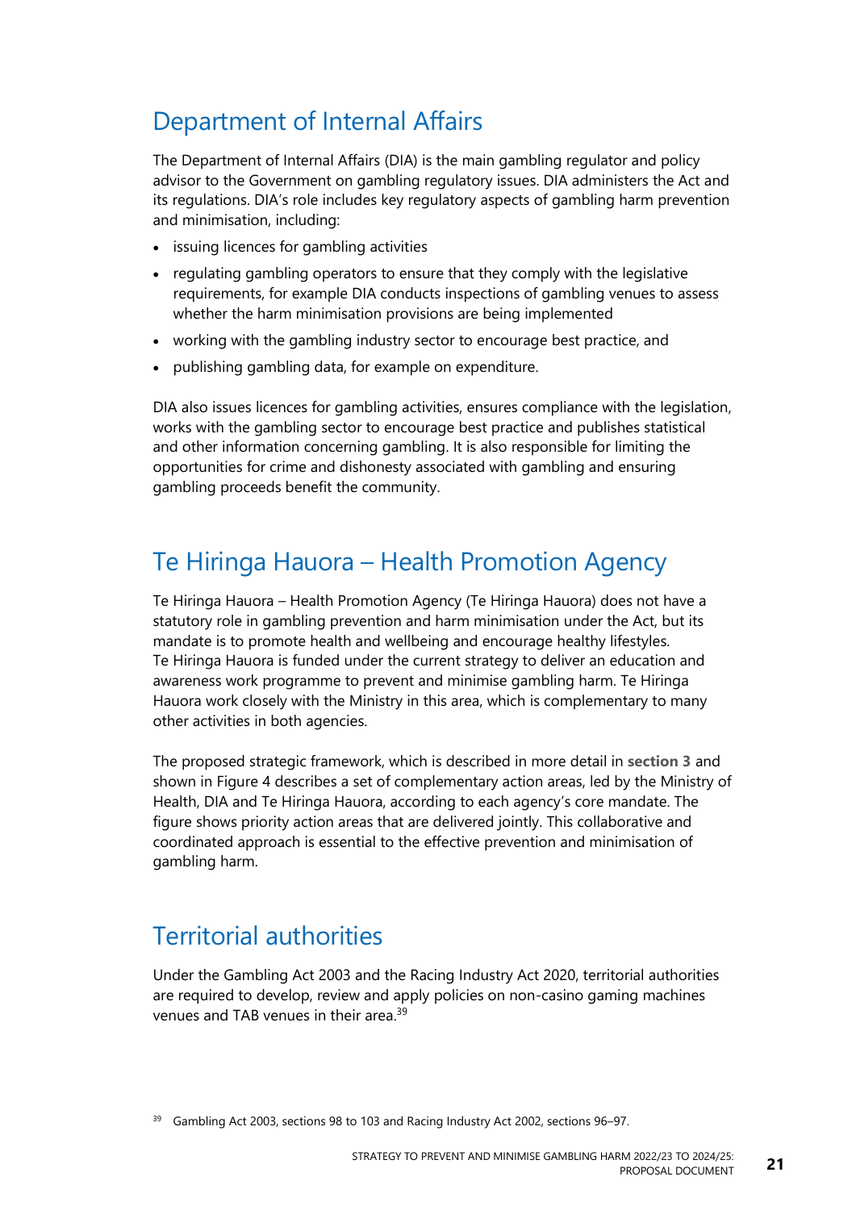## Department of Internal Affairs

The Department of Internal Affairs (DIA) is the main gambling regulator and policy advisor to the Government on gambling regulatory issues. DIA administers the Act and its regulations. DIA's role includes key regulatory aspects of gambling harm prevention and minimisation, including:

- issuing licences for gambling activities
- regulating gambling operators to ensure that they comply with the legislative requirements, for example DIA conducts inspections of gambling venues to assess whether the harm minimisation provisions are being implemented
- working with the gambling industry sector to encourage best practice, and
- publishing gambling data, for example on expenditure.

DIA also issues licences for gambling activities, ensures compliance with the legislation, works with the gambling sector to encourage best practice and publishes statistical and other information concerning gambling. It is also responsible for limiting the opportunities for crime and dishonesty associated with gambling and ensuring gambling proceeds benefit the community.

## Te Hiringa Hauora – Health Promotion Agency

Te Hiringa Hauora – Health Promotion Agency (Te Hiringa Hauora) does not have a statutory role in gambling prevention and harm minimisation under the Act, but its mandate is to promote health and wellbeing and encourage healthy lifestyles. Te Hiringa Hauora is funded under the current strategy to deliver an education and awareness work programme to prevent and minimise gambling harm. Te Hiringa Hauora work closely with the Ministry in this area, which is complementary to many other activities in both agencies.

The proposed strategic framework, which is described in more detail in **section 3** and shown in Figure 4 describes a set of complementary action areas, led by the Ministry of Health, DIA and Te Hiringa Hauora, according to each agency's core mandate. The figure shows priority action areas that are delivered jointly. This collaborative and coordinated approach is essential to the effective prevention and minimisation of gambling harm.

## Territorial authorities

Under the Gambling Act 2003 and the Racing Industry Act 2020, territorial authorities are required to develop, review and apply policies on non-casino gaming machines venues and TAB venues in their area.[39]

[39] Gambling Act 2003, sections 98 to 103 and Racing Industry Act 2002, sections 96–97.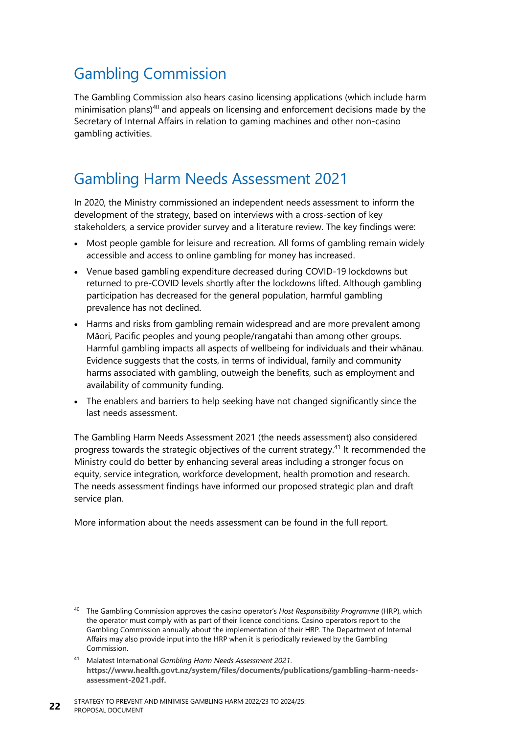## Gambling Commission

The Gambling Commission also hears casino licensing applications (which include harm minimisation plans)[40] and appeals on licensing and enforcement decisions made by the Secretary of Internal Affairs in relation to gaming machines and other non-casino gambling activities.

## Gambling Harm Needs Assessment 2021

In 2020, the Ministry commissioned an independent needs assessment to inform the development of the strategy, based on interviews with a cross-section of key stakeholders, a service provider survey and a literature review. The key findings were:

- Most people gamble for leisure and recreation. All forms of gambling remain widely accessible and access to online gambling for money has increased.
- Venue based gambling expenditure decreased during COVID-19 lockdowns but returned to pre-COVID levels shortly after the lockdowns lifted. Although gambling participation has decreased for the general population, harmful gambling prevalence has not declined.
- Harms and risks from gambling remain widespread and are more prevalent among Māori, Pacific peoples and young people/rangatahi than among other groups. Harmful gambling impacts all aspects of wellbeing for individuals and their whānau. Evidence suggests that the costs, in terms of individual, family and community harms associated with gambling, outweigh the benefits, such as employment and availability of community funding.
- The enablers and barriers to help seeking have not changed significantly since the last needs assessment.

The Gambling Harm Needs Assessment 2021 (the needs assessment) also considered progress towards the strategic objectives of the current strategy.[41] It recommended the Ministry could do better by enhancing several areas including a stronger focus on equity, service integration, workforce development, health promotion and research. The needs assessment findings have informed our proposed strategic plan and draft service plan.

More information about the needs assessment can be found in the full report.

---

[40] The Gambling Commission approves the casino operator's *Host Responsibility Programme* (HRP), which the operator must comply with as part of their licence conditions. Casino operators report to the Gambling Commission annually about the implementation of their HRP. The Department of Internal Affairs may also provide input into the HRP when it is periodically reviewed by the Gambling Commission.

[41] Malatest International *Gambling Harm Needs Assessment 2021*. **https://www.health.govt.nz/system/files/documents/publications/gambling-harm-needs-assessment-2021.pdf.**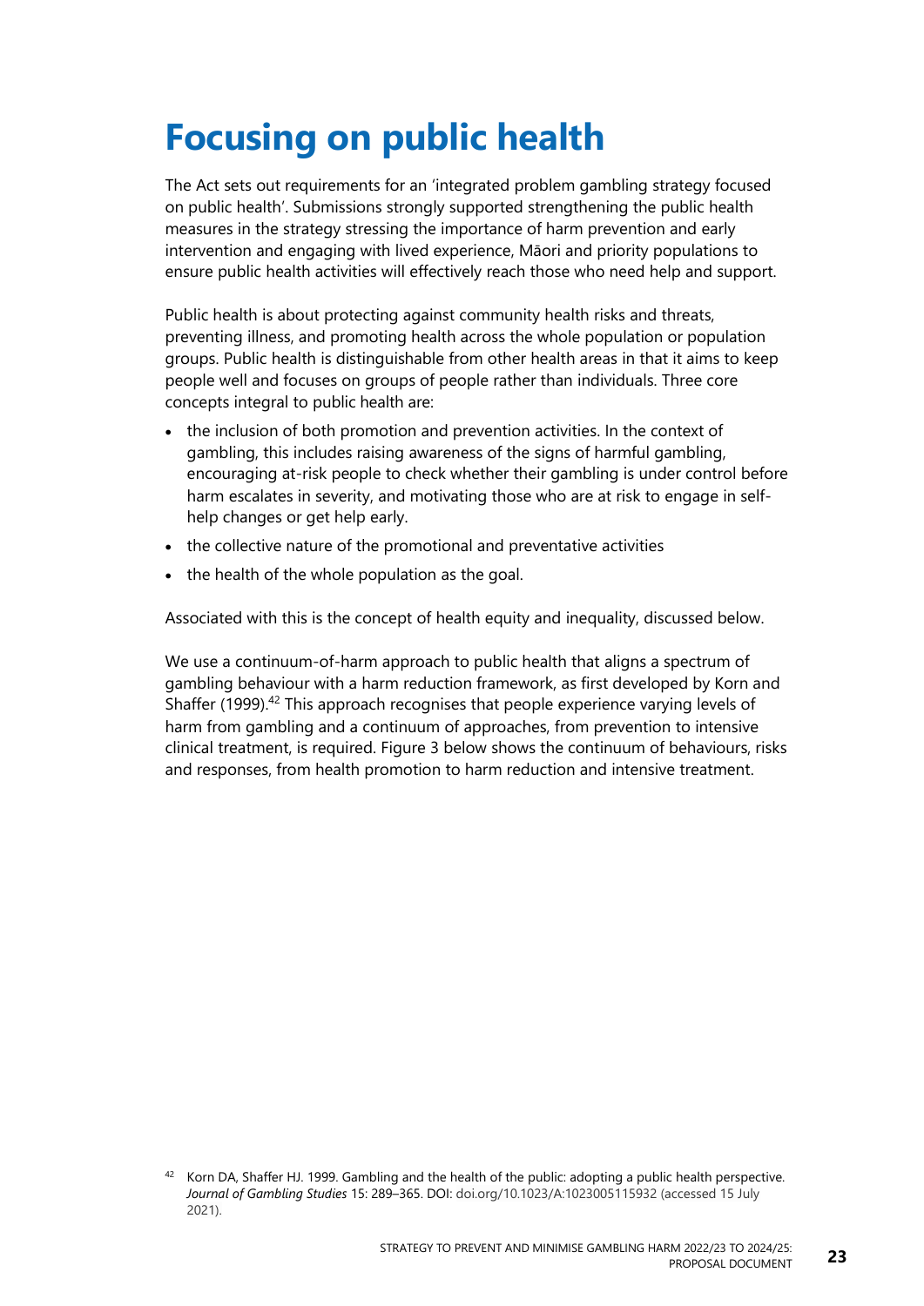# Focusing on public health

The Act sets out requirements for an 'integrated problem gambling strategy focused on public health'. Submissions strongly supported strengthening the public health measures in the strategy stressing the importance of harm prevention and early intervention and engaging with lived experience, Māori and priority populations to ensure public health activities will effectively reach those who need help and support.

Public health is about protecting against community health risks and threats, preventing illness, and promoting health across the whole population or population groups. Public health is distinguishable from other health areas in that it aims to keep people well and focuses on groups of people rather than individuals. Three core concepts integral to public health are:

- the inclusion of both promotion and prevention activities. In the context of gambling, this includes raising awareness of the signs of harmful gambling, encouraging at-risk people to check whether their gambling is under control before harm escalates in severity, and motivating those who are at risk to engage in self-help changes or get help early.
- the collective nature of the promotional and preventative activities
- the health of the whole population as the goal.

Associated with this is the concept of health equity and inequality, discussed below.

We use a continuum-of-harm approach to public health that aligns a spectrum of gambling behaviour with a harm reduction framework, as first developed by Korn and Shaffer (1999).[42] This approach recognises that people experience varying levels of harm from gambling and a continuum of approaches, from prevention to intensive clinical treatment, is required. Figure 3 below shows the continuum of behaviours, risks and responses, from health promotion to harm reduction and intensive treatment.

[42] Korn DA, Shaffer HJ. 1999. Gambling and the health of the public: adopting a public health perspective. *Journal of Gambling Studies* 15: 289–365. DOI: doi.org/10.1023/A:1023005115932 (accessed 15 July 2021).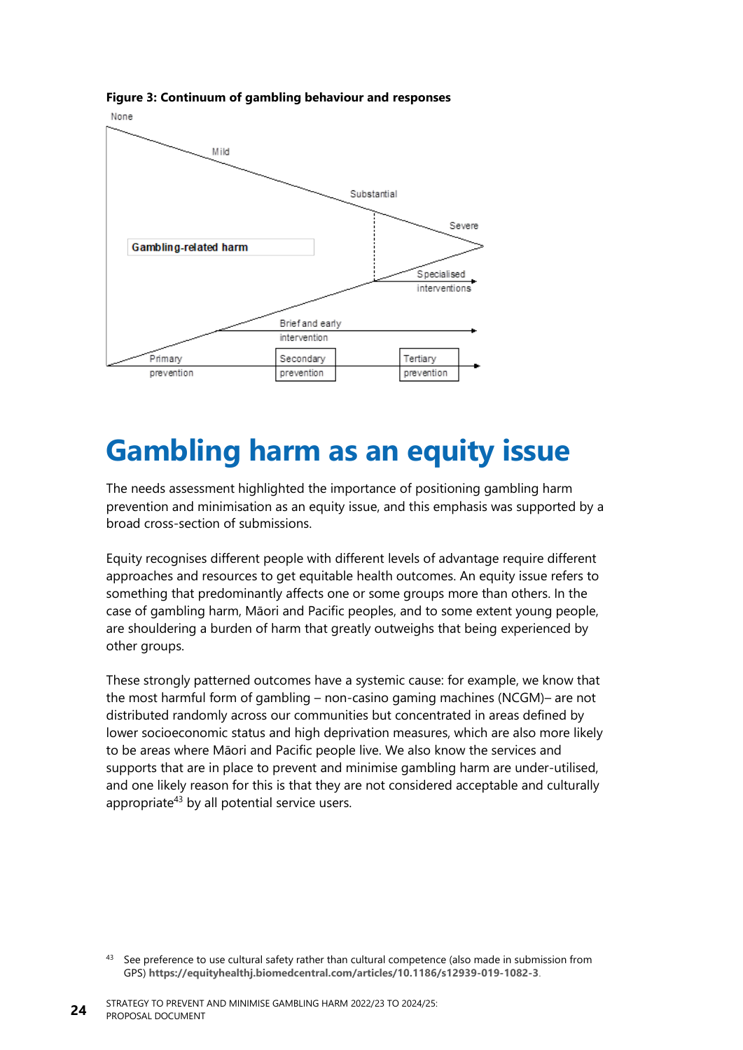**Figure 3: Continuum of gambling behaviour and responses**

None

Mild

Substantial

Severe

Gambling-related harm

Specialised interventions

Brief and early intervention

Primary prevention

Secondary prevention

Tertiary prevention

# Gambling harm as an equity issue

The needs assessment highlighted the importance of positioning gambling harm prevention and minimisation as an equity issue, and this emphasis was supported by a broad cross-section of submissions.

Equity recognises different people with different levels of advantage require different approaches and resources to get equitable health outcomes. An equity issue refers to something that predominantly affects one or some groups more than others. In the case of gambling harm, Māori and Pacific peoples, and to some extent young people, are shouldering a burden of harm that greatly outweighs that being experienced by other groups.

These strongly patterned outcomes have a systemic cause: for example, we know that the most harmful form of gambling – non-casino gaming machines (NCGM)– are not distributed randomly across our communities but concentrated in areas defined by lower socioeconomic status and high deprivation measures, which are also more likely to be areas where Māori and Pacific people live. We also know the services and supports that are in place to prevent and minimise gambling harm are under-utilised, and one likely reason for this is that they are not considered acceptable and culturally appropriate[43] by all potential service users.

[43] See preference to use cultural safety rather than cultural competence (also made in submission from GPS) **https://equityhealthj.biomedcentral.com/articles/10.1186/s12939-019-1082-3**.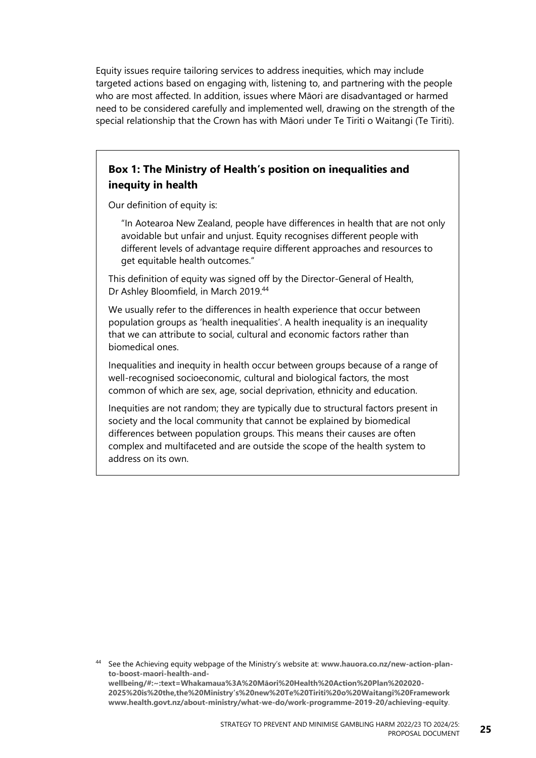Equity issues require tailoring services to address inequities, which may include targeted actions based on engaging with, listening to, and partnering with the people who are most affected. In addition, issues where Māori are disadvantaged or harmed need to be considered carefully and implemented well, drawing on the strength of the special relationship that the Crown has with Māori under Te Tiriti o Waitangi (Te Tiriti).

### Box 1: The Ministry of Health's position on inequalities and inequity in health

Our definition of equity is:

> "In Aotearoa New Zealand, people have differences in health that are not only avoidable but unfair and unjust. Equity recognises different people with different levels of advantage require different approaches and resources to get equitable health outcomes."

This definition of equity was signed off by the Director-General of Health, Dr Ashley Bloomfield, in March 2019.[44]

We usually refer to the differences in health experience that occur between population groups as 'health inequalities'. A health inequality is an inequality that we can attribute to social, cultural and economic factors rather than biomedical ones.

Inequalities and inequity in health occur between groups because of a range of well-recognised socioeconomic, cultural and biological factors, the most common of which are sex, age, social deprivation, ethnicity and education.

Inequities are not random; they are typically due to structural factors present in society and the local community that cannot be explained by biomedical differences between population groups. This means their causes are often complex and multifaceted and are outside the scope of the health system to address on its own.

---

[44] See the Achieving equity webpage of the Ministry's website at: **www.hauora.co.nz/new-action-plan-to-boost-maori-health-and-wellbeing/#:~:text=Whakamaua%3A%20Māori%20Health%20Action%20Plan%202020-2025%20is%20the,the%20Ministry's%20new%20Te%20Tiriti%20o%20Waitangi%20Framework www.health.govt.nz/about-ministry/what-we-do/work-programme-2019-20/achieving-equity**.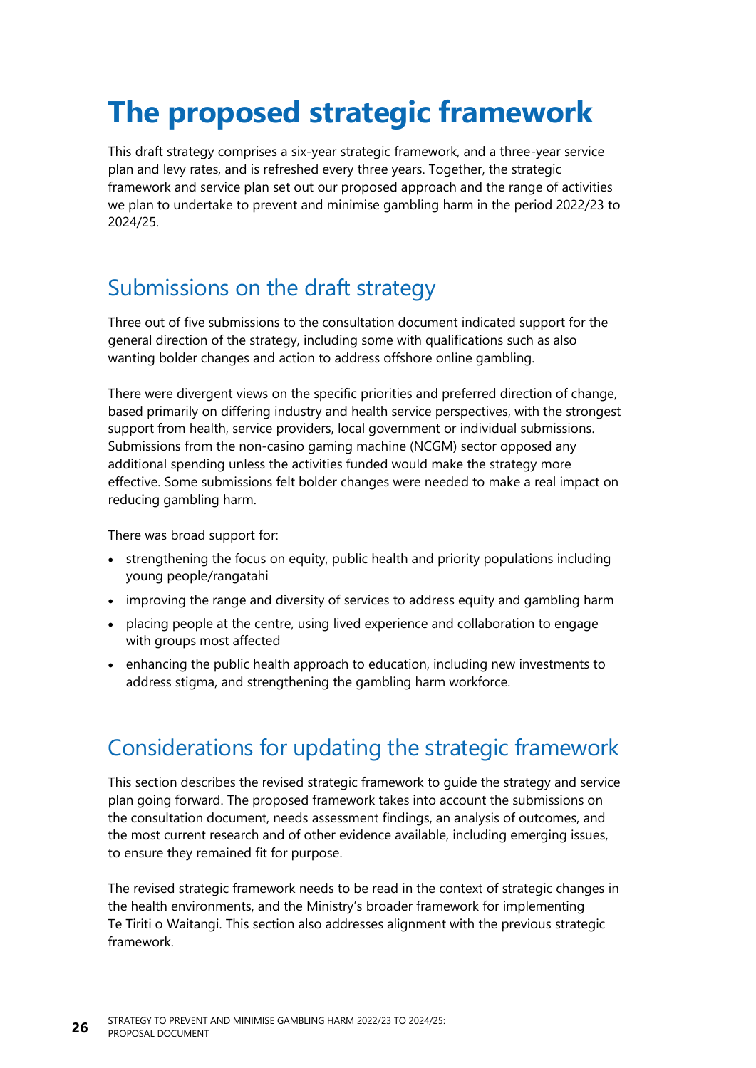# The proposed strategic framework

This draft strategy comprises a six-year strategic framework, and a three-year service plan and levy rates, and is refreshed every three years. Together, the strategic framework and service plan set out our proposed approach and the range of activities we plan to undertake to prevent and minimise gambling harm in the period 2022/23 to 2024/25.

## Submissions on the draft strategy

Three out of five submissions to the consultation document indicated support for the general direction of the strategy, including some with qualifications such as also wanting bolder changes and action to address offshore online gambling.

There were divergent views on the specific priorities and preferred direction of change, based primarily on differing industry and health service perspectives, with the strongest support from health, service providers, local government or individual submissions. Submissions from the non-casino gaming machine (NCGM) sector opposed any additional spending unless the activities funded would make the strategy more effective. Some submissions felt bolder changes were needed to make a real impact on reducing gambling harm.

There was broad support for:

- strengthening the focus on equity, public health and priority populations including young people/rangatahi
- improving the range and diversity of services to address equity and gambling harm
- placing people at the centre, using lived experience and collaboration to engage with groups most affected
- enhancing the public health approach to education, including new investments to address stigma, and strengthening the gambling harm workforce.

## Considerations for updating the strategic framework

This section describes the revised strategic framework to guide the strategy and service plan going forward. The proposed framework takes into account the submissions on the consultation document, needs assessment findings, an analysis of outcomes, and the most current research and of other evidence available, including emerging issues, to ensure they remained fit for purpose.

The revised strategic framework needs to be read in the context of strategic changes in the health environments, and the Ministry's broader framework for implementing Te Tiriti o Waitangi. This section also addresses alignment with the previous strategic framework.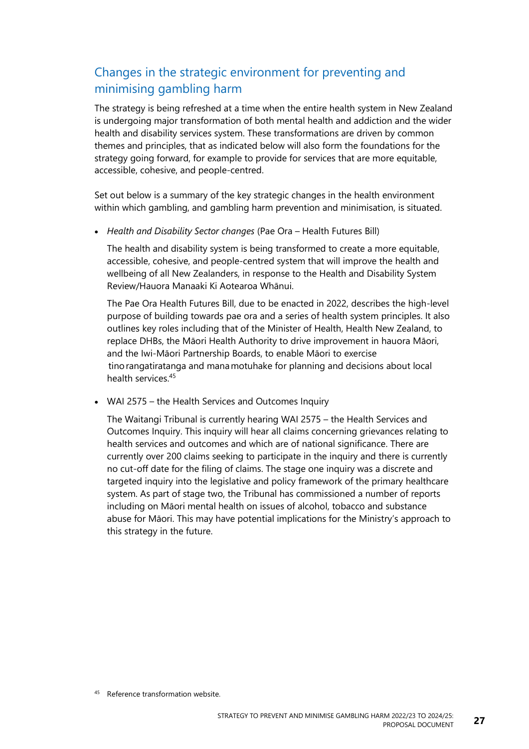## Changes in the strategic environment for preventing and minimising gambling harm

The strategy is being refreshed at a time when the entire health system in New Zealand is undergoing major transformation of both mental health and addiction and the wider health and disability services system. These transformations are driven by common themes and principles, that as indicated below will also form the foundations for the strategy going forward, for example to provide for services that are more equitable, accessible, cohesive, and people-centred.

Set out below is a summary of the key strategic changes in the health environment within which gambling, and gambling harm prevention and minimisation, is situated.

- *Health and Disability Sector changes* (Pae Ora – Health Futures Bill)

  The health and disability system is being transformed to create a more equitable, accessible, cohesive, and people-centred system that will improve the health and wellbeing of all New Zealanders, in response to the Health and Disability System Review/Hauora Manaaki Ki Aotearoa Whānui.

  The Pae Ora Health Futures Bill, due to be enacted in 2022, describes the high-level purpose of building towards pae ora and a series of health system principles. It also outlines key roles including that of the Minister of Health, Health New Zealand, to replace DHBs, the Māori Health Authority to drive improvement in hauora Māori, and the Iwi-Māori Partnership Boards, to enable Māori to exercise tino rangatiratanga and mana motuhake for planning and decisions about local health services.[45]

- WAI 2575 – the Health Services and Outcomes Inquiry

  The Waitangi Tribunal is currently hearing WAI 2575 – the Health Services and Outcomes Inquiry. This inquiry will hear all claims concerning grievances relating to health services and outcomes and which are of national significance. There are currently over 200 claims seeking to participate in the inquiry and there is currently no cut-off date for the filing of claims. The stage one inquiry was a discrete and targeted inquiry into the legislative and policy framework of the primary healthcare system. As part of stage two, the Tribunal has commissioned a number of reports including on Māori mental health on issues of alcohol, tobacco and substance abuse for Māori. This may have potential implications for the Ministry's approach to this strategy in the future.

[45] Reference transformation website.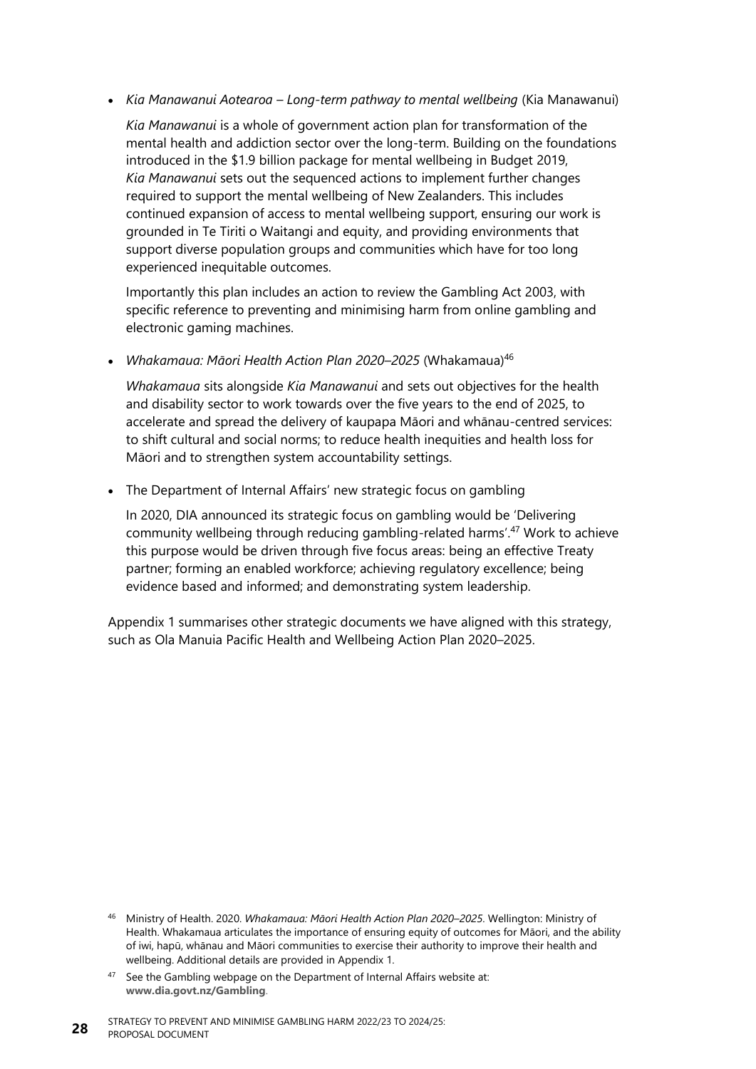- *Kia Manawanui Aotearoa – Long-term pathway to mental wellbeing* (Kia Manawanui)

  *Kia Manawanui* is a whole of government action plan for transformation of the mental health and addiction sector over the long-term. Building on the foundations introduced in the $1.9 billion package for mental wellbeing in Budget 2019, *Kia Manawanui* sets out the sequenced actions to implement further changes required to support the mental wellbeing of New Zealanders. This includes continued expansion of access to mental wellbeing support, ensuring our work is grounded in Te Tiriti o Waitangi and equity, and providing environments that support diverse population groups and communities which have for too long experienced inequitable outcomes.

  Importantly this plan includes an action to review the Gambling Act 2003, with specific reference to preventing and minimising harm from online gambling and electronic gaming machines.

- *Whakamaua: Māori Health Action Plan 2020–2025* (Whakamaua)[46]

  *Whakamaua* sits alongside *Kia Manawanui* and sets out objectives for the health and disability sector to work towards over the five years to the end of 2025, to accelerate and spread the delivery of kaupapa Māori and whānau-centred services: to shift cultural and social norms; to reduce health inequities and health loss for Māori and to strengthen system accountability settings.

- The Department of Internal Affairs' new strategic focus on gambling

  In 2020, DIA announced its strategic focus on gambling would be 'Delivering community wellbeing through reducing gambling-related harms'.[47] Work to achieve this purpose would be driven through five focus areas: being an effective Treaty partner; forming an enabled workforce; achieving regulatory excellence; being evidence based and informed; and demonstrating system leadership.

Appendix 1 summarises other strategic documents we have aligned with this strategy, such as Ola Manuia Pacific Health and Wellbeing Action Plan 2020–2025.

---

[46] Ministry of Health. 2020. *Whakamaua: Māori Health Action Plan 2020–2025*. Wellington: Ministry of Health. Whakamaua articulates the importance of ensuring equity of outcomes for Māori, and the ability of iwi, hapū, whānau and Māori communities to exercise their authority to improve their health and wellbeing. Additional details are provided in Appendix 1.

[47] See the Gambling webpage on the Department of Internal Affairs website at: **www.dia.govt.nz/Gambling**.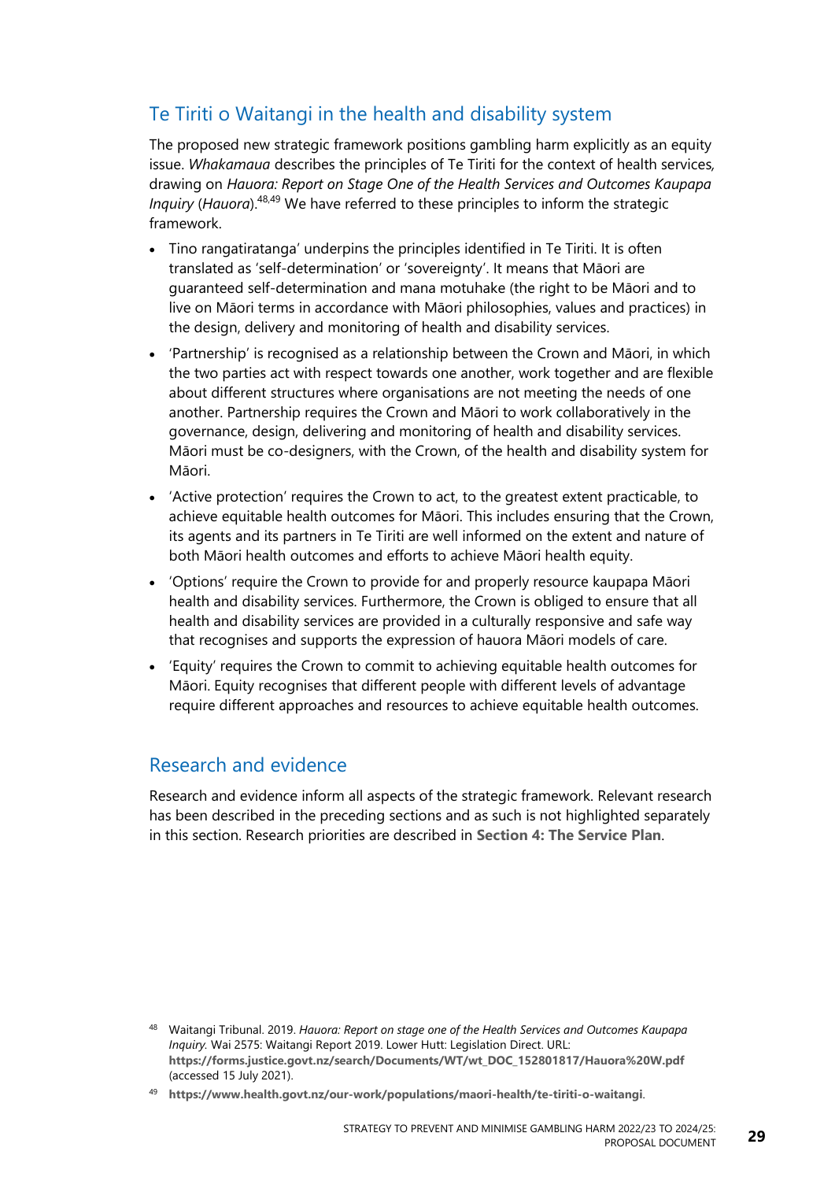## Te Tiriti o Waitangi in the health and disability system

The proposed new strategic framework positions gambling harm explicitly as an equity issue. *Whakamaua* describes the principles of Te Tiriti for the context of health services, drawing on *Hauora: Report on Stage One of the Health Services and Outcomes Kaupapa Inquiry* (*Hauora*).[48,49] We have referred to these principles to inform the strategic framework.

- Tino rangatiratanga' underpins the principles identified in Te Tiriti. It is often translated as 'self-determination' or 'sovereignty'. It means that Māori are guaranteed self-determination and mana motuhake (the right to be Māori and to live on Māori terms in accordance with Māori philosophies, values and practices) in the design, delivery and monitoring of health and disability services.
- 'Partnership' is recognised as a relationship between the Crown and Māori, in which the two parties act with respect towards one another, work together and are flexible about different structures where organisations are not meeting the needs of one another. Partnership requires the Crown and Māori to work collaboratively in the governance, design, delivering and monitoring of health and disability services. Māori must be co-designers, with the Crown, of the health and disability system for Māori.
- 'Active protection' requires the Crown to act, to the greatest extent practicable, to achieve equitable health outcomes for Māori. This includes ensuring that the Crown, its agents and its partners in Te Tiriti are well informed on the extent and nature of both Māori health outcomes and efforts to achieve Māori health equity.
- 'Options' require the Crown to provide for and properly resource kaupapa Māori health and disability services. Furthermore, the Crown is obliged to ensure that all health and disability services are provided in a culturally responsive and safe way that recognises and supports the expression of hauora Māori models of care.
- 'Equity' requires the Crown to commit to achieving equitable health outcomes for Māori. Equity recognises that different people with different levels of advantage require different approaches and resources to achieve equitable health outcomes.

## Research and evidence

Research and evidence inform all aspects of the strategic framework. Relevant research has been described in the preceding sections and as such is not highlighted separately in this section. Research priorities are described in **Section 4: The Service Plan**.

[48] Waitangi Tribunal. 2019. *Hauora: Report on stage one of the Health Services and Outcomes Kaupapa Inquiry.* Wai 2575: Waitangi Report 2019. Lower Hutt: Legislation Direct. URL: **https://forms.justice.govt.nz/search/Documents/WT/wt_DOC_152801817/Hauora%20W.pdf** (accessed 15 July 2021).

[49] **https://www.health.govt.nz/our-work/populations/maori-health/te-tiriti-o-waitangi**.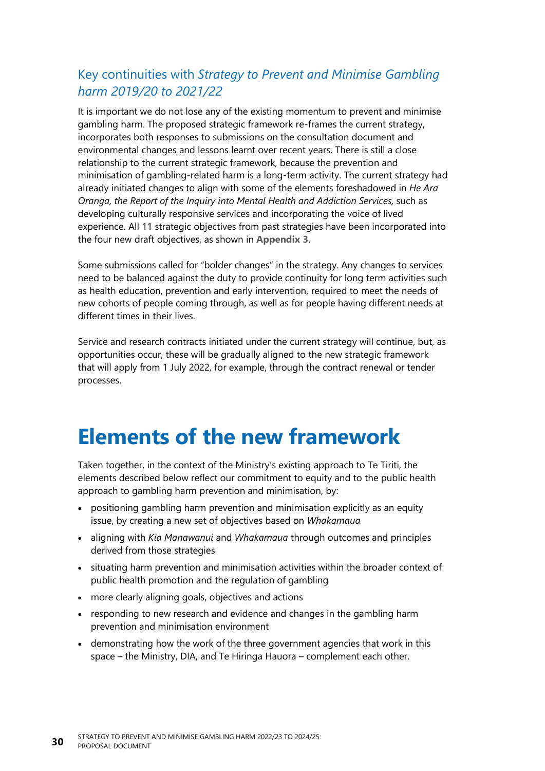## Key continuities with *Strategy to Prevent and Minimise Gambling harm 2019/20 to 2021/22*

It is important we do not lose any of the existing momentum to prevent and minimise gambling harm. The proposed strategic framework re-frames the current strategy, incorporates both responses to submissions on the consultation document and environmental changes and lessons learnt over recent years. There is still a close relationship to the current strategic framework, because the prevention and minimisation of gambling-related harm is a long-term activity. The current strategy had already initiated changes to align with some of the elements foreshadowed in *He Ara Oranga, the Report of the Inquiry into Mental Health and Addiction Services,* such as developing culturally responsive services and incorporating the voice of lived experience. All 11 strategic objectives from past strategies have been incorporated into the four new draft objectives, as shown in **Appendix 3**.

Some submissions called for "bolder changes" in the strategy. Any changes to services need to be balanced against the duty to provide continuity for long term activities such as health education, prevention and early intervention, required to meet the needs of new cohorts of people coming through, as well as for people having different needs at different times in their lives.

Service and research contracts initiated under the current strategy will continue, but, as opportunities occur, these will be gradually aligned to the new strategic framework that will apply from 1 July 2022, for example, through the contract renewal or tender processes.

# Elements of the new framework

Taken together, in the context of the Ministry's existing approach to Te Tiriti, the elements described below reflect our commitment to equity and to the public health approach to gambling harm prevention and minimisation, by:

- positioning gambling harm prevention and minimisation explicitly as an equity issue, by creating a new set of objectives based on *Whakamaua*
- aligning with *Kia Manawanui* and *Whakamaua* through outcomes and principles derived from those strategies
- situating harm prevention and minimisation activities within the broader context of public health promotion and the regulation of gambling
- more clearly aligning goals, objectives and actions
- responding to new research and evidence and changes in the gambling harm prevention and minimisation environment
- demonstrating how the work of the three government agencies that work in this space – the Ministry, DIA, and Te Hiringa Hauora – complement each other.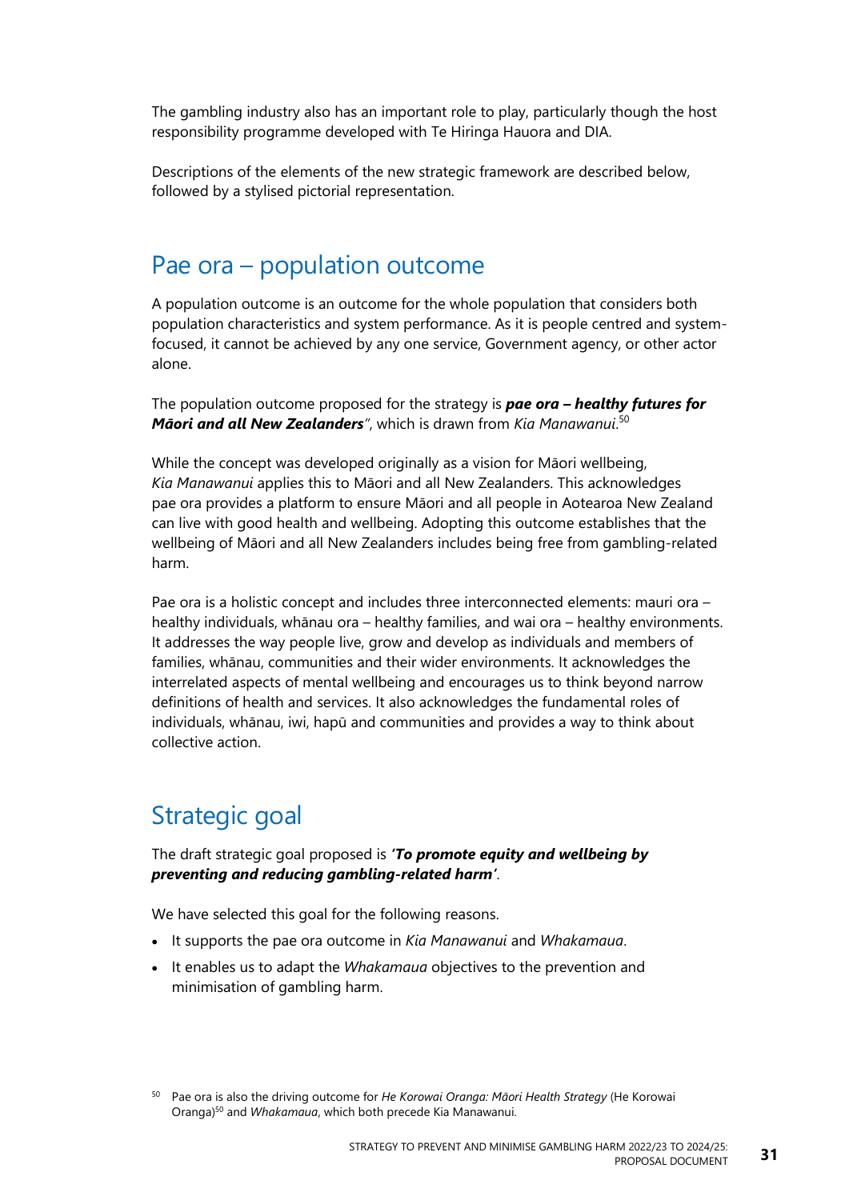The gambling industry also has an important role to play, particularly though the host responsibility programme developed with Te Hiringa Hauora and DIA.

Descriptions of the elements of the new strategic framework are described below, followed by a stylised pictorial representation.

## Pae ora – population outcome

A population outcome is an outcome for the whole population that considers both population characteristics and system performance. As it is people centred and system-focused, it cannot be achieved by any one service, Government agency, or other actor alone.

The population outcome proposed for the strategy is ***pae ora – healthy futures for Māori and all New Zealanders***", which is drawn from *Kia Manawanui*.[50]

While the concept was developed originally as a vision for Māori wellbeing, *Kia Manawanui* applies this to Māori and all New Zealanders. This acknowledges pae ora provides a platform to ensure Māori and all people in Aotearoa New Zealand can live with good health and wellbeing. Adopting this outcome establishes that the wellbeing of Māori and all New Zealanders includes being free from gambling-related harm.

Pae ora is a holistic concept and includes three interconnected elements: mauri ora – healthy individuals, whānau ora – healthy families, and wai ora – healthy environments. It addresses the way people live, grow and develop as individuals and members of families, whānau, communities and their wider environments. It acknowledges the interrelated aspects of mental wellbeing and encourages us to think beyond narrow definitions of health and services. It also acknowledges the fundamental roles of individuals, whānau, iwi, hapū and communities and provides a way to think about collective action.

## Strategic goal

The draft strategic goal proposed is ***'To promote equity and wellbeing by preventing and reducing gambling-related harm'***.

We have selected this goal for the following reasons.

- It supports the pae ora outcome in *Kia Manawanui* and *Whakamaua*.
- It enables us to adapt the *Whakamaua* objectives to the prevention and minimisation of gambling harm.

[50] Pae ora is also the driving outcome for *He Korowai Oranga: Māori Health Strategy* (He Korowai Oranga)[50] and *Whakamaua*, which both precede Kia Manawanui.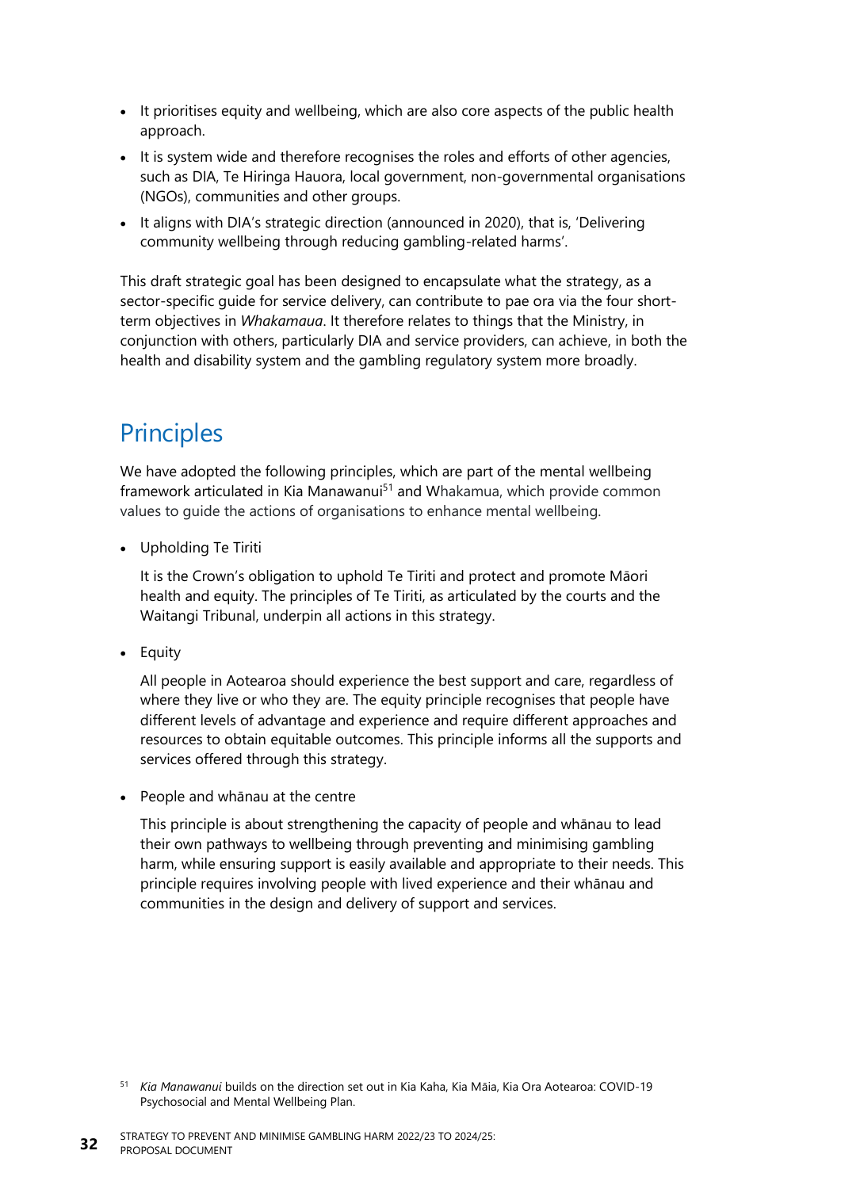- It prioritises equity and wellbeing, which are also core aspects of the public health approach.
- It is system wide and therefore recognises the roles and efforts of other agencies, such as DIA, Te Hiringa Hauora, local government, non-governmental organisations (NGOs), communities and other groups.
- It aligns with DIA's strategic direction (announced in 2020), that is, 'Delivering community wellbeing through reducing gambling-related harms'.

This draft strategic goal has been designed to encapsulate what the strategy, as a sector-specific guide for service delivery, can contribute to pae ora via the four short-term objectives in *Whakamaua*. It therefore relates to things that the Ministry, in conjunction with others, particularly DIA and service providers, can achieve, in both the health and disability system and the gambling regulatory system more broadly.

## Principles

We have adopted the following principles, which are part of the mental wellbeing framework articulated in Kia Manawanui[51] and Whakamua, which provide common values to guide the actions of organisations to enhance mental wellbeing.

- Upholding Te Tiriti

  It is the Crown's obligation to uphold Te Tiriti and protect and promote Māori health and equity. The principles of Te Tiriti, as articulated by the courts and the Waitangi Tribunal, underpin all actions in this strategy.

- Equity

  All people in Aotearoa should experience the best support and care, regardless of where they live or who they are. The equity principle recognises that people have different levels of advantage and experience and require different approaches and resources to obtain equitable outcomes. This principle informs all the supports and services offered through this strategy.

- People and whānau at the centre

  This principle is about strengthening the capacity of people and whānau to lead their own pathways to wellbeing through preventing and minimising gambling harm, while ensuring support is easily available and appropriate to their needs. This principle requires involving people with lived experience and their whānau and communities in the design and delivery of support and services.

[51] *Kia Manawanui* builds on the direction set out in Kia Kaha, Kia Māia, Kia Ora Aotearoa: COVID-19 Psychosocial and Mental Wellbeing Plan.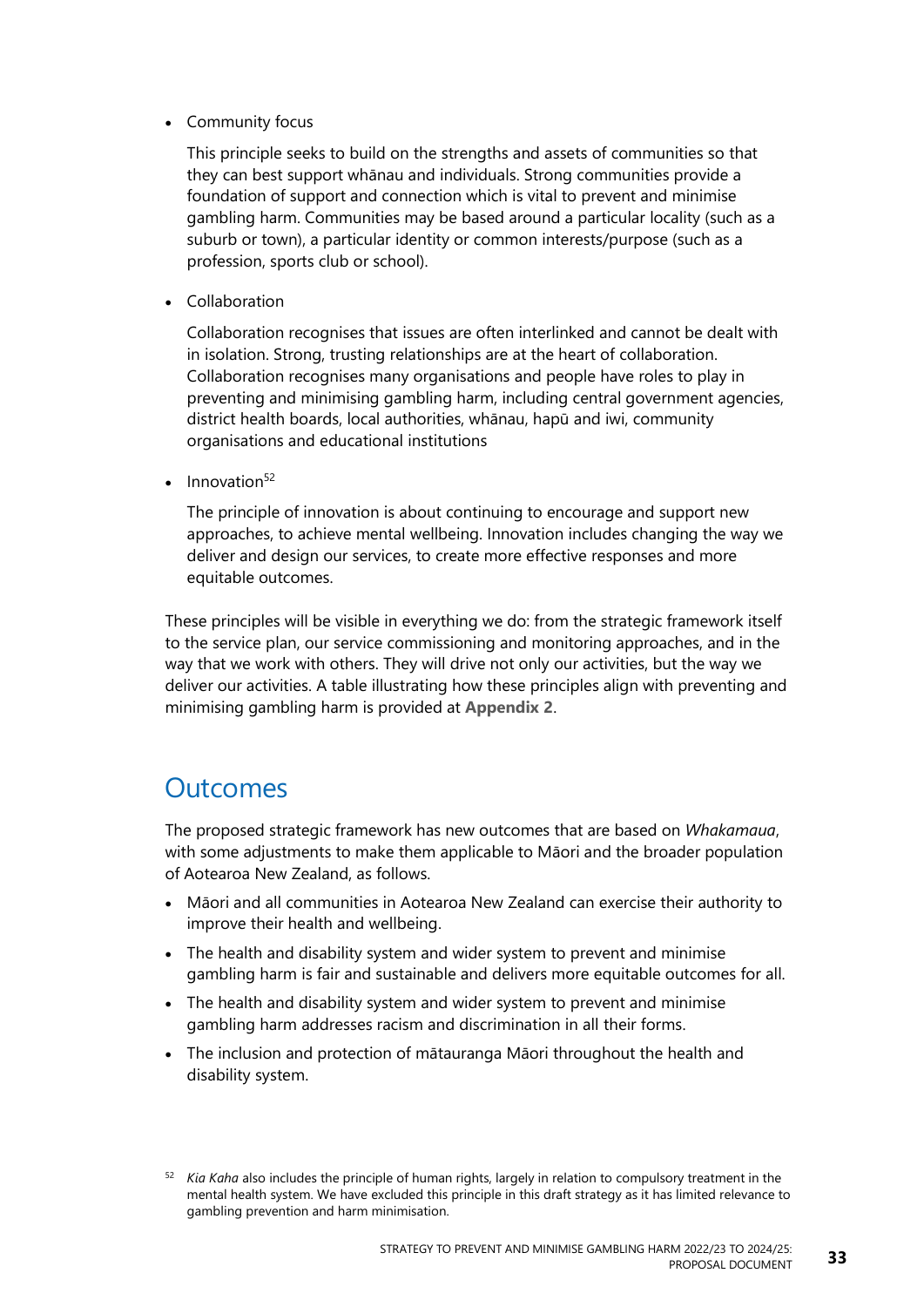- Community focus

  This principle seeks to build on the strengths and assets of communities so that they can best support whānau and individuals. Strong communities provide a foundation of support and connection which is vital to prevent and minimise gambling harm. Communities may be based around a particular locality (such as a suburb or town), a particular identity or common interests/purpose (such as a profession, sports club or school).

- Collaboration

  Collaboration recognises that issues are often interlinked and cannot be dealt with in isolation. Strong, trusting relationships are at the heart of collaboration. Collaboration recognises many organisations and people have roles to play in preventing and minimising gambling harm, including central government agencies, district health boards, local authorities, whānau, hapū and iwi, community organisations and educational institutions

- Innovation[52]

  The principle of innovation is about continuing to encourage and support new approaches, to achieve mental wellbeing. Innovation includes changing the way we deliver and design our services, to create more effective responses and more equitable outcomes.

These principles will be visible in everything we do: from the strategic framework itself to the service plan, our service commissioning and monitoring approaches, and in the way that we work with others. They will drive not only our activities, but the way we deliver our activities. A table illustrating how these principles align with preventing and minimising gambling harm is provided at **Appendix 2**.

## Outcomes

The proposed strategic framework has new outcomes that are based on *Whakamaua*, with some adjustments to make them applicable to Māori and the broader population of Aotearoa New Zealand, as follows.

- Māori and all communities in Aotearoa New Zealand can exercise their authority to improve their health and wellbeing.
- The health and disability system and wider system to prevent and minimise gambling harm is fair and sustainable and delivers more equitable outcomes for all.
- The health and disability system and wider system to prevent and minimise gambling harm addresses racism and discrimination in all their forms.
- The inclusion and protection of mātauranga Māori throughout the health and disability system.

[52] *Kia Kaha* also includes the principle of human rights, largely in relation to compulsory treatment in the mental health system. We have excluded this principle in this draft strategy as it has limited relevance to gambling prevention and harm minimisation.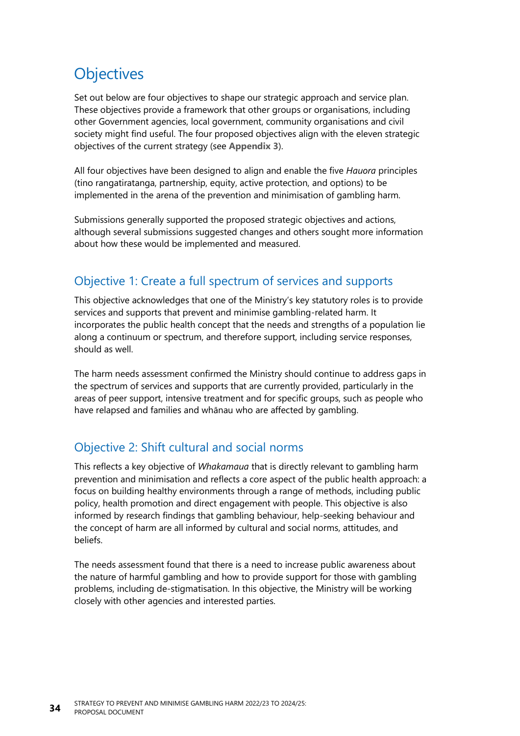# Objectives

Set out below are four objectives to shape our strategic approach and service plan. These objectives provide a framework that other groups or organisations, including other Government agencies, local government, community organisations and civil society might find useful. The four proposed objectives align with the eleven strategic objectives of the current strategy (see **Appendix 3**).

All four objectives have been designed to align and enable the five *Hauora* principles (tino rangatiratanga, partnership, equity, active protection, and options) to be implemented in the arena of the prevention and minimisation of gambling harm.

Submissions generally supported the proposed strategic objectives and actions, although several submissions suggested changes and others sought more information about how these would be implemented and measured.

## Objective 1: Create a full spectrum of services and supports

This objective acknowledges that one of the Ministry's key statutory roles is to provide services and supports that prevent and minimise gambling-related harm. It incorporates the public health concept that the needs and strengths of a population lie along a continuum or spectrum, and therefore support, including service responses, should as well.

The harm needs assessment confirmed the Ministry should continue to address gaps in the spectrum of services and supports that are currently provided, particularly in the areas of peer support, intensive treatment and for specific groups, such as people who have relapsed and families and whānau who are affected by gambling.

## Objective 2: Shift cultural and social norms

This reflects a key objective of *Whakamaua* that is directly relevant to gambling harm prevention and minimisation and reflects a core aspect of the public health approach: a focus on building healthy environments through a range of methods, including public policy, health promotion and direct engagement with people. This objective is also informed by research findings that gambling behaviour, help-seeking behaviour and the concept of harm are all informed by cultural and social norms, attitudes, and beliefs.

The needs assessment found that there is a need to increase public awareness about the nature of harmful gambling and how to provide support for those with gambling problems, including de-stigmatisation. In this objective, the Ministry will be working closely with other agencies and interested parties.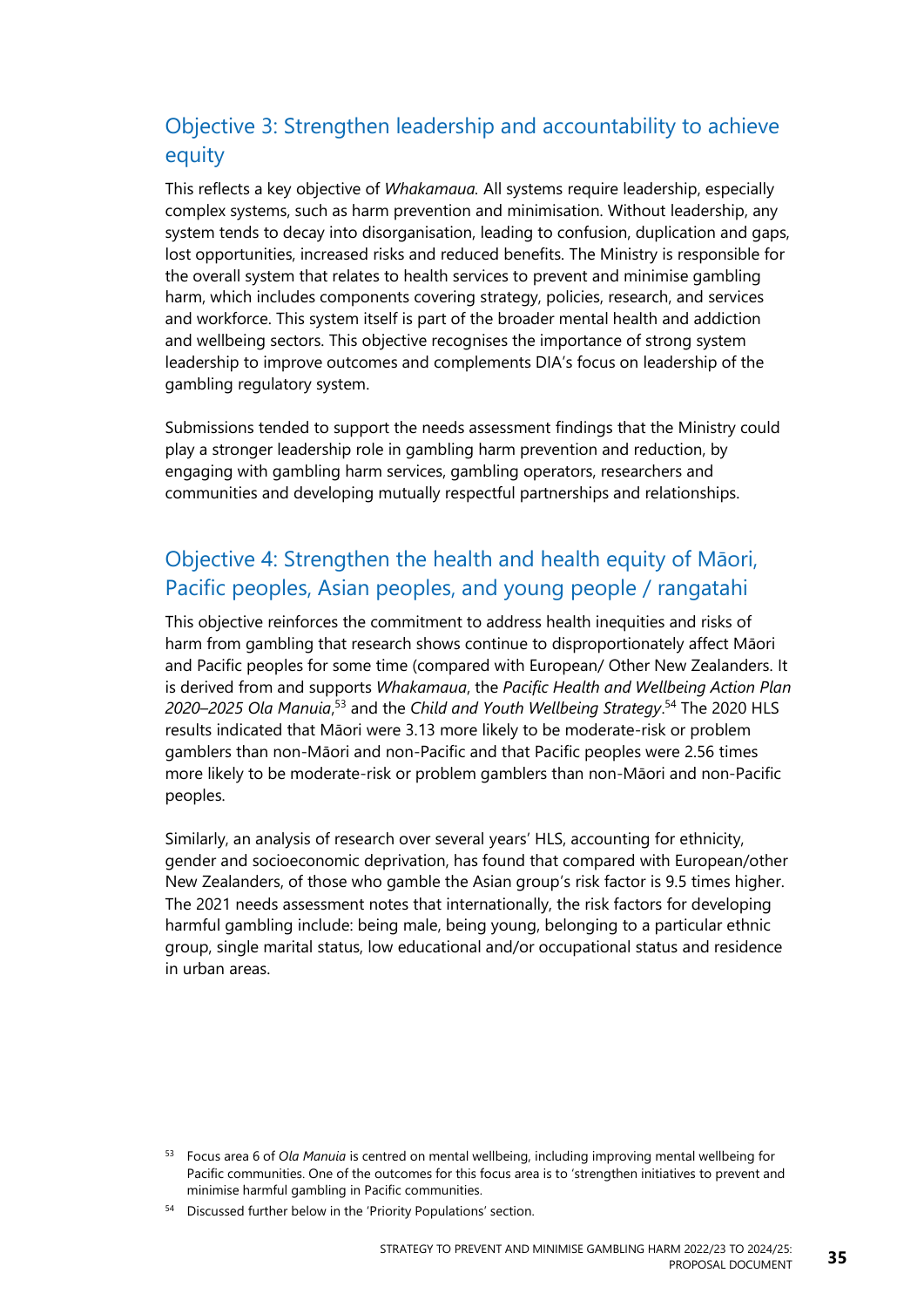## Objective 3: Strengthen leadership and accountability to achieve equity

This reflects a key objective of *Whakamaua*. All systems require leadership, especially complex systems, such as harm prevention and minimisation. Without leadership, any system tends to decay into disorganisation, leading to confusion, duplication and gaps, lost opportunities, increased risks and reduced benefits. The Ministry is responsible for the overall system that relates to health services to prevent and minimise gambling harm, which includes components covering strategy, policies, research, and services and workforce. This system itself is part of the broader mental health and addiction and wellbeing sectors. This objective recognises the importance of strong system leadership to improve outcomes and complements DIA's focus on leadership of the gambling regulatory system.

Submissions tended to support the needs assessment findings that the Ministry could play a stronger leadership role in gambling harm prevention and reduction, by engaging with gambling harm services, gambling operators, researchers and communities and developing mutually respectful partnerships and relationships.

## Objective 4: Strengthen the health and health equity of Māori, Pacific peoples, Asian peoples, and young people / rangatahi

This objective reinforces the commitment to address health inequities and risks of harm from gambling that research shows continue to disproportionately affect Māori and Pacific peoples for some time (compared with European/ Other New Zealanders. It is derived from and supports *Whakamaua*, the *Pacific Health and Wellbeing Action Plan 2020–2025 Ola Manuia*,[53] and the *Child and Youth Wellbeing Strategy*.[54] The 2020 HLS results indicated that Māori were 3.13 more likely to be moderate-risk or problem gamblers than non-Māori and non-Pacific and that Pacific peoples were 2.56 times more likely to be moderate-risk or problem gamblers than non-Māori and non-Pacific peoples.

Similarly, an analysis of research over several years' HLS, accounting for ethnicity, gender and socioeconomic deprivation, has found that compared with European/other New Zealanders, of those who gamble the Asian group's risk factor is 9.5 times higher. The 2021 needs assessment notes that internationally, the risk factors for developing harmful gambling include: being male, being young, belonging to a particular ethnic group, single marital status, low educational and/or occupational status and residence in urban areas.

[53] Focus area 6 of *Ola Manuia* is centred on mental wellbeing, including improving mental wellbeing for Pacific communities. One of the outcomes for this focus area is to 'strengthen initiatives to prevent and minimise harmful gambling in Pacific communities.

[54] Discussed further below in the 'Priority Populations' section.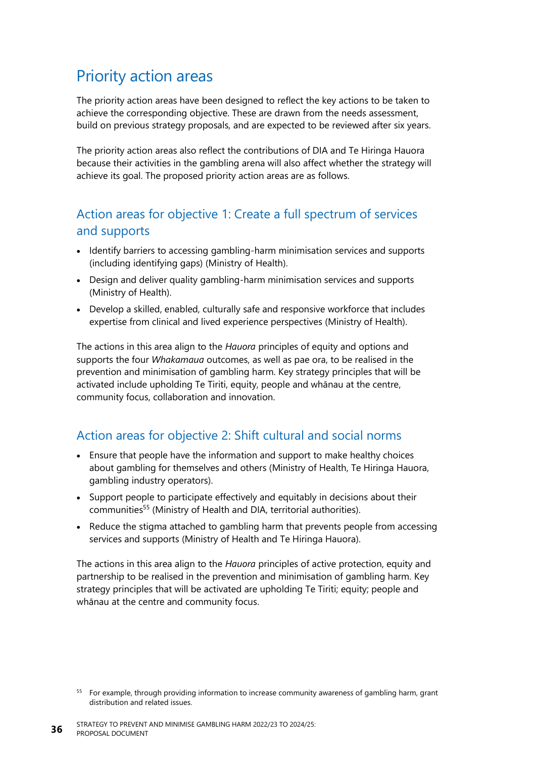## Priority action areas

The priority action areas have been designed to reflect the key actions to be taken to achieve the corresponding objective. These are drawn from the needs assessment, build on previous strategy proposals, and are expected to be reviewed after six years.

The priority action areas also reflect the contributions of DIA and Te Hiringa Hauora because their activities in the gambling arena will also affect whether the strategy will achieve its goal. The proposed priority action areas are as follows.

### Action areas for objective 1: Create a full spectrum of services and supports

- Identify barriers to accessing gambling-harm minimisation services and supports (including identifying gaps) (Ministry of Health).
- Design and deliver quality gambling-harm minimisation services and supports (Ministry of Health).
- Develop a skilled, enabled, culturally safe and responsive workforce that includes expertise from clinical and lived experience perspectives (Ministry of Health).

The actions in this area align to the *Hauora* principles of equity and options and supports the four *Whakamaua* outcomes, as well as pae ora, to be realised in the prevention and minimisation of gambling harm. Key strategy principles that will be activated include upholding Te Tiriti, equity, people and whānau at the centre, community focus, collaboration and innovation.

### Action areas for objective 2: Shift cultural and social norms

- Ensure that people have the information and support to make healthy choices about gambling for themselves and others (Ministry of Health, Te Hiringa Hauora, gambling industry operators).
- Support people to participate effectively and equitably in decisions about their communities[55] (Ministry of Health and DIA, territorial authorities).
- Reduce the stigma attached to gambling harm that prevents people from accessing services and supports (Ministry of Health and Te Hiringa Hauora).

The actions in this area align to the *Hauora* principles of active protection, equity and partnership to be realised in the prevention and minimisation of gambling harm. Key strategy principles that will be activated are upholding Te Tiriti; equity; people and whānau at the centre and community focus.

[55] For example, through providing information to increase community awareness of gambling harm, grant distribution and related issues.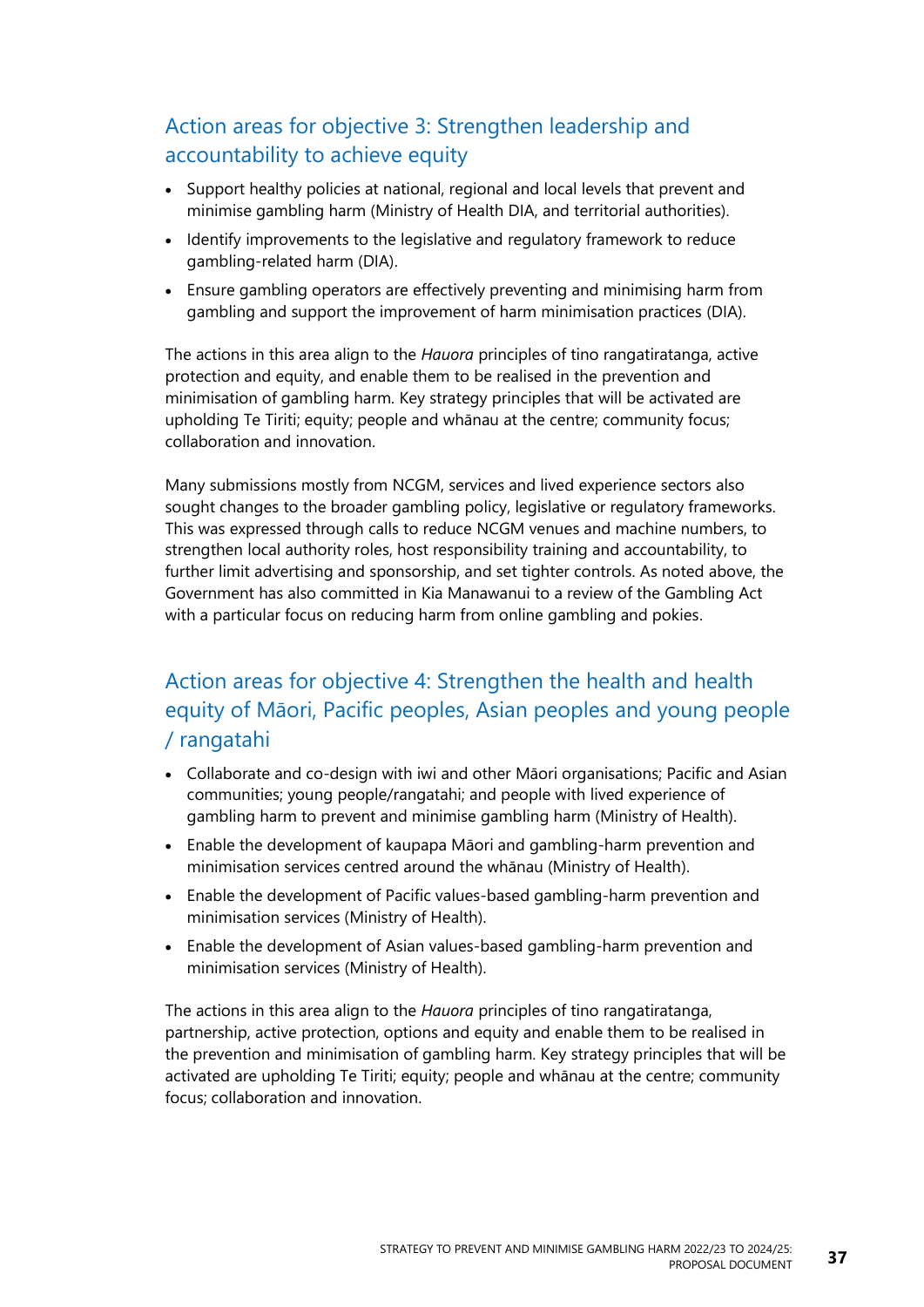## Action areas for objective 3: Strengthen leadership and accountability to achieve equity

- Support healthy policies at national, regional and local levels that prevent and minimise gambling harm (Ministry of Health DIA, and territorial authorities).
- Identify improvements to the legislative and regulatory framework to reduce gambling-related harm (DIA).
- Ensure gambling operators are effectively preventing and minimising harm from gambling and support the improvement of harm minimisation practices (DIA).

The actions in this area align to the *Hauora* principles of tino rangatiratanga, active protection and equity, and enable them to be realised in the prevention and minimisation of gambling harm. Key strategy principles that will be activated are upholding Te Tiriti; equity; people and whānau at the centre; community focus; collaboration and innovation.

Many submissions mostly from NCGM, services and lived experience sectors also sought changes to the broader gambling policy, legislative or regulatory frameworks. This was expressed through calls to reduce NCGM venues and machine numbers, to strengthen local authority roles, host responsibility training and accountability, to further limit advertising and sponsorship, and set tighter controls. As noted above, the Government has also committed in Kia Manawanui to a review of the Gambling Act with a particular focus on reducing harm from online gambling and pokies.

## Action areas for objective 4: Strengthen the health and health equity of Māori, Pacific peoples, Asian peoples and young people / rangatahi

- Collaborate and co-design with iwi and other Māori organisations; Pacific and Asian communities; young people/rangatahi; and people with lived experience of gambling harm to prevent and minimise gambling harm (Ministry of Health).
- Enable the development of kaupapa Māori and gambling-harm prevention and minimisation services centred around the whānau (Ministry of Health).
- Enable the development of Pacific values-based gambling-harm prevention and minimisation services (Ministry of Health).
- Enable the development of Asian values-based gambling-harm prevention and minimisation services (Ministry of Health).

The actions in this area align to the *Hauora* principles of tino rangatiratanga, partnership, active protection, options and equity and enable them to be realised in the prevention and minimisation of gambling harm. Key strategy principles that will be activated are upholding Te Tiriti; equity; people and whānau at the centre; community focus; collaboration and innovation.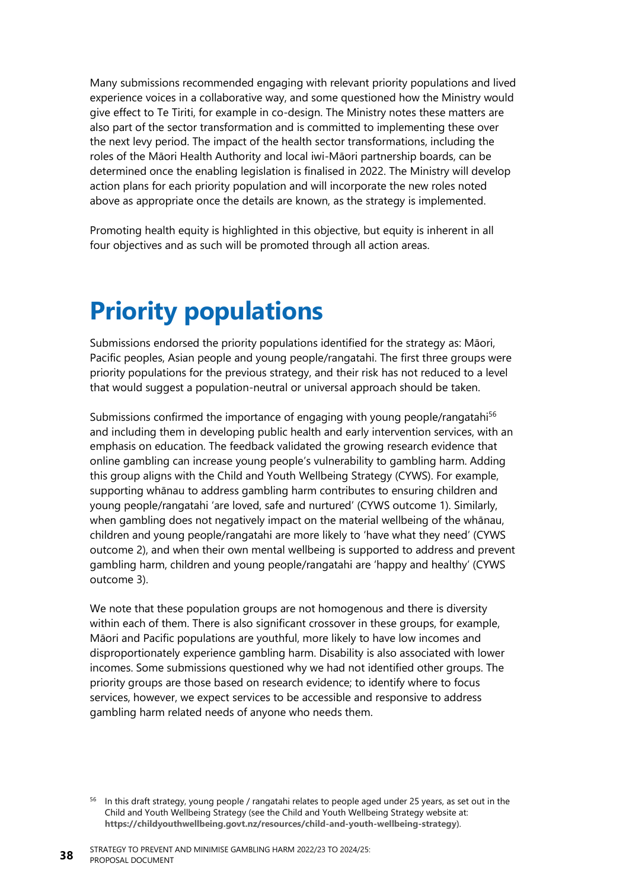Many submissions recommended engaging with relevant priority populations and lived experience voices in a collaborative way, and some questioned how the Ministry would give effect to Te Tiriti, for example in co-design. The Ministry notes these matters are also part of the sector transformation and is committed to implementing these over the next levy period. The impact of the health sector transformations, including the roles of the Māori Health Authority and local iwi-Māori partnership boards, can be determined once the enabling legislation is finalised in 2022. The Ministry will develop action plans for each priority population and will incorporate the new roles noted above as appropriate once the details are known, as the strategy is implemented.

Promoting health equity is highlighted in this objective, but equity is inherent in all four objectives and as such will be promoted through all action areas.

# Priority populations

Submissions endorsed the priority populations identified for the strategy as: Māori, Pacific peoples, Asian people and young people/rangatahi. The first three groups were priority populations for the previous strategy, and their risk has not reduced to a level that would suggest a population-neutral or universal approach should be taken.

Submissions confirmed the importance of engaging with young people/rangatahi[56] and including them in developing public health and early intervention services, with an emphasis on education. The feedback validated the growing research evidence that online gambling can increase young people's vulnerability to gambling harm. Adding this group aligns with the Child and Youth Wellbeing Strategy (CYWS). For example, supporting whānau to address gambling harm contributes to ensuring children and young people/rangatahi 'are loved, safe and nurtured' (CYWS outcome 1). Similarly, when gambling does not negatively impact on the material wellbeing of the whānau, children and young people/rangatahi are more likely to 'have what they need' (CYWS outcome 2), and when their own mental wellbeing is supported to address and prevent gambling harm, children and young people/rangatahi are 'happy and healthy' (CYWS outcome 3).

We note that these population groups are not homogenous and there is diversity within each of them. There is also significant crossover in these groups, for example, Māori and Pacific populations are youthful, more likely to have low incomes and disproportionately experience gambling harm. Disability is also associated with lower incomes. Some submissions questioned why we had not identified other groups. The priority groups are those based on research evidence; to identify where to focus services, however, we expect services to be accessible and responsive to address gambling harm related needs of anyone who needs them.

[56] In this draft strategy, young people / rangatahi relates to people aged under 25 years, as set out in the Child and Youth Wellbeing Strategy (see the Child and Youth Wellbeing Strategy website at: **https://childyouthwellbeing.govt.nz/resources/child-and-youth-wellbeing-strategy**).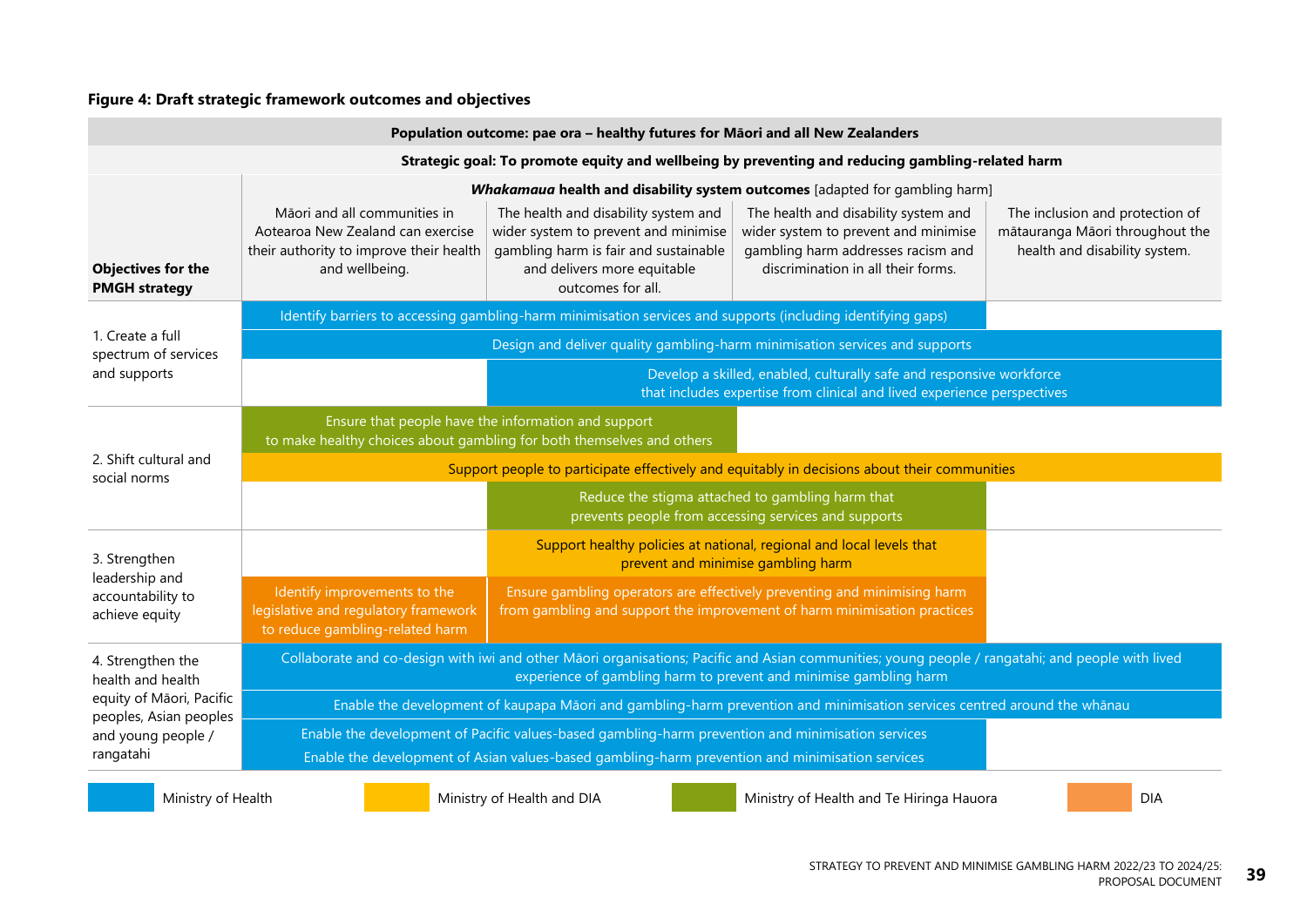**Figure 4: Draft strategic framework outcomes and objectives**

| Population outcome: pae ora – healthy futures for Māori and all New Zealanders | | | | |
|---|---|---|---|---|
| **Strategic goal: To promote equity and wellbeing by preventing and reducing gambling-related harm** | | | | |
| **Objectives for the PMGH strategy** | ***Whakamaua* health and disability system outcomes** [adapted for gambling harm]<br>Māori and all communities in Aotearoa New Zealand can exercise their authority to improve their health and wellbeing. | The health and disability system and wider system to prevent and minimise gambling harm is fair and sustainable and delivers more equitable outcomes for all. | The health and disability system and wider system to prevent and minimise gambling harm addresses racism and discrimination in all their forms. | The inclusion and protection of mātauranga Māori throughout the health and disability system. |
| 1. Create a full spectrum of services and supports | Identify barriers to accessing gambling-harm minimisation services and supports (including identifying gaps) | Identify barriers to accessing gambling-harm minimisation services and supports (including identifying gaps) | Identify barriers to accessing gambling-harm minimisation services and supports (including identifying gaps) | |
| | Design and deliver quality gambling-harm minimisation services and supports | Design and deliver quality gambling-harm minimisation services and supports | Design and deliver quality gambling-harm minimisation services and supports | Design and deliver quality gambling-harm minimisation services and supports |
| | | Develop a skilled, enabled, culturally safe and responsive workforce that includes expertise from clinical and lived experience perspectives | Develop a skilled, enabled, culturally safe and responsive workforce that includes expertise from clinical and lived experience perspectives | Develop a skilled, enabled, culturally safe and responsive workforce that includes expertise from clinical and lived experience perspectives |
| 2. Shift cultural and social norms | Ensure that people have the information and support to make healthy choices about gambling for both themselves and others | Ensure that people have the information and support to make healthy choices about gambling for both themselves and others | | |
| | Support people to participate effectively and equitably in decisions about their communities | Support people to participate effectively and equitably in decisions about their communities | Support people to participate effectively and equitably in decisions about their communities | Support people to participate effectively and equitably in decisions about their communities |
| | | Reduce the stigma attached to gambling harm that prevents people from accessing services and supports | Reduce the stigma attached to gambling harm that prevents people from accessing services and supports | |
| 3. Strengthen leadership and accountability to achieve equity | | Support healthy policies at national, regional and local levels that prevent and minimise gambling harm | Support healthy policies at national, regional and local levels that prevent and minimise gambling harm | |
| | Identify improvements to the legislative and regulatory framework to reduce gambling-related harm | Ensure gambling operators are effectively preventing and minimising harm from gambling and support the improvement of harm minimisation practices | Ensure gambling operators are effectively preventing and minimising harm from gambling and support the improvement of harm minimisation practices | |
| 4. Strengthen the health and health equity of Māori, Pacific peoples, Asian peoples and young people / rangatahi | Collaborate and co-design with iwi and other Māori organisations; Pacific and Asian communities; young people / rangatahi; and people with lived experience of gambling harm to prevent and minimise gambling harm | Collaborate and co-design with iwi and other Māori organisations; Pacific and Asian communities; young people / rangatahi; and people with lived experience of gambling harm to prevent and minimise gambling harm | Collaborate and co-design with iwi and other Māori organisations; Pacific and Asian communities; young people / rangatahi; and people with lived experience of gambling harm to prevent and minimise gambling harm | Collaborate and co-design with iwi and other Māori organisations; Pacific and Asian communities; young people / rangatahi; and people with lived experience of gambling harm to prevent and minimise gambling harm |
| | Enable the development of kaupapa Māori and gambling-harm prevention and minimisation services centred around the whānau | Enable the development of kaupapa Māori and gambling-harm prevention and minimisation services centred around the whānau | Enable the development of kaupapa Māori and gambling-harm prevention and minimisation services centred around the whānau | Enable the development of kaupapa Māori and gambling-harm prevention and minimisation services centred around the whānau |
| | Enable the development of Pacific values-based gambling-harm prevention and minimisation services | Enable the development of Pacific values-based gambling-harm prevention and minimisation services | Enable the development of Pacific values-based gambling-harm prevention and minimisation services | |
| | Enable the development of Asian values-based gambling-harm prevention and minimisation services | Enable the development of Asian values-based gambling-harm prevention and minimisation services | Enable the development of Asian values-based gambling-harm prevention and minimisation services | |

Legend (colour coding of objectives by responsible agency):

- Ministry of Health (blue): Identify barriers to accessing gambling-harm minimisation services and supports (including identifying gaps); Design and deliver quality gambling-harm minimisation services and supports; Develop a skilled, enabled, culturally safe and responsive workforce that includes expertise from clinical and lived experience perspectives; Collaborate and co-design with iwi and other Māori organisations; Pacific and Asian communities; young people / rangatahi; and people with lived experience of gambling harm to prevent and minimise gambling harm; Enable the development of kaupapa Māori and gambling-harm prevention and minimisation services centred around the whānau; Enable the development of Pacific values-based gambling-harm prevention and minimisation services; Enable the development of Asian values-based gambling-harm prevention and minimisation services
- Ministry of Health and DIA (yellow): Support people to participate effectively and equitably in decisions about their communities; Support healthy policies at national, regional and local levels that prevent and minimise gambling harm
- Ministry of Health and Te Hiringa Hauora (green): Ensure that people have the information and support to make healthy choices about gambling for both themselves and others; Reduce the stigma attached to gambling harm that prevents people from accessing services and supports
- DIA (orange): Identify improvements to the legislative and regulatory framework to reduce gambling-related harm; Ensure gambling operators are effectively preventing and minimising harm from gambling and support the improvement of harm minimisation practices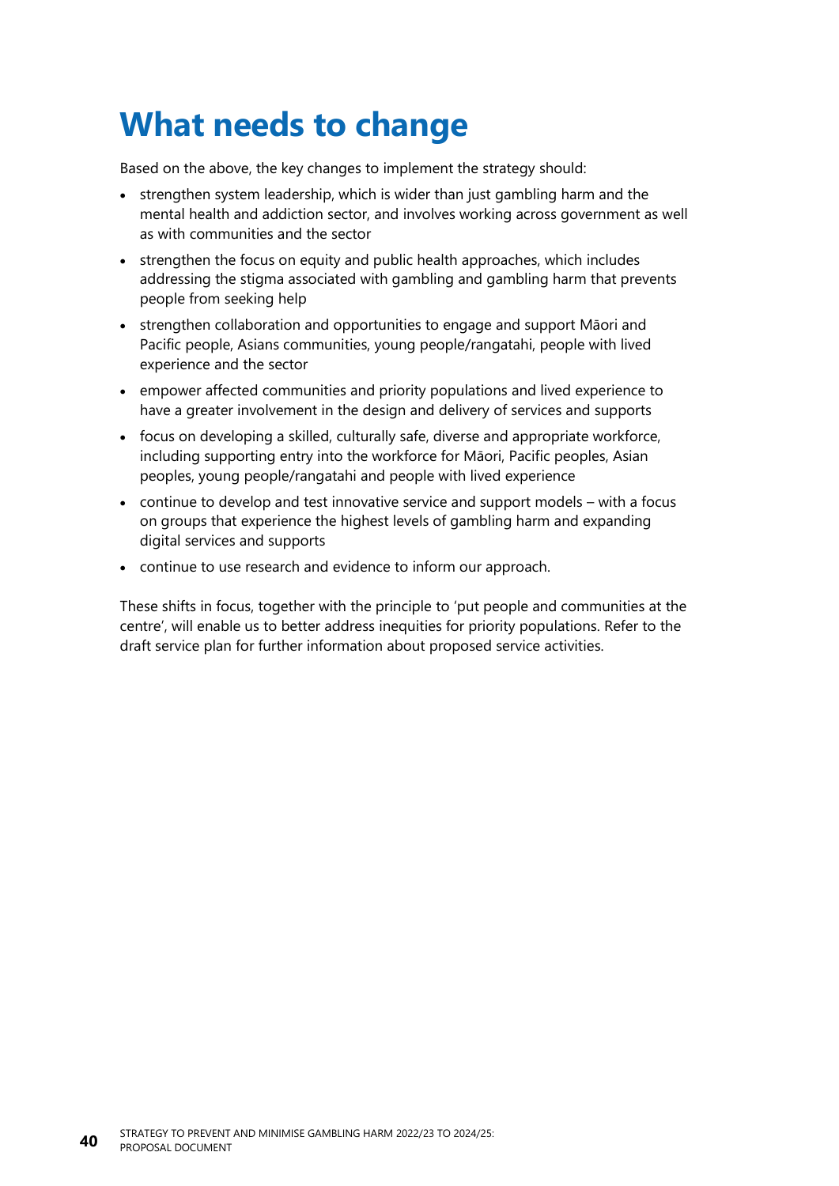# What needs to change

Based on the above, the key changes to implement the strategy should:

- strengthen system leadership, which is wider than just gambling harm and the mental health and addiction sector, and involves working across government as well as with communities and the sector
- strengthen the focus on equity and public health approaches, which includes addressing the stigma associated with gambling and gambling harm that prevents people from seeking help
- strengthen collaboration and opportunities to engage and support Māori and Pacific people, Asians communities, young people/rangatahi, people with lived experience and the sector
- empower affected communities and priority populations and lived experience to have a greater involvement in the design and delivery of services and supports
- focus on developing a skilled, culturally safe, diverse and appropriate workforce, including supporting entry into the workforce for Māori, Pacific peoples, Asian peoples, young people/rangatahi and people with lived experience
- continue to develop and test innovative service and support models – with a focus on groups that experience the highest levels of gambling harm and expanding digital services and supports
- continue to use research and evidence to inform our approach.

These shifts in focus, together with the principle to 'put people and communities at the centre', will enable us to better address inequities for priority populations. Refer to the draft service plan for further information about proposed service activities.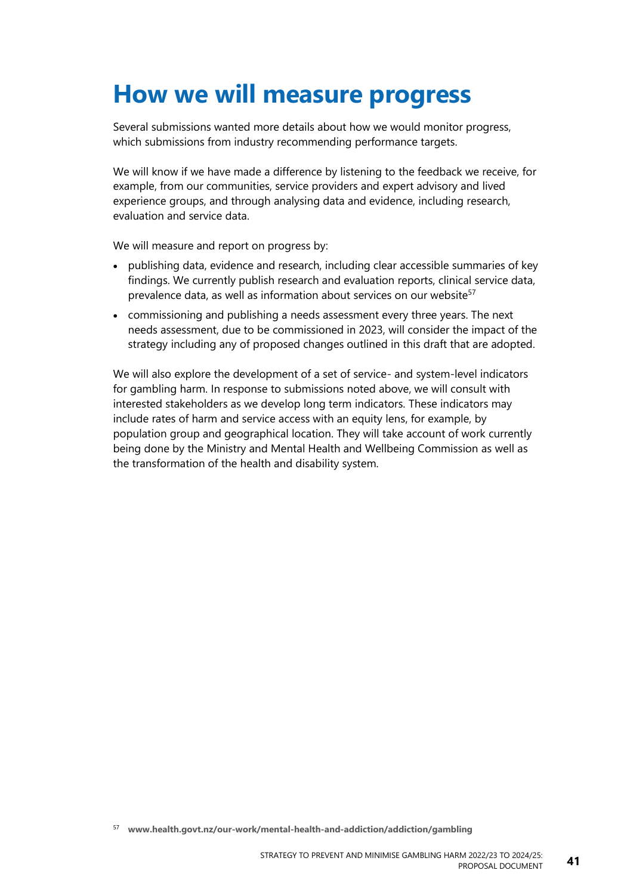# How we will measure progress

Several submissions wanted more details about how we would monitor progress, which submissions from industry recommending performance targets.

We will know if we have made a difference by listening to the feedback we receive, for example, from our communities, service providers and expert advisory and lived experience groups, and through analysing data and evidence, including research, evaluation and service data.

We will measure and report on progress by:

- publishing data, evidence and research, including clear accessible summaries of key findings. We currently publish research and evaluation reports, clinical service data, prevalence data, as well as information about services on our website[57]
- commissioning and publishing a needs assessment every three years. The next needs assessment, due to be commissioned in 2023, will consider the impact of the strategy including any of proposed changes outlined in this draft that are adopted.

We will also explore the development of a set of service- and system-level indicators for gambling harm. In response to submissions noted above, we will consult with interested stakeholders as we develop long term indicators. These indicators may include rates of harm and service access with an equity lens, for example, by population group and geographical location. They will take account of work currently being done by the Ministry and Mental Health and Wellbeing Commission as well as the transformation of the health and disability system.

[57] **www.health.govt.nz/our-work/mental-health-and-addiction/addiction/gambling**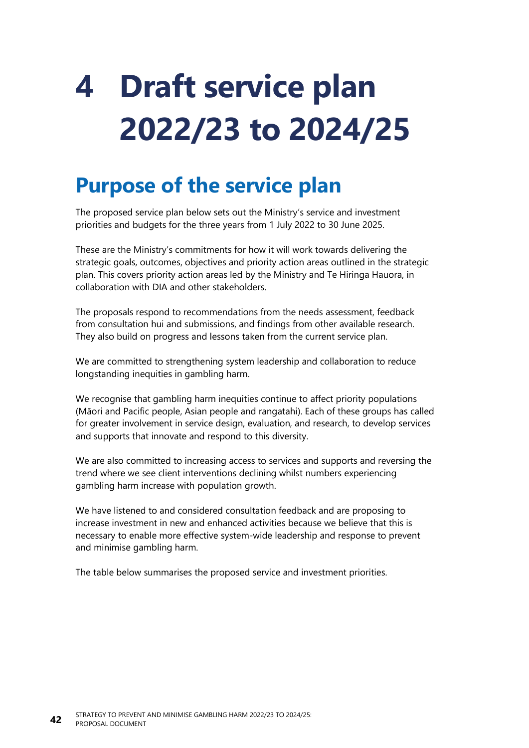# 4 Draft service plan 2022/23 to 2024/25

## Purpose of the service plan

The proposed service plan below sets out the Ministry's service and investment priorities and budgets for the three years from 1 July 2022 to 30 June 2025.

These are the Ministry's commitments for how it will work towards delivering the strategic goals, outcomes, objectives and priority action areas outlined in the strategic plan. This covers priority action areas led by the Ministry and Te Hiringa Hauora, in collaboration with DIA and other stakeholders.

The proposals respond to recommendations from the needs assessment, feedback from consultation hui and submissions, and findings from other available research. They also build on progress and lessons taken from the current service plan.

We are committed to strengthening system leadership and collaboration to reduce longstanding inequities in gambling harm.

We recognise that gambling harm inequities continue to affect priority populations (Māori and Pacific people, Asian people and rangatahi). Each of these groups has called for greater involvement in service design, evaluation, and research, to develop services and supports that innovate and respond to this diversity.

We are also committed to increasing access to services and supports and reversing the trend where we see client interventions declining whilst numbers experiencing gambling harm increase with population growth.

We have listened to and considered consultation feedback and are proposing to increase investment in new and enhanced activities because we believe that this is necessary to enable more effective system-wide leadership and response to prevent and minimise gambling harm.

The table below summarises the proposed service and investment priorities.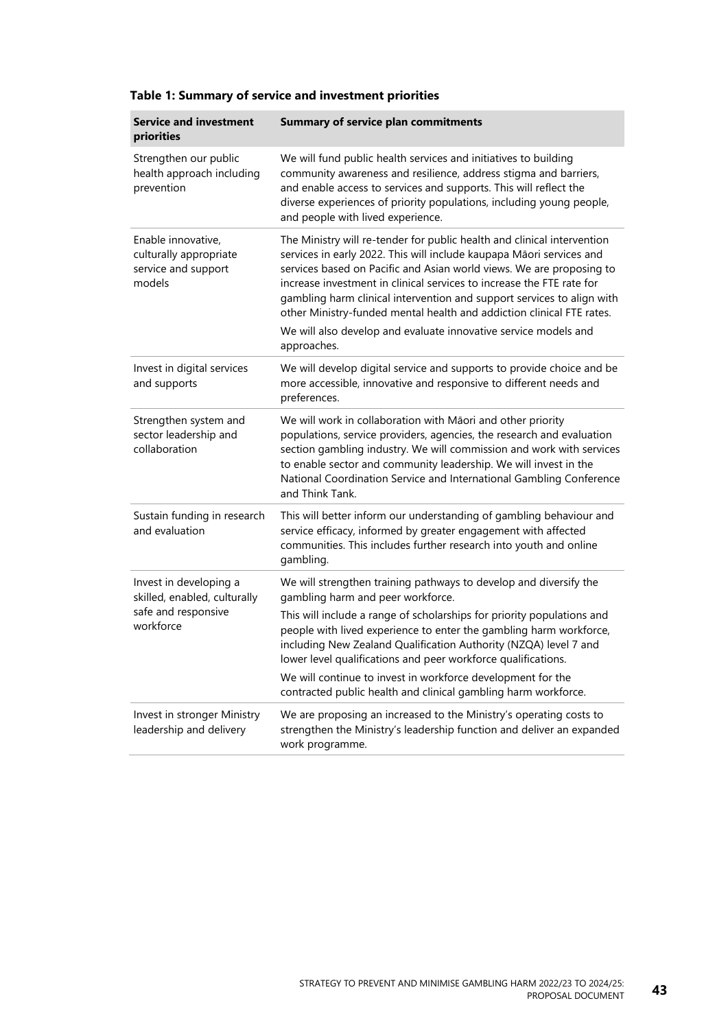**Table 1: Summary of service and investment priorities**

| Service and investment priorities | Summary of service plan commitments |
|---|---|
| Strengthen our public health approach including prevention | We will fund public health services and initiatives to building community awareness and resilience, address stigma and barriers, and enable access to services and supports. This will reflect the diverse experiences of priority populations, including young people, and people with lived experience. |
| Enable innovative, culturally appropriate service and support models | The Ministry will re-tender for public health and clinical intervention services in early 2022. This will include kaupapa Māori services and services based on Pacific and Asian world views. We are proposing to increase investment in clinical services to increase the FTE rate for gambling harm clinical intervention and support services to align with other Ministry-funded mental health and addiction clinical FTE rates.<br><br>We will also develop and evaluate innovative service models and approaches. |
| Invest in digital services and supports | We will develop digital service and supports to provide choice and be more accessible, innovative and responsive to different needs and preferences. |
| Strengthen system and sector leadership and collaboration | We will work in collaboration with Māori and other priority populations, service providers, agencies, the research and evaluation section gambling industry. We will commission and work with services to enable sector and community leadership. We will invest in the National Coordination Service and International Gambling Conference and Think Tank. |
| Sustain funding in research and evaluation | This will better inform our understanding of gambling behaviour and service efficacy, informed by greater engagement with affected communities. This includes further research into youth and online gambling. |
| Invest in developing a skilled, enabled, culturally safe and responsive workforce | We will strengthen training pathways to develop and diversify the gambling harm and peer workforce.<br><br>This will include a range of scholarships for priority populations and people with lived experience to enter the gambling harm workforce, including New Zealand Qualification Authority (NZQA) level 7 and lower level qualifications and peer workforce qualifications.<br><br>We will continue to invest in workforce development for the contracted public health and clinical gambling harm workforce. |
| Invest in stronger Ministry leadership and delivery | We are proposing an increased to the Ministry's operating costs to strengthen the Ministry's leadership function and deliver an expanded work programme. |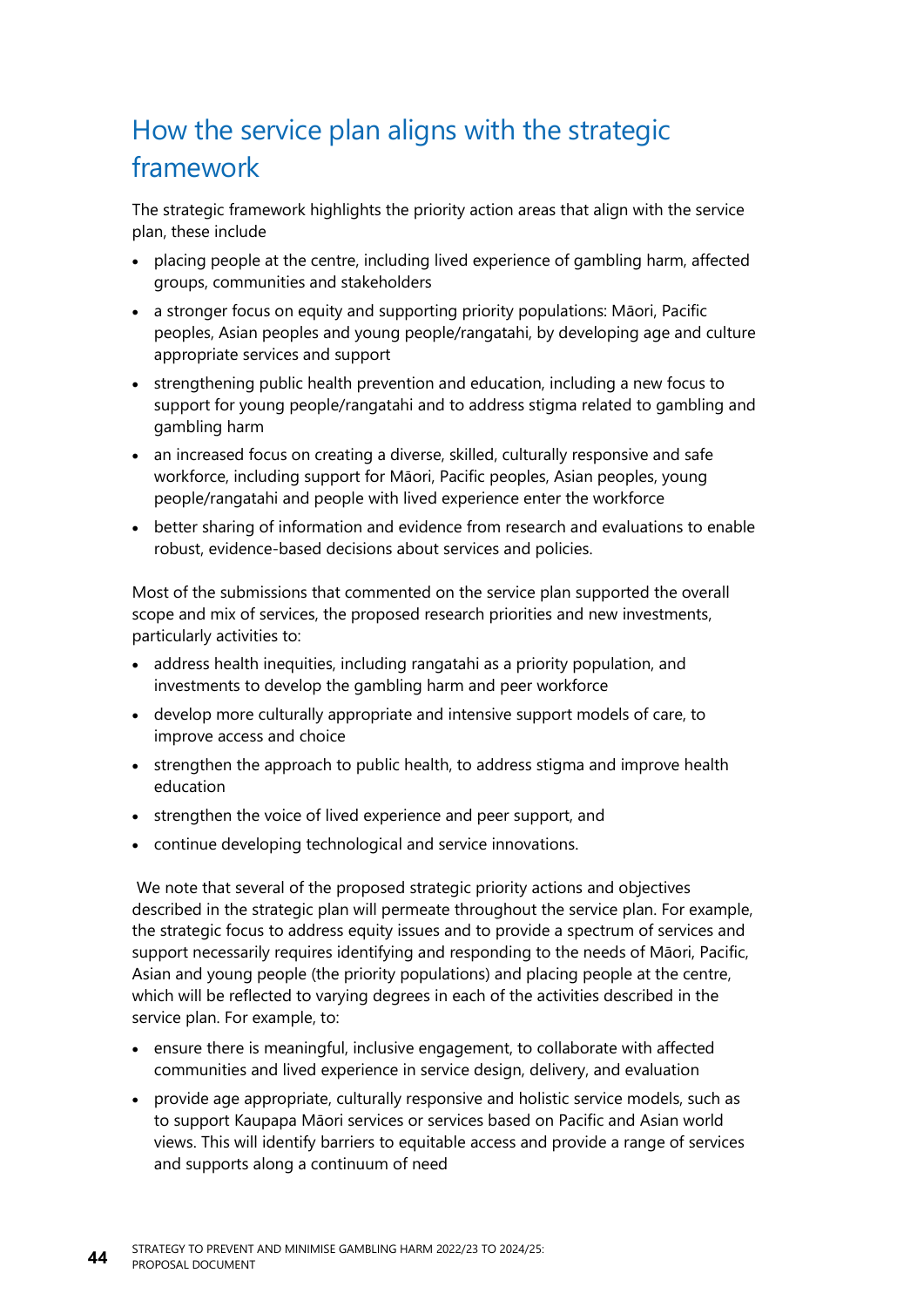## How the service plan aligns with the strategic framework

The strategic framework highlights the priority action areas that align with the service plan, these include

- placing people at the centre, including lived experience of gambling harm, affected groups, communities and stakeholders
- a stronger focus on equity and supporting priority populations: Māori, Pacific peoples, Asian peoples and young people/rangatahi, by developing age and culture appropriate services and support
- strengthening public health prevention and education, including a new focus to support for young people/rangatahi and to address stigma related to gambling and gambling harm
- an increased focus on creating a diverse, skilled, culturally responsive and safe workforce, including support for Māori, Pacific peoples, Asian peoples, young people/rangatahi and people with lived experience enter the workforce
- better sharing of information and evidence from research and evaluations to enable robust, evidence-based decisions about services and policies.

Most of the submissions that commented on the service plan supported the overall scope and mix of services, the proposed research priorities and new investments, particularly activities to:

- address health inequities, including rangatahi as a priority population, and investments to develop the gambling harm and peer workforce
- develop more culturally appropriate and intensive support models of care, to improve access and choice
- strengthen the approach to public health, to address stigma and improve health education
- strengthen the voice of lived experience and peer support, and
- continue developing technological and service innovations.

We note that several of the proposed strategic priority actions and objectives described in the strategic plan will permeate throughout the service plan. For example, the strategic focus to address equity issues and to provide a spectrum of services and support necessarily requires identifying and responding to the needs of Māori, Pacific, Asian and young people (the priority populations) and placing people at the centre, which will be reflected to varying degrees in each of the activities described in the service plan. For example, to:

- ensure there is meaningful, inclusive engagement, to collaborate with affected communities and lived experience in service design, delivery, and evaluation
- provide age appropriate, culturally responsive and holistic service models, such as to support Kaupapa Māori services or services based on Pacific and Asian world views. This will identify barriers to equitable access and provide a range of services and supports along a continuum of need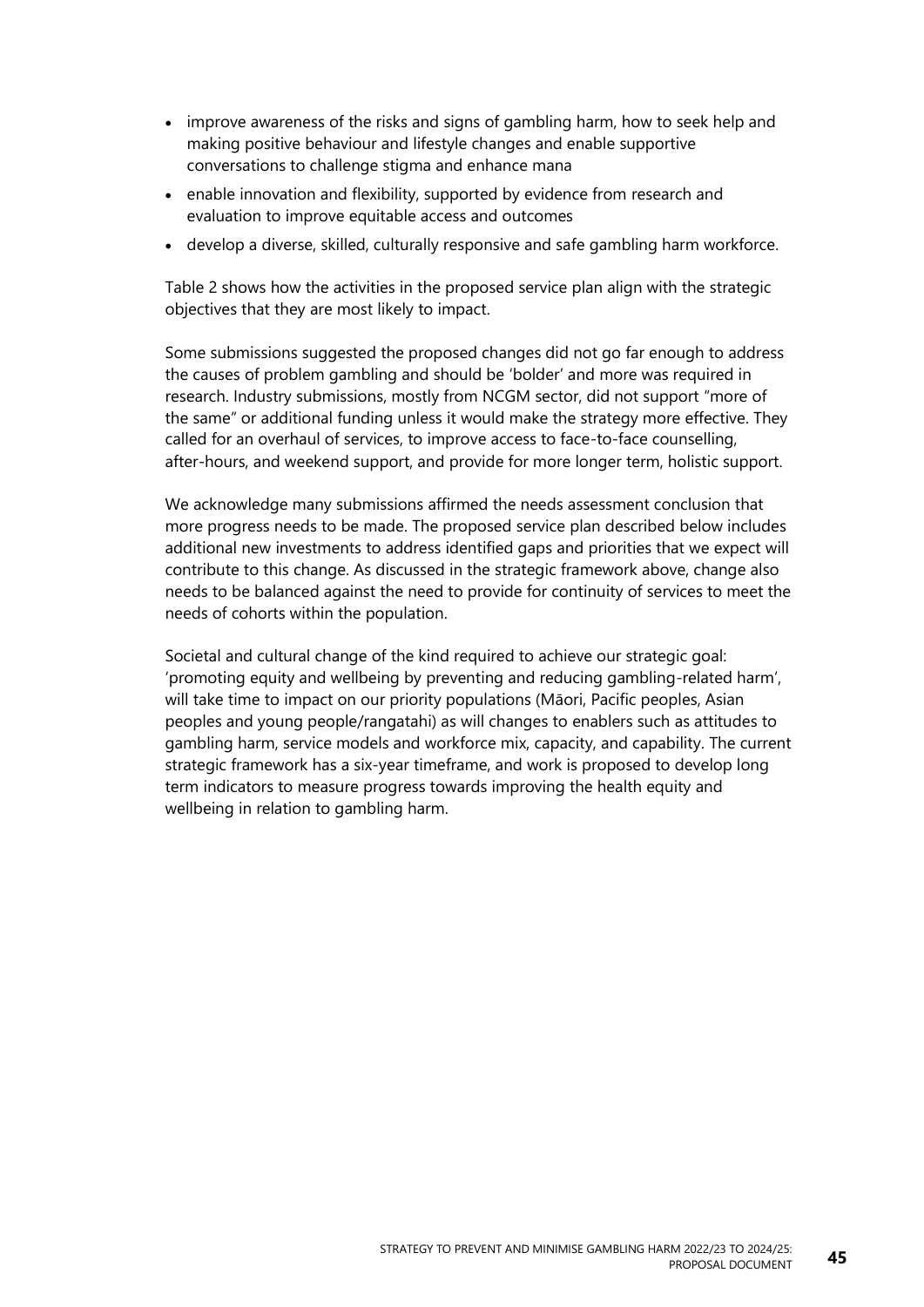- improve awareness of the risks and signs of gambling harm, how to seek help and making positive behaviour and lifestyle changes and enable supportive conversations to challenge stigma and enhance mana
- enable innovation and flexibility, supported by evidence from research and evaluation to improve equitable access and outcomes
- develop a diverse, skilled, culturally responsive and safe gambling harm workforce.

Table 2 shows how the activities in the proposed service plan align with the strategic objectives that they are most likely to impact.

Some submissions suggested the proposed changes did not go far enough to address the causes of problem gambling and should be 'bolder' and more was required in research. Industry submissions, mostly from NCGM sector, did not support "more of the same" or additional funding unless it would make the strategy more effective. They called for an overhaul of services, to improve access to face-to-face counselling, after-hours, and weekend support, and provide for more longer term, holistic support.

We acknowledge many submissions affirmed the needs assessment conclusion that more progress needs to be made. The proposed service plan described below includes additional new investments to address identified gaps and priorities that we expect will contribute to this change. As discussed in the strategic framework above, change also needs to be balanced against the need to provide for continuity of services to meet the needs of cohorts within the population.

Societal and cultural change of the kind required to achieve our strategic goal: 'promoting equity and wellbeing by preventing and reducing gambling-related harm', will take time to impact on our priority populations (Māori, Pacific peoples, Asian peoples and young people/rangatahi) as will changes to enablers such as attitudes to gambling harm, service models and workforce mix, capacity, and capability. The current strategic framework has a six-year timeframe, and work is proposed to develop long term indicators to measure progress towards improving the health equity and wellbeing in relation to gambling harm.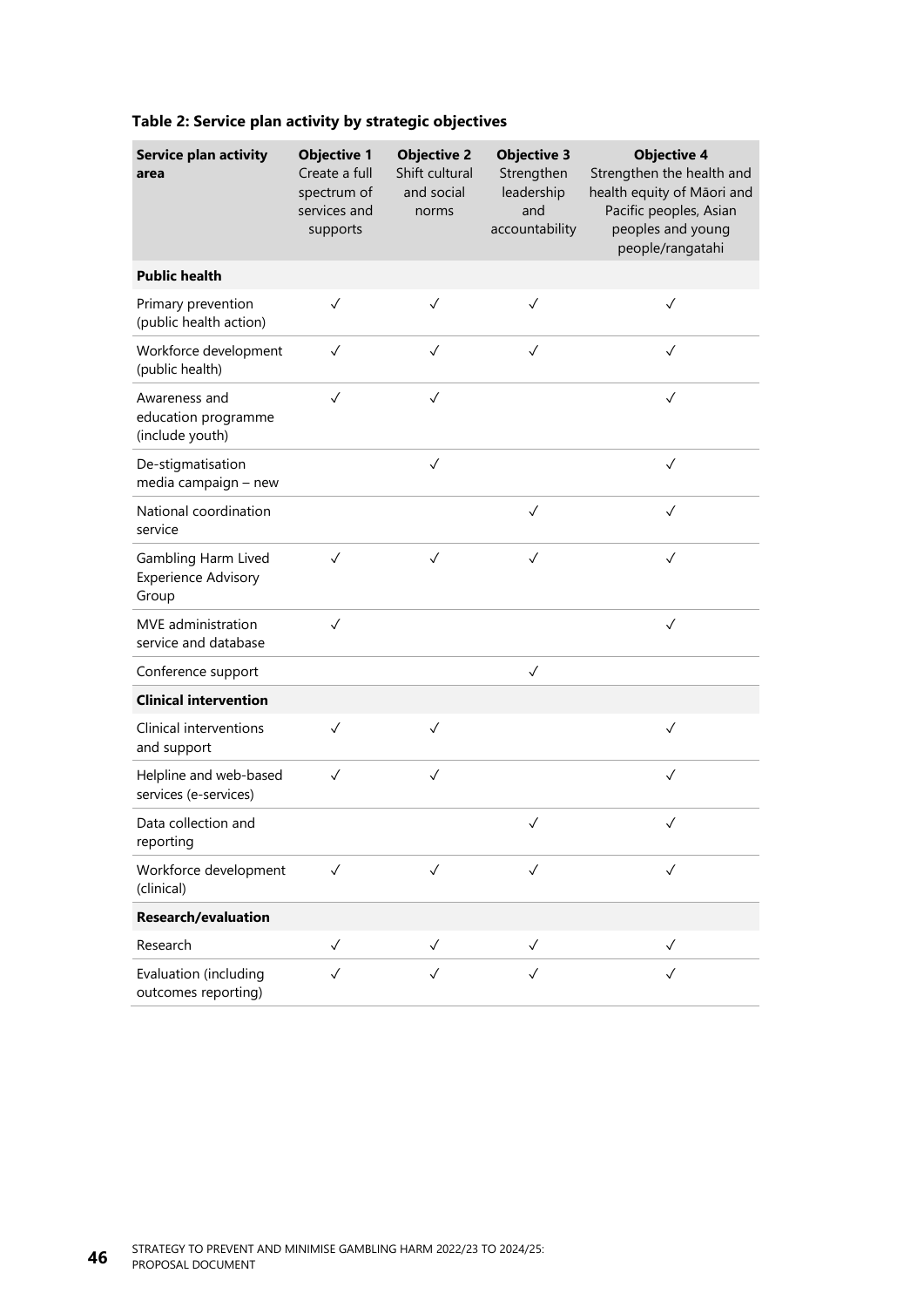**Table 2: Service plan activity by strategic objectives**

| Service plan activity area | Objective 1 Create a full spectrum of services and supports | Objective 2 Shift cultural and social norms | Objective 3 Strengthen leadership and accountability | Objective 4 Strengthen the health and health equity of Māori and Pacific peoples, Asian peoples and young people/rangatahi |
|---|---|---|---|---|
| **Public health** | | | | |
| Primary prevention (public health action) | ✓ | ✓ | ✓ | ✓ |
| Workforce development (public health) | ✓ | ✓ | ✓ | ✓ |
| Awareness and education programme (include youth) | ✓ | ✓ | | ✓ |
| De-stigmatisation media campaign – new | | ✓ | | ✓ |
| National coordination service | | | ✓ | ✓ |
| Gambling Harm Lived Experience Advisory Group | ✓ | ✓ | ✓ | ✓ |
| MVE administration service and database | ✓ | | | ✓ |
| Conference support | | | ✓ | |
| **Clinical intervention** | | | | |
| Clinical interventions and support | ✓ | ✓ | | ✓ |
| Helpline and web-based services (e-services) | ✓ | ✓ | | ✓ |
| Data collection and reporting | | | ✓ | ✓ |
| Workforce development (clinical) | ✓ | ✓ | ✓ | ✓ |
| **Research/evaluation** | | | | |
| Research | ✓ | ✓ | ✓ | ✓ |
| Evaluation (including outcomes reporting) | ✓ | ✓ | ✓ | ✓ |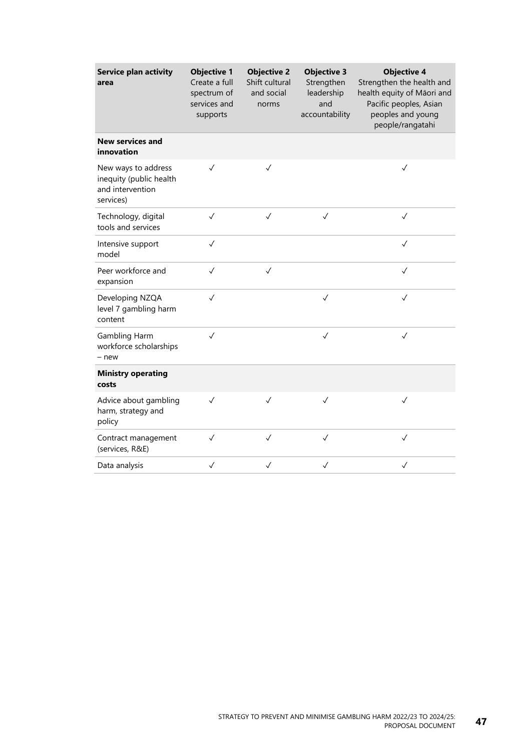| Service plan activity area | Objective 1 Create a full spectrum of services and supports | Objective 2 Shift cultural and social norms | Objective 3 Strengthen leadership and accountability | Objective 4 Strengthen the health and health equity of Māori and Pacific peoples, Asian peoples and young people/rangatahi |
|---|---|---|---|---|
| **New services and innovation** | | | | |
| New ways to address inequity (public health and intervention services) | ✓ | ✓ | | ✓ |
| Technology, digital tools and services | ✓ | ✓ | ✓ | ✓ |
| Intensive support model | ✓ | | | ✓ |
| Peer workforce and expansion | ✓ | ✓ | | ✓ |
| Developing NZQA level 7 gambling harm content | ✓ | | ✓ | ✓ |
| Gambling Harm workforce scholarships – new | ✓ | | ✓ | ✓ |
| **Ministry operating costs** | | | | |
| Advice about gambling harm, strategy and policy | ✓ | ✓ | ✓ | ✓ |
| Contract management (services, R&E) | ✓ | ✓ | ✓ | ✓ |
| Data analysis | ✓ | ✓ | ✓ | ✓ |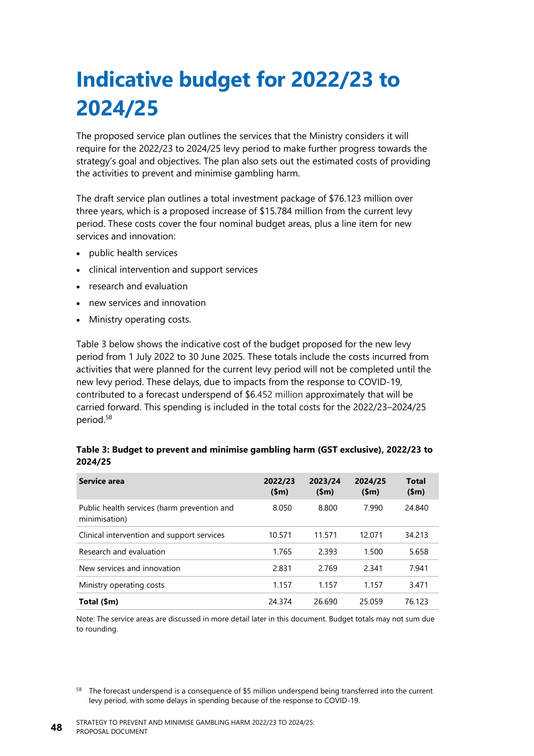# Indicative budget for 2022/23 to 2024/25

The proposed service plan outlines the services that the Ministry considers it will require for the 2022/23 to 2024/25 levy period to make further progress towards the strategy's goal and objectives. The plan also sets out the estimated costs of providing the activities to prevent and minimise gambling harm.

The draft service plan outlines a total investment package of $76.123 million over three years, which is a proposed increase of $15.784 million from the current levy period. These costs cover the four nominal budget areas, plus a line item for new services and innovation:

- public health services
- clinical intervention and support services
- research and evaluation
- new services and innovation
- Ministry operating costs.

Table 3 below shows the indicative cost of the budget proposed for the new levy period from 1 July 2022 to 30 June 2025. These totals include the costs incurred from activities that were planned for the current levy period will not be completed until the new levy period. These delays, due to impacts from the response to COVID-19, contributed to a forecast underspend of $6.452 million approximately that will be carried forward. This spending is included in the total costs for the 2022/23–2024/25 period.[58]

**Table 3: Budget to prevent and minimise gambling harm (GST exclusive), 2022/23 to 2024/25**

| Service area | 2022/23 ($m) | 2023/24 ($m) | 2024/25 ($m) | Total ($m) |
|---|---|---|---|---|
| Public health services (harm prevention and minimisation) | 8.050 | 8.800 | 7.990 | 24.840 |
| Clinical intervention and support services | 10.571 | 11.571 | 12.071 | 34.213 |
| Research and evaluation | 1.765 | 2.393 | 1.500 | 5.658 |
| New services and innovation | 2.831 | 2.769 | 2.341 | 7.941 |
| Ministry operating costs | 1.157 | 1.157 | 1.157 | 3.471 |
| **Total ($m)** | 24.374 | 26.690 | 25.059 | 76.123 |

Note: The service areas are discussed in more detail later in this document. Budget totals may not sum due to rounding.

[58] The forecast underspend is a consequence of $5 million underspend being transferred into the current levy period, with some delays in spending because of the response to COVID-19.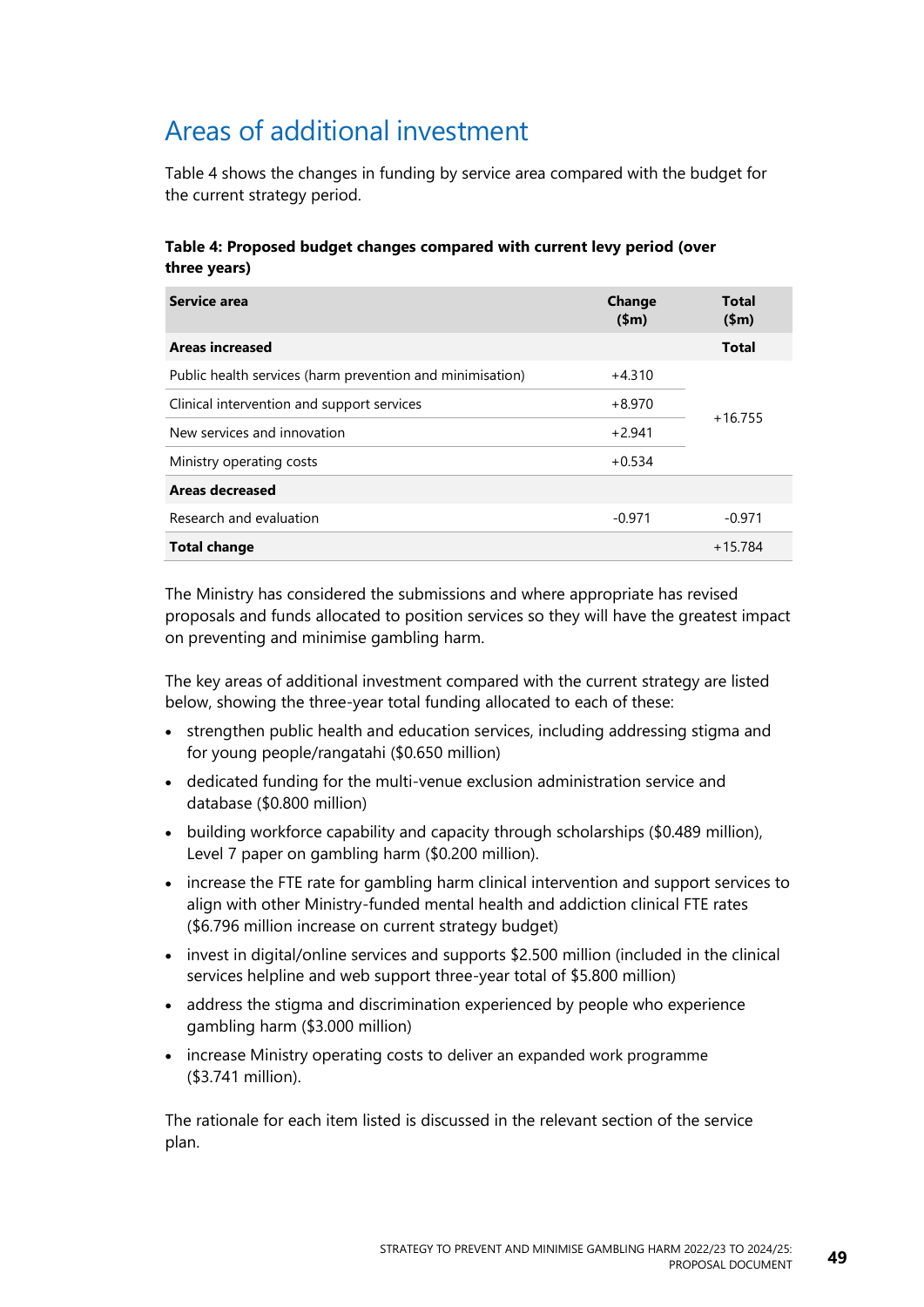## Areas of additional investment

Table 4 shows the changes in funding by service area compared with the budget for the current strategy period.

**Table 4: Proposed budget changes compared with current levy period (over three years)**

| Service area | Change ($m) | Total ($m) |
|---|---|---|
| **Areas increased** | | **Total** |
| Public health services (harm prevention and minimisation) | +4.310 | +16.755 |
| Clinical intervention and support services | +8.970 | |
| New services and innovation | +2.941 | |
| Ministry operating costs | +0.534 | |
| **Areas decreased** | | |
| Research and evaluation | -0.971 | -0.971 |
| **Total change** | | +15.784 |

The Ministry has considered the submissions and where appropriate has revised proposals and funds allocated to position services so they will have the greatest impact on preventing and minimise gambling harm.

The key areas of additional investment compared with the current strategy are listed below, showing the three-year total funding allocated to each of these:

- strengthen public health and education services, including addressing stigma and for young people/rangatahi ($0.650 million)
- dedicated funding for the multi-venue exclusion administration service and database ($0.800 million)
- building workforce capability and capacity through scholarships ($0.489 million), Level 7 paper on gambling harm ($0.200 million).
- increase the FTE rate for gambling harm clinical intervention and support services to align with other Ministry-funded mental health and addiction clinical FTE rates ($6.796 million increase on current strategy budget)
- invest in digital/online services and supports $2.500 million (included in the clinical services helpline and web support three-year total of $5.800 million)
- address the stigma and discrimination experienced by people who experience gambling harm ($3.000 million)
- increase Ministry operating costs to deliver an expanded work programme ($3.741 million).

The rationale for each item listed is discussed in the relevant section of the service plan.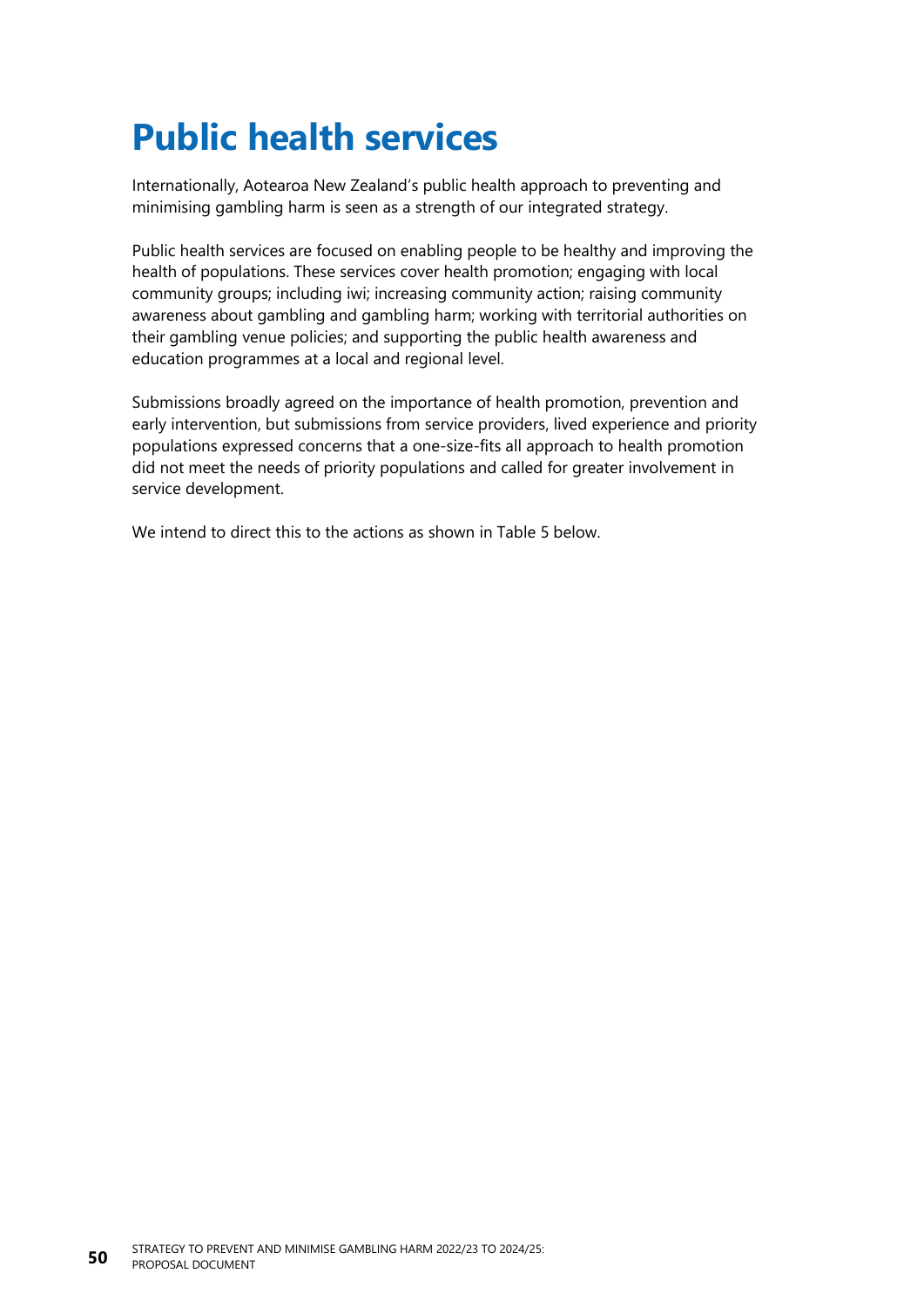# Public health services

Internationally, Aotearoa New Zealand's public health approach to preventing and minimising gambling harm is seen as a strength of our integrated strategy.

Public health services are focused on enabling people to be healthy and improving the health of populations. These services cover health promotion; engaging with local community groups; including iwi; increasing community action; raising community awareness about gambling and gambling harm; working with territorial authorities on their gambling venue policies; and supporting the public health awareness and education programmes at a local and regional level.

Submissions broadly agreed on the importance of health promotion, prevention and early intervention, but submissions from service providers, lived experience and priority populations expressed concerns that a one-size-fits all approach to health promotion did not meet the needs of priority populations and called for greater involvement in service development.

We intend to direct this to the actions as shown in Table 5 below.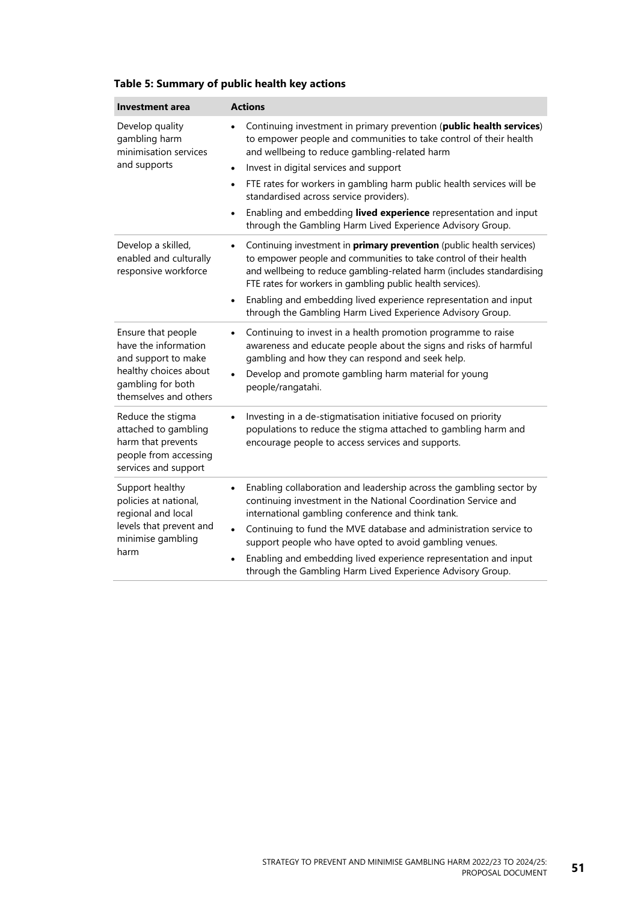### Table 5: Summary of public health key actions

| Investment area | Actions |
|---|---|
| Develop quality gambling harm minimisation services and supports | • Continuing investment in primary prevention (**public health services**) to empower people and communities to take control of their health and wellbeing to reduce gambling-related harm<br>• Invest in digital services and support<br>• FTE rates for workers in gambling harm public health services will be standardised across service providers).<br>• Enabling and embedding **lived experience** representation and input through the Gambling Harm Lived Experience Advisory Group. |
| Develop a skilled, enabled and culturally responsive workforce | • Continuing investment in **primary prevention** (public health services) to empower people and communities to take control of their health and wellbeing to reduce gambling-related harm (includes standardising FTE rates for workers in gambling public health services).<br>• Enabling and embedding lived experience representation and input through the Gambling Harm Lived Experience Advisory Group. |
| Ensure that people have the information and support to make healthy choices about gambling for both themselves and others | • Continuing to invest in a health promotion programme to raise awareness and educate people about the signs and risks of harmful gambling and how they can respond and seek help.<br>• Develop and promote gambling harm material for young people/rangatahi. |
| Reduce the stigma attached to gambling harm that prevents people from accessing services and support | • Investing in a de-stigmatisation initiative focused on priority populations to reduce the stigma attached to gambling harm and encourage people to access services and supports. |
| Support healthy policies at national, regional and local levels that prevent and minimise gambling harm | • Enabling collaboration and leadership across the gambling sector by continuing investment in the National Coordination Service and international gambling conference and think tank.<br>• Continuing to fund the MVE database and administration service to support people who have opted to avoid gambling venues.<br>• Enabling and embedding lived experience representation and input through the Gambling Harm Lived Experience Advisory Group. |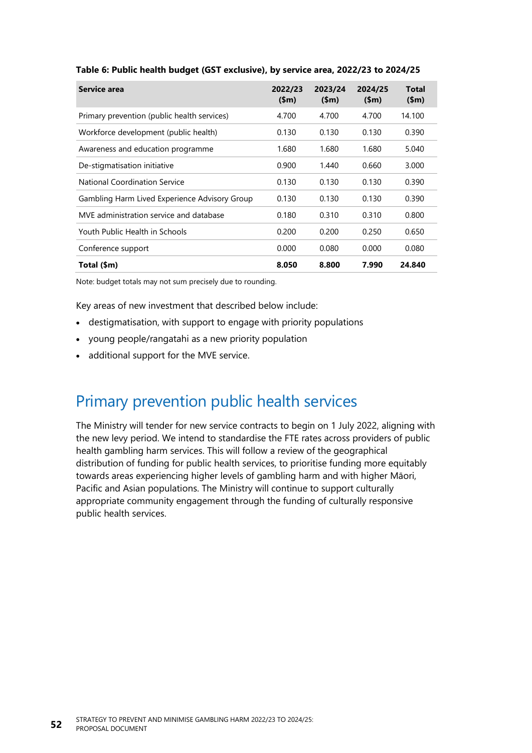**Table 6: Public health budget (GST exclusive), by service area, 2022/23 to 2024/25**

| Service area | 2022/23 ($m) | 2023/24 ($m) | 2024/25 ($m) | Total ($m) |
|---|---|---|---|---|
| Primary prevention (public health services) | 4.700 | 4.700 | 4.700 | 14.100 |
| Workforce development (public health) | 0.130 | 0.130 | 0.130 | 0.390 |
| Awareness and education programme | 1.680 | 1.680 | 1.680 | 5.040 |
| De-stigmatisation initiative | 0.900 | 1.440 | 0.660 | 3.000 |
| National Coordination Service | 0.130 | 0.130 | 0.130 | 0.390 |
| Gambling Harm Lived Experience Advisory Group | 0.130 | 0.130 | 0.130 | 0.390 |
| MVE administration service and database | 0.180 | 0.310 | 0.310 | 0.800 |
| Youth Public Health in Schools | 0.200 | 0.200 | 0.250 | 0.650 |
| Conference support | 0.000 | 0.080 | 0.000 | 0.080 |
| **Total ($m)** | **8.050** | **8.800** | **7.990** | **24.840** |

Note: budget totals may not sum precisely due to rounding.

Key areas of new investment that described below include:

- destigmatisation, with support to engage with priority populations
- young people/rangatahi as a new priority population
- additional support for the MVE service.

## Primary prevention public health services

The Ministry will tender for new service contracts to begin on 1 July 2022, aligning with the new levy period. We intend to standardise the FTE rates across providers of public health gambling harm services. This will follow a review of the geographical distribution of funding for public health services, to prioritise funding more equitably towards areas experiencing higher levels of gambling harm and with higher Māori, Pacific and Asian populations. The Ministry will continue to support culturally appropriate community engagement through the funding of culturally responsive public health services.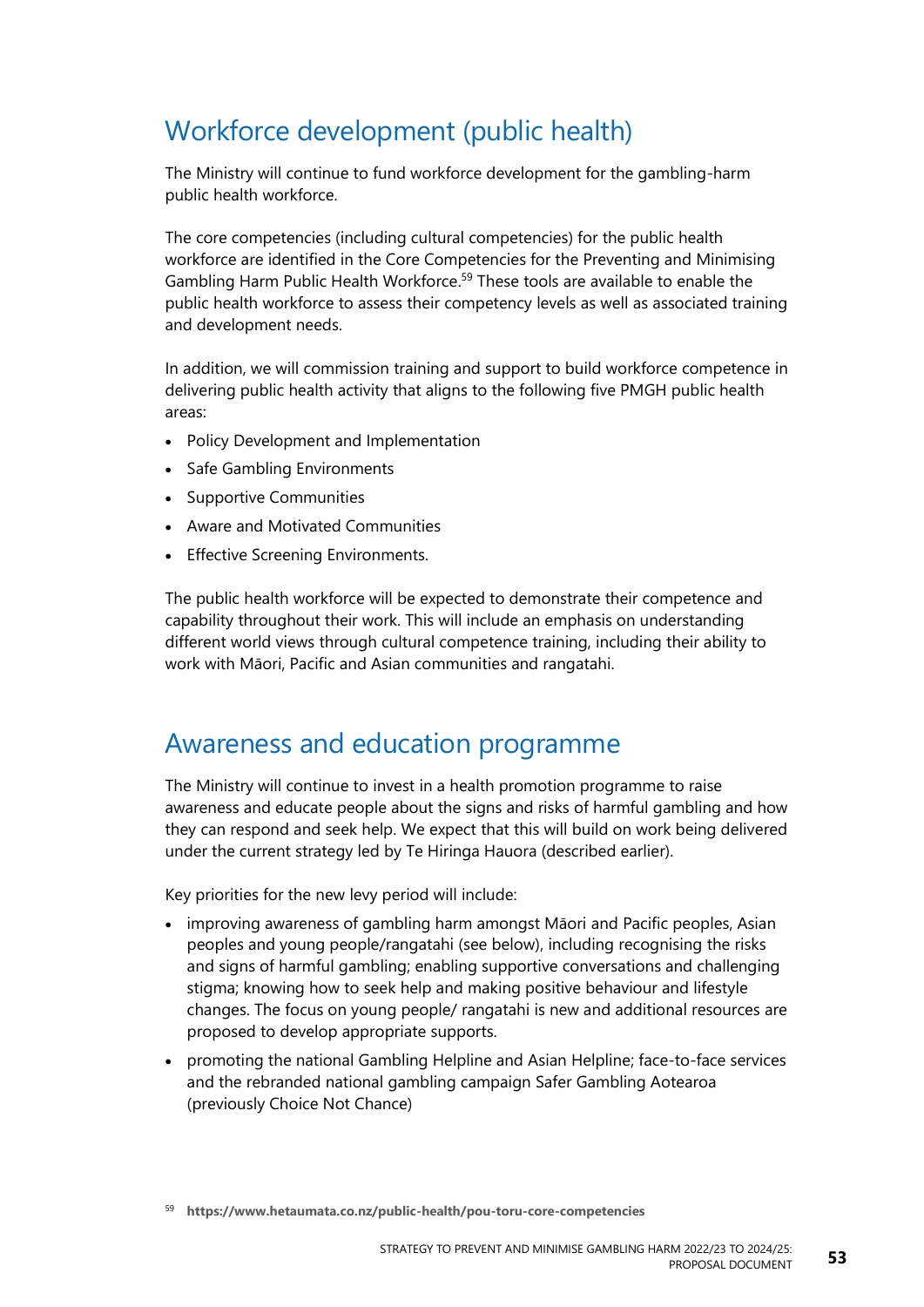## Workforce development (public health)

The Ministry will continue to fund workforce development for the gambling-harm public health workforce.

The core competencies (including cultural competencies) for the public health workforce are identified in the Core Competencies for the Preventing and Minimising Gambling Harm Public Health Workforce.[59] These tools are available to enable the public health workforce to assess their competency levels as well as associated training and development needs.

In addition, we will commission training and support to build workforce competence in delivering public health activity that aligns to the following five PMGH public health areas:

- Policy Development and Implementation
- Safe Gambling Environments
- Supportive Communities
- Aware and Motivated Communities
- Effective Screening Environments.

The public health workforce will be expected to demonstrate their competence and capability throughout their work. This will include an emphasis on understanding different world views through cultural competence training, including their ability to work with Māori, Pacific and Asian communities and rangatahi.

## Awareness and education programme

The Ministry will continue to invest in a health promotion programme to raise awareness and educate people about the signs and risks of harmful gambling and how they can respond and seek help. We expect that this will build on work being delivered under the current strategy led by Te Hiringa Hauora (described earlier).

Key priorities for the new levy period will include:

- improving awareness of gambling harm amongst Māori and Pacific peoples, Asian peoples and young people/rangatahi (see below), including recognising the risks and signs of harmful gambling; enabling supportive conversations and challenging stigma; knowing how to seek help and making positive behaviour and lifestyle changes. The focus on young people/ rangatahi is new and additional resources are proposed to develop appropriate supports.
- promoting the national Gambling Helpline and Asian Helpline; face-to-face services and the rebranded national gambling campaign Safer Gambling Aotearoa (previously Choice Not Chance)

[59] **https://www.hetaumata.co.nz/public-health/pou-toru-core-competencies**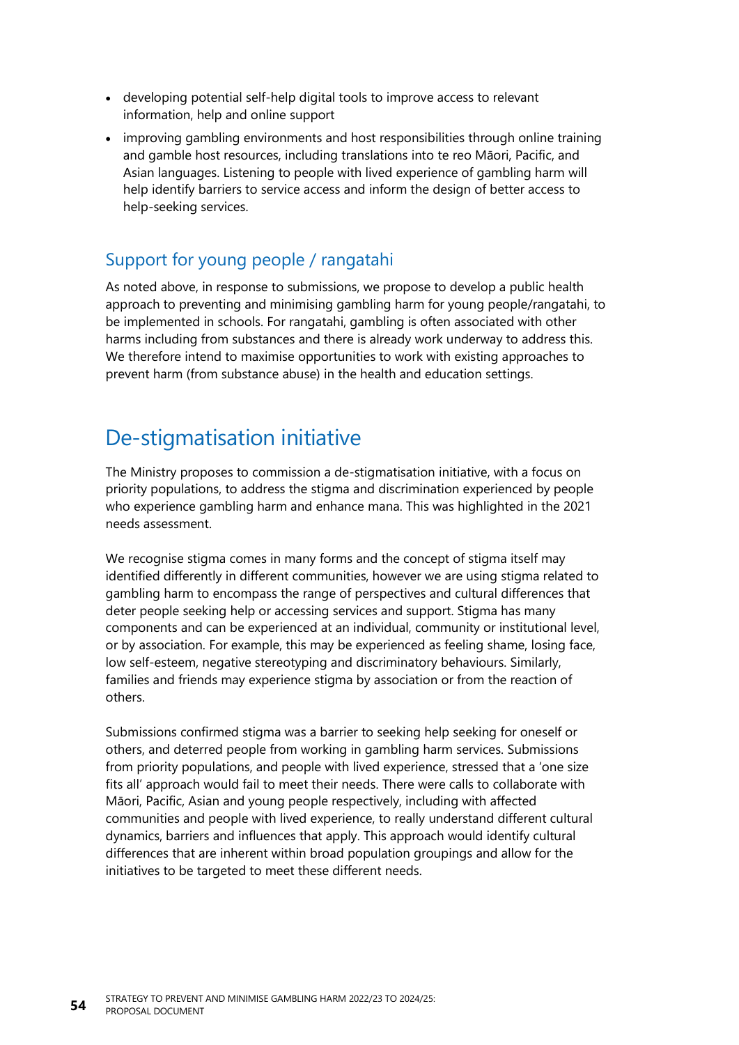- developing potential self-help digital tools to improve access to relevant information, help and online support
- improving gambling environments and host responsibilities through online training and gamble host resources, including translations into te reo Māori, Pacific, and Asian languages. Listening to people with lived experience of gambling harm will help identify barriers to service access and inform the design of better access to help-seeking services.

### Support for young people / rangatahi

As noted above, in response to submissions, we propose to develop a public health approach to preventing and minimising gambling harm for young people/rangatahi, to be implemented in schools. For rangatahi, gambling is often associated with other harms including from substances and there is already work underway to address this. We therefore intend to maximise opportunities to work with existing approaches to prevent harm (from substance abuse) in the health and education settings.

## De-stigmatisation initiative

The Ministry proposes to commission a de-stigmatisation initiative, with a focus on priority populations, to address the stigma and discrimination experienced by people who experience gambling harm and enhance mana. This was highlighted in the 2021 needs assessment.

We recognise stigma comes in many forms and the concept of stigma itself may identified differently in different communities, however we are using stigma related to gambling harm to encompass the range of perspectives and cultural differences that deter people seeking help or accessing services and support. Stigma has many components and can be experienced at an individual, community or institutional level, or by association. For example, this may be experienced as feeling shame, losing face, low self-esteem, negative stereotyping and discriminatory behaviours. Similarly, families and friends may experience stigma by association or from the reaction of others.

Submissions confirmed stigma was a barrier to seeking help seeking for oneself or others, and deterred people from working in gambling harm services. Submissions from priority populations, and people with lived experience, stressed that a 'one size fits all' approach would fail to meet their needs. There were calls to collaborate with Māori, Pacific, Asian and young people respectively, including with affected communities and people with lived experience, to really understand different cultural dynamics, barriers and influences that apply. This approach would identify cultural differences that are inherent within broad population groupings and allow for the initiatives to be targeted to meet these different needs.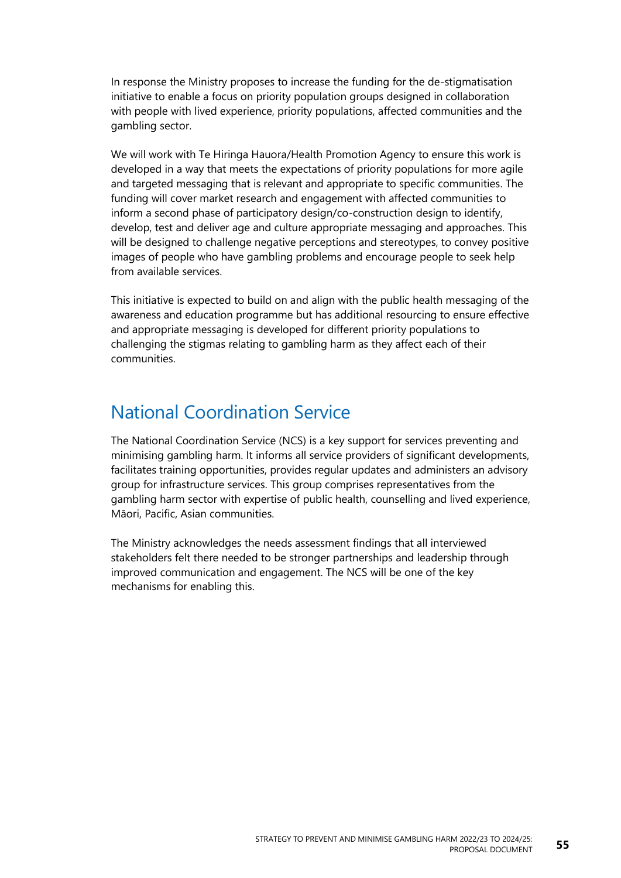In response the Ministry proposes to increase the funding for the de-stigmatisation initiative to enable a focus on priority population groups designed in collaboration with people with lived experience, priority populations, affected communities and the gambling sector.

We will work with Te Hiringa Hauora/Health Promotion Agency to ensure this work is developed in a way that meets the expectations of priority populations for more agile and targeted messaging that is relevant and appropriate to specific communities. The funding will cover market research and engagement with affected communities to inform a second phase of participatory design/co-construction design to identify, develop, test and deliver age and culture appropriate messaging and approaches. This will be designed to challenge negative perceptions and stereotypes, to convey positive images of people who have gambling problems and encourage people to seek help from available services.

This initiative is expected to build on and align with the public health messaging of the awareness and education programme but has additional resourcing to ensure effective and appropriate messaging is developed for different priority populations to challenging the stigmas relating to gambling harm as they affect each of their communities.

## National Coordination Service

The National Coordination Service (NCS) is a key support for services preventing and minimising gambling harm. It informs all service providers of significant developments, facilitates training opportunities, provides regular updates and administers an advisory group for infrastructure services. This group comprises representatives from the gambling harm sector with expertise of public health, counselling and lived experience, Māori, Pacific, Asian communities.

The Ministry acknowledges the needs assessment findings that all interviewed stakeholders felt there needed to be stronger partnerships and leadership through improved communication and engagement. The NCS will be one of the key mechanisms for enabling this.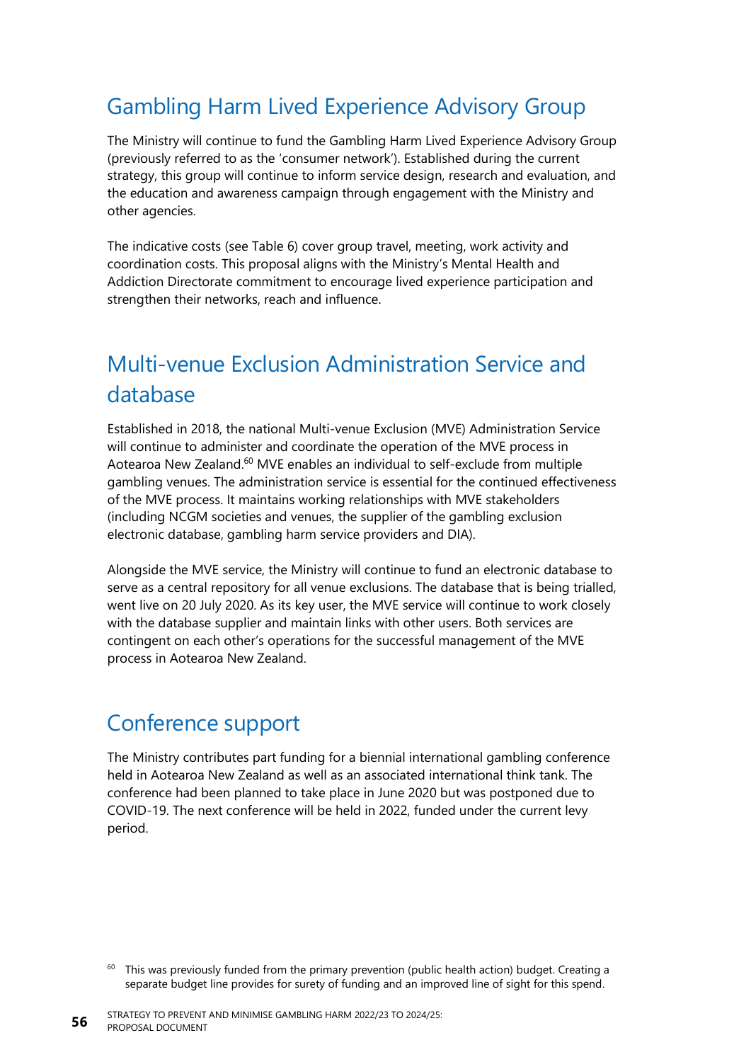## Gambling Harm Lived Experience Advisory Group

The Ministry will continue to fund the Gambling Harm Lived Experience Advisory Group (previously referred to as the 'consumer network'). Established during the current strategy, this group will continue to inform service design, research and evaluation, and the education and awareness campaign through engagement with the Ministry and other agencies.

The indicative costs (see Table 6) cover group travel, meeting, work activity and coordination costs. This proposal aligns with the Ministry's Mental Health and Addiction Directorate commitment to encourage lived experience participation and strengthen their networks, reach and influence.

## Multi-venue Exclusion Administration Service and database

Established in 2018, the national Multi-venue Exclusion (MVE) Administration Service will continue to administer and coordinate the operation of the MVE process in Aotearoa New Zealand.[60] MVE enables an individual to self-exclude from multiple gambling venues. The administration service is essential for the continued effectiveness of the MVE process. It maintains working relationships with MVE stakeholders (including NCGM societies and venues, the supplier of the gambling exclusion electronic database, gambling harm service providers and DIA).

Alongside the MVE service, the Ministry will continue to fund an electronic database to serve as a central repository for all venue exclusions. The database that is being trialled, went live on 20 July 2020. As its key user, the MVE service will continue to work closely with the database supplier and maintain links with other users. Both services are contingent on each other's operations for the successful management of the MVE process in Aotearoa New Zealand.

## Conference support

The Ministry contributes part funding for a biennial international gambling conference held in Aotearoa New Zealand as well as an associated international think tank. The conference had been planned to take place in June 2020 but was postponed due to COVID-19. The next conference will be held in 2022, funded under the current levy period.

[60] This was previously funded from the primary prevention (public health action) budget. Creating a separate budget line provides for surety of funding and an improved line of sight for this spend.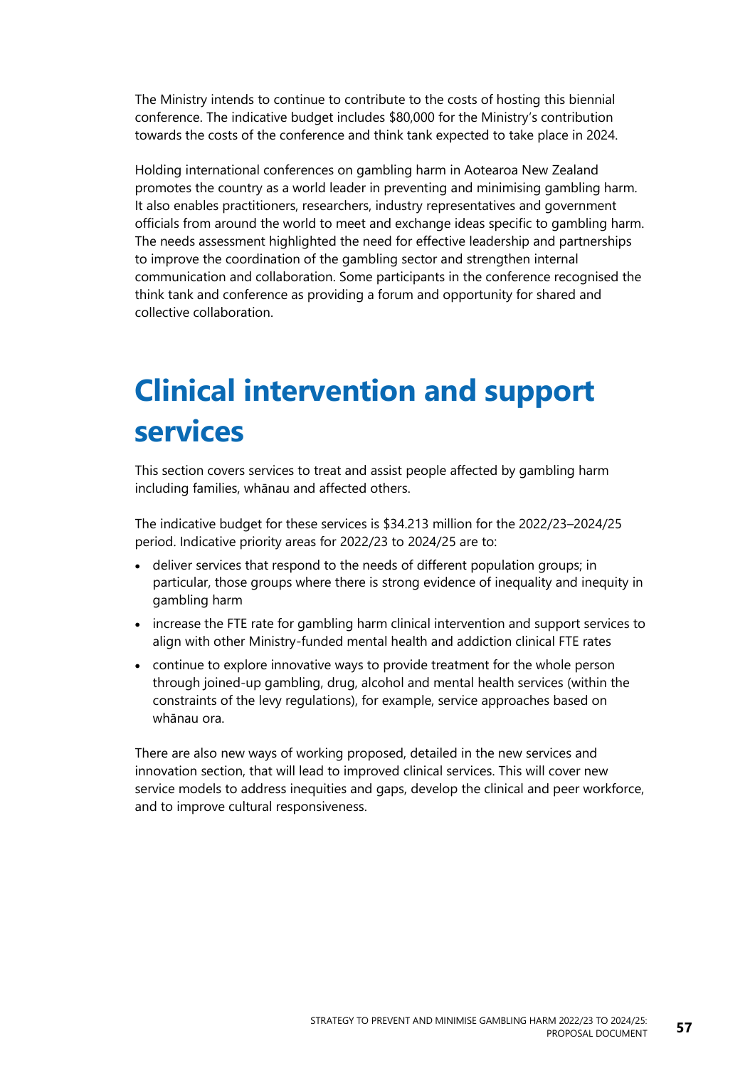The Ministry intends to continue to contribute to the costs of hosting this biennial conference. The indicative budget includes $80,000 for the Ministry's contribution towards the costs of the conference and think tank expected to take place in 2024.

Holding international conferences on gambling harm in Aotearoa New Zealand promotes the country as a world leader in preventing and minimising gambling harm. It also enables practitioners, researchers, industry representatives and government officials from around the world to meet and exchange ideas specific to gambling harm. The needs assessment highlighted the need for effective leadership and partnerships to improve the coordination of the gambling sector and strengthen internal communication and collaboration. Some participants in the conference recognised the think tank and conference as providing a forum and opportunity for shared and collective collaboration.

# Clinical intervention and support services

This section covers services to treat and assist people affected by gambling harm including families, whānau and affected others.

The indicative budget for these services is $34.213 million for the 2022/23–2024/25 period. Indicative priority areas for 2022/23 to 2024/25 are to:

- deliver services that respond to the needs of different population groups; in particular, those groups where there is strong evidence of inequality and inequity in gambling harm
- increase the FTE rate for gambling harm clinical intervention and support services to align with other Ministry-funded mental health and addiction clinical FTE rates
- continue to explore innovative ways to provide treatment for the whole person through joined-up gambling, drug, alcohol and mental health services (within the constraints of the levy regulations), for example, service approaches based on whānau ora.

There are also new ways of working proposed, detailed in the new services and innovation section, that will lead to improved clinical services. This will cover new service models to address inequities and gaps, develop the clinical and peer workforce, and to improve cultural responsiveness.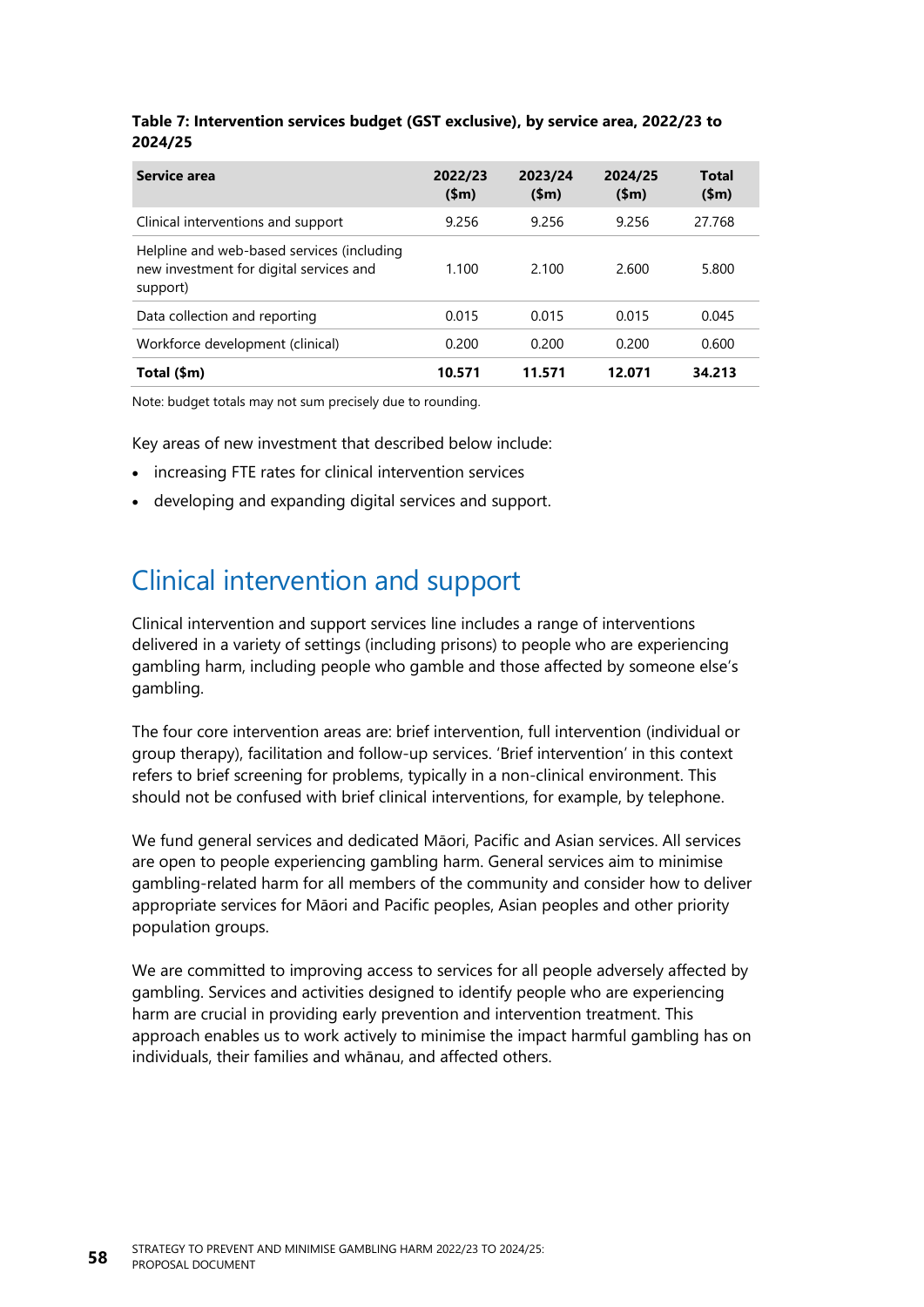**Table 7: Intervention services budget (GST exclusive), by service area, 2022/23 to 2024/25**

| Service area | 2022/23 ($m) | 2023/24 ($m) | 2024/25 ($m) | Total ($m) |
|---|---|---|---|---|
| Clinical interventions and support | 9.256 | 9.256 | 9.256 | 27.768 |
| Helpline and web-based services (including new investment for digital services and support) | 1.100 | 2.100 | 2.600 | 5.800 |
| Data collection and reporting | 0.015 | 0.015 | 0.015 | 0.045 |
| Workforce development (clinical) | 0.200 | 0.200 | 0.200 | 0.600 |
| **Total ($m)** | **10.571** | **11.571** | **12.071** | **34.213** |

Note: budget totals may not sum precisely due to rounding.

Key areas of new investment that described below include:

- increasing FTE rates for clinical intervention services
- developing and expanding digital services and support.

## Clinical intervention and support

Clinical intervention and support services line includes a range of interventions delivered in a variety of settings (including prisons) to people who are experiencing gambling harm, including people who gamble and those affected by someone else's gambling.

The four core intervention areas are: brief intervention, full intervention (individual or group therapy), facilitation and follow-up services. 'Brief intervention' in this context refers to brief screening for problems, typically in a non-clinical environment. This should not be confused with brief clinical interventions, for example, by telephone.

We fund general services and dedicated Māori, Pacific and Asian services. All services are open to people experiencing gambling harm. General services aim to minimise gambling-related harm for all members of the community and consider how to deliver appropriate services for Māori and Pacific peoples, Asian peoples and other priority population groups.

We are committed to improving access to services for all people adversely affected by gambling. Services and activities designed to identify people who are experiencing harm are crucial in providing early prevention and intervention treatment. This approach enables us to work actively to minimise the impact harmful gambling has on individuals, their families and whānau, and affected others.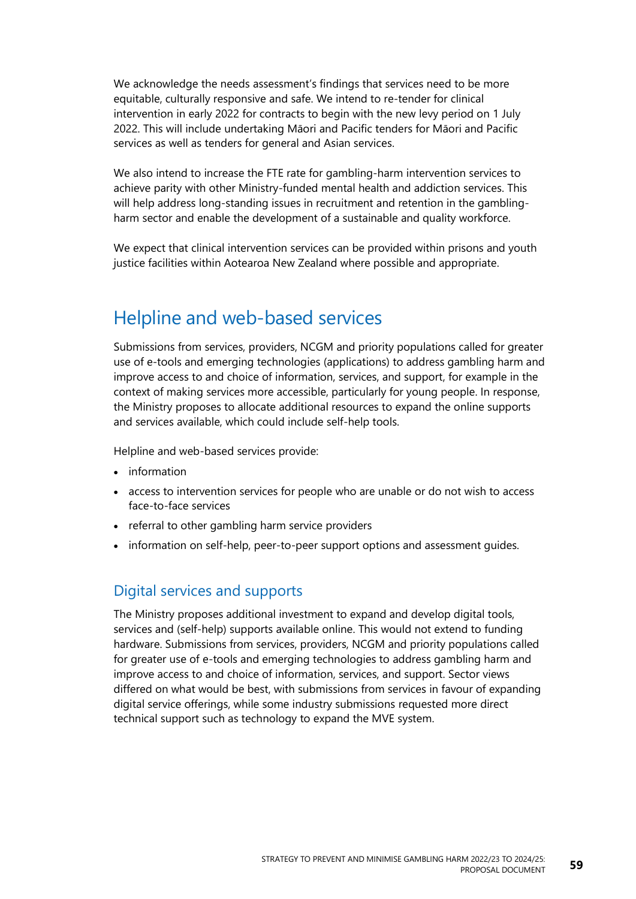We acknowledge the needs assessment's findings that services need to be more equitable, culturally responsive and safe. We intend to re-tender for clinical intervention in early 2022 for contracts to begin with the new levy period on 1 July 2022. This will include undertaking Māori and Pacific tenders for Māori and Pacific services as well as tenders for general and Asian services.

We also intend to increase the FTE rate for gambling-harm intervention services to achieve parity with other Ministry-funded mental health and addiction services. This will help address long-standing issues in recruitment and retention in the gambling-harm sector and enable the development of a sustainable and quality workforce.

We expect that clinical intervention services can be provided within prisons and youth justice facilities within Aotearoa New Zealand where possible and appropriate.

## Helpline and web-based services

Submissions from services, providers, NCGM and priority populations called for greater use of e-tools and emerging technologies (applications) to address gambling harm and improve access to and choice of information, services, and support, for example in the context of making services more accessible, particularly for young people. In response, the Ministry proposes to allocate additional resources to expand the online supports and services available, which could include self-help tools.

Helpline and web-based services provide:

- information
- access to intervention services for people who are unable or do not wish to access face-to-face services
- referral to other gambling harm service providers
- information on self-help, peer-to-peer support options and assessment guides.

### Digital services and supports

The Ministry proposes additional investment to expand and develop digital tools, services and (self-help) supports available online. This would not extend to funding hardware. Submissions from services, providers, NCGM and priority populations called for greater use of e-tools and emerging technologies to address gambling harm and improve access to and choice of information, services, and support. Sector views differed on what would be best, with submissions from services in favour of expanding digital service offerings, while some industry submissions requested more direct technical support such as technology to expand the MVE system.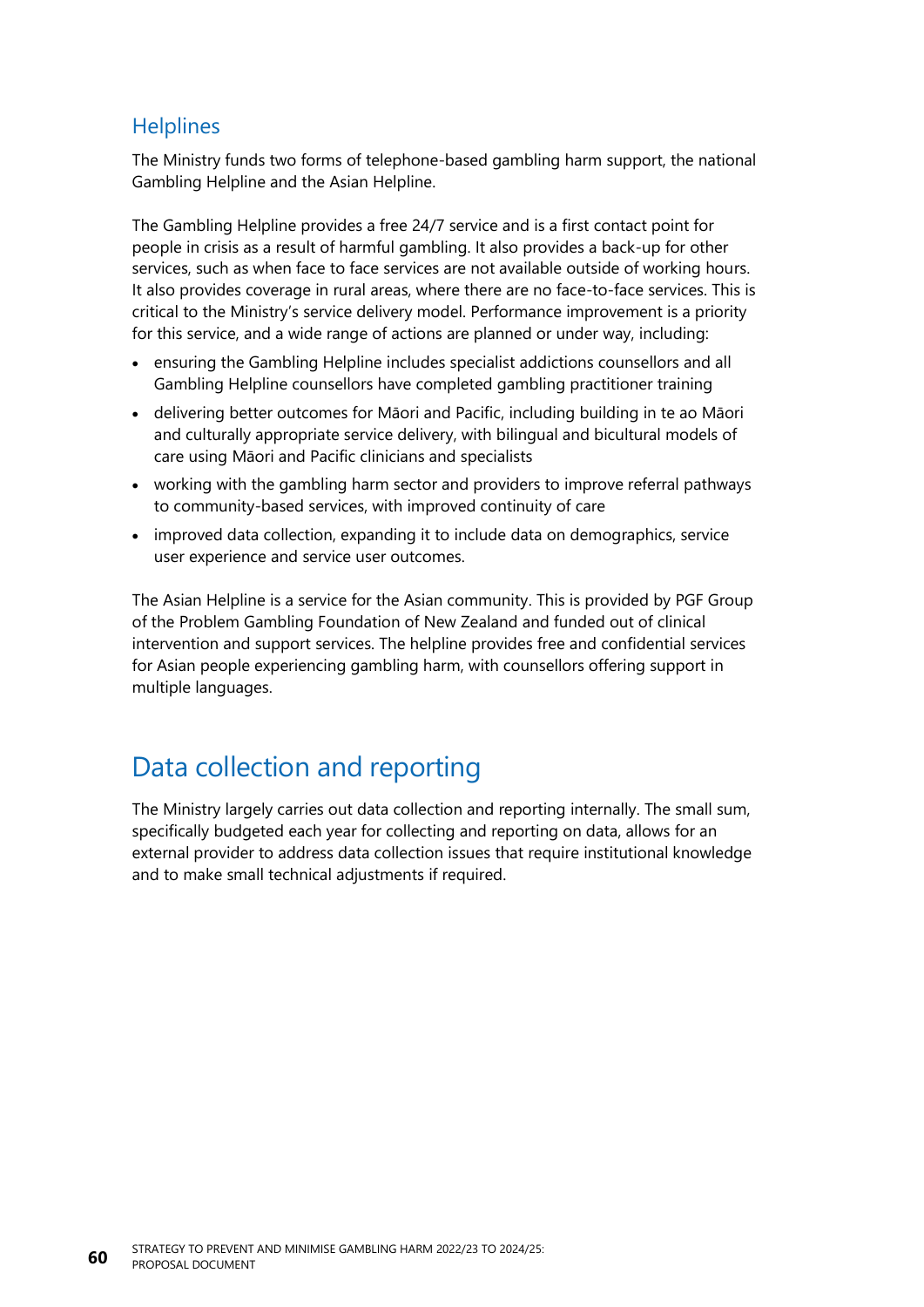### Helplines

The Ministry funds two forms of telephone-based gambling harm support, the national Gambling Helpline and the Asian Helpline.

The Gambling Helpline provides a free 24/7 service and is a first contact point for people in crisis as a result of harmful gambling. It also provides a back-up for other services, such as when face to face services are not available outside of working hours. It also provides coverage in rural areas, where there are no face-to-face services. This is critical to the Ministry's service delivery model. Performance improvement is a priority for this service, and a wide range of actions are planned or under way, including:

- ensuring the Gambling Helpline includes specialist addictions counsellors and all Gambling Helpline counsellors have completed gambling practitioner training
- delivering better outcomes for Māori and Pacific, including building in te ao Māori and culturally appropriate service delivery, with bilingual and bicultural models of care using Māori and Pacific clinicians and specialists
- working with the gambling harm sector and providers to improve referral pathways to community-based services, with improved continuity of care
- improved data collection, expanding it to include data on demographics, service user experience and service user outcomes.

The Asian Helpline is a service for the Asian community. This is provided by PGF Group of the Problem Gambling Foundation of New Zealand and funded out of clinical intervention and support services. The helpline provides free and confidential services for Asian people experiencing gambling harm, with counsellors offering support in multiple languages.

## Data collection and reporting

The Ministry largely carries out data collection and reporting internally. The small sum, specifically budgeted each year for collecting and reporting on data, allows for an external provider to address data collection issues that require institutional knowledge and to make small technical adjustments if required.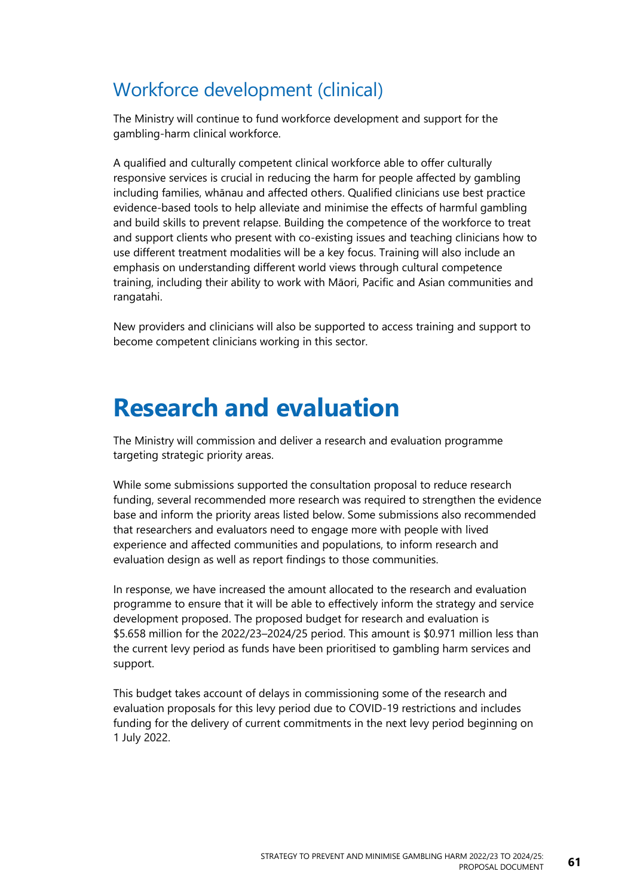## Workforce development (clinical)

The Ministry will continue to fund workforce development and support for the gambling-harm clinical workforce.

A qualified and culturally competent clinical workforce able to offer culturally responsive services is crucial in reducing the harm for people affected by gambling including families, whānau and affected others. Qualified clinicians use best practice evidence-based tools to help alleviate and minimise the effects of harmful gambling and build skills to prevent relapse. Building the competence of the workforce to treat and support clients who present with co-existing issues and teaching clinicians how to use different treatment modalities will be a key focus. Training will also include an emphasis on understanding different world views through cultural competence training, including their ability to work with Māori, Pacific and Asian communities and rangatahi.

New providers and clinicians will also be supported to access training and support to become competent clinicians working in this sector.

# Research and evaluation

The Ministry will commission and deliver a research and evaluation programme targeting strategic priority areas.

While some submissions supported the consultation proposal to reduce research funding, several recommended more research was required to strengthen the evidence base and inform the priority areas listed below. Some submissions also recommended that researchers and evaluators need to engage more with people with lived experience and affected communities and populations, to inform research and evaluation design as well as report findings to those communities.

In response, we have increased the amount allocated to the research and evaluation programme to ensure that it will be able to effectively inform the strategy and service development proposed. The proposed budget for research and evaluation is $5.658 million for the 2022/23–2024/25 period. This amount is $0.971 million less than the current levy period as funds have been prioritised to gambling harm services and support.

This budget takes account of delays in commissioning some of the research and evaluation proposals for this levy period due to COVID-19 restrictions and includes funding for the delivery of current commitments in the next levy period beginning on 1 July 2022.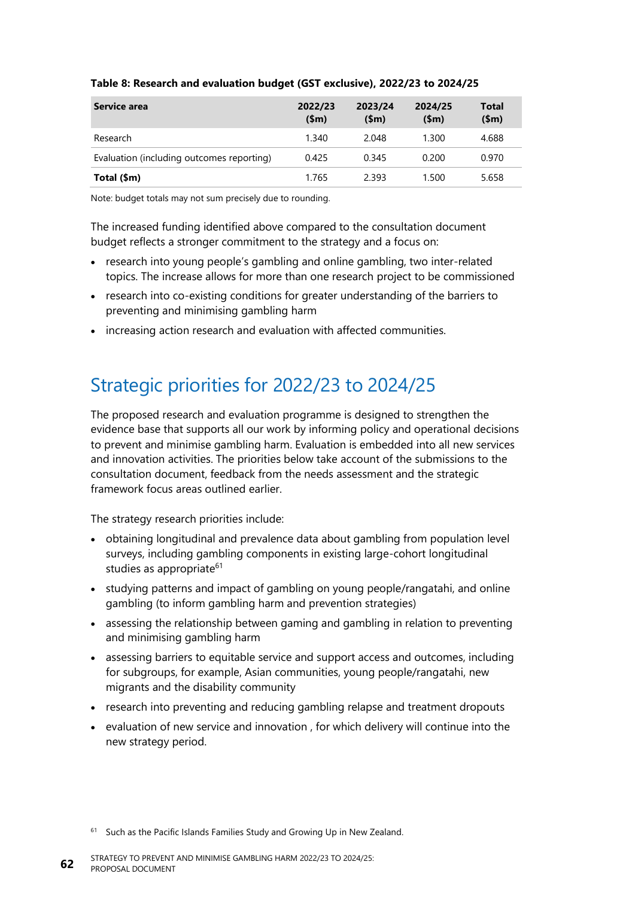**Table 8: Research and evaluation budget (GST exclusive), 2022/23 to 2024/25**

| Service area | 2022/23 ($m) | 2023/24 ($m) | 2024/25 ($m) | Total ($m) |
|---|---|---|---|---|
| Research | 1.340 | 2.048 | 1.300 | 4.688 |
| Evaluation (including outcomes reporting) | 0.425 | 0.345 | 0.200 | 0.970 |
| **Total ($m)** | 1.765 | 2.393 | 1.500 | 5.658 |

Note: budget totals may not sum precisely due to rounding.

The increased funding identified above compared to the consultation document budget reflects a stronger commitment to the strategy and a focus on:

- research into young people's gambling and online gambling, two inter-related topics. The increase allows for more than one research project to be commissioned
- research into co-existing conditions for greater understanding of the barriers to preventing and minimising gambling harm
- increasing action research and evaluation with affected communities.

## Strategic priorities for 2022/23 to 2024/25

The proposed research and evaluation programme is designed to strengthen the evidence base that supports all our work by informing policy and operational decisions to prevent and minimise gambling harm. Evaluation is embedded into all new services and innovation activities. The priorities below take account of the submissions to the consultation document, feedback from the needs assessment and the strategic framework focus areas outlined earlier.

The strategy research priorities include:

- obtaining longitudinal and prevalence data about gambling from population level surveys, including gambling components in existing large-cohort longitudinal studies as appropriate[61]
- studying patterns and impact of gambling on young people/rangatahi, and online gambling (to inform gambling harm and prevention strategies)
- assessing the relationship between gaming and gambling in relation to preventing and minimising gambling harm
- assessing barriers to equitable service and support access and outcomes, including for subgroups, for example, Asian communities, young people/rangatahi, new migrants and the disability community
- research into preventing and reducing gambling relapse and treatment dropouts
- evaluation of new service and innovation , for which delivery will continue into the new strategy period.

[61] Such as the Pacific Islands Families Study and Growing Up in New Zealand.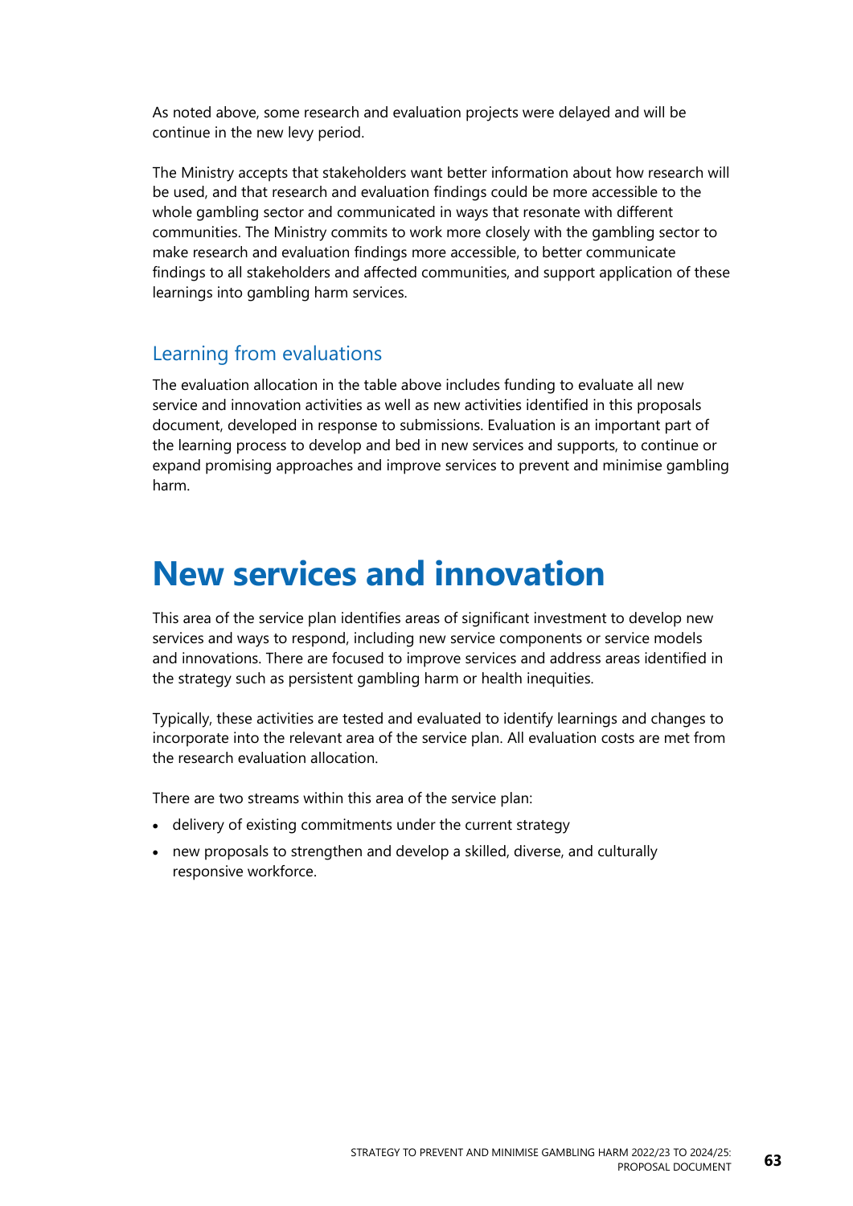As noted above, some research and evaluation projects were delayed and will be continue in the new levy period.

The Ministry accepts that stakeholders want better information about how research will be used, and that research and evaluation findings could be more accessible to the whole gambling sector and communicated in ways that resonate with different communities. The Ministry commits to work more closely with the gambling sector to make research and evaluation findings more accessible, to better communicate findings to all stakeholders and affected communities, and support application of these learnings into gambling harm services.

## Learning from evaluations

The evaluation allocation in the table above includes funding to evaluate all new service and innovation activities as well as new activities identified in this proposals document, developed in response to submissions. Evaluation is an important part of the learning process to develop and bed in new services and supports, to continue or expand promising approaches and improve services to prevent and minimise gambling harm.

# New services and innovation

This area of the service plan identifies areas of significant investment to develop new services and ways to respond, including new service components or service models and innovations. There are focused to improve services and address areas identified in the strategy such as persistent gambling harm or health inequities.

Typically, these activities are tested and evaluated to identify learnings and changes to incorporate into the relevant area of the service plan. All evaluation costs are met from the research evaluation allocation.

There are two streams within this area of the service plan:

- delivery of existing commitments under the current strategy
- new proposals to strengthen and develop a skilled, diverse, and culturally responsive workforce.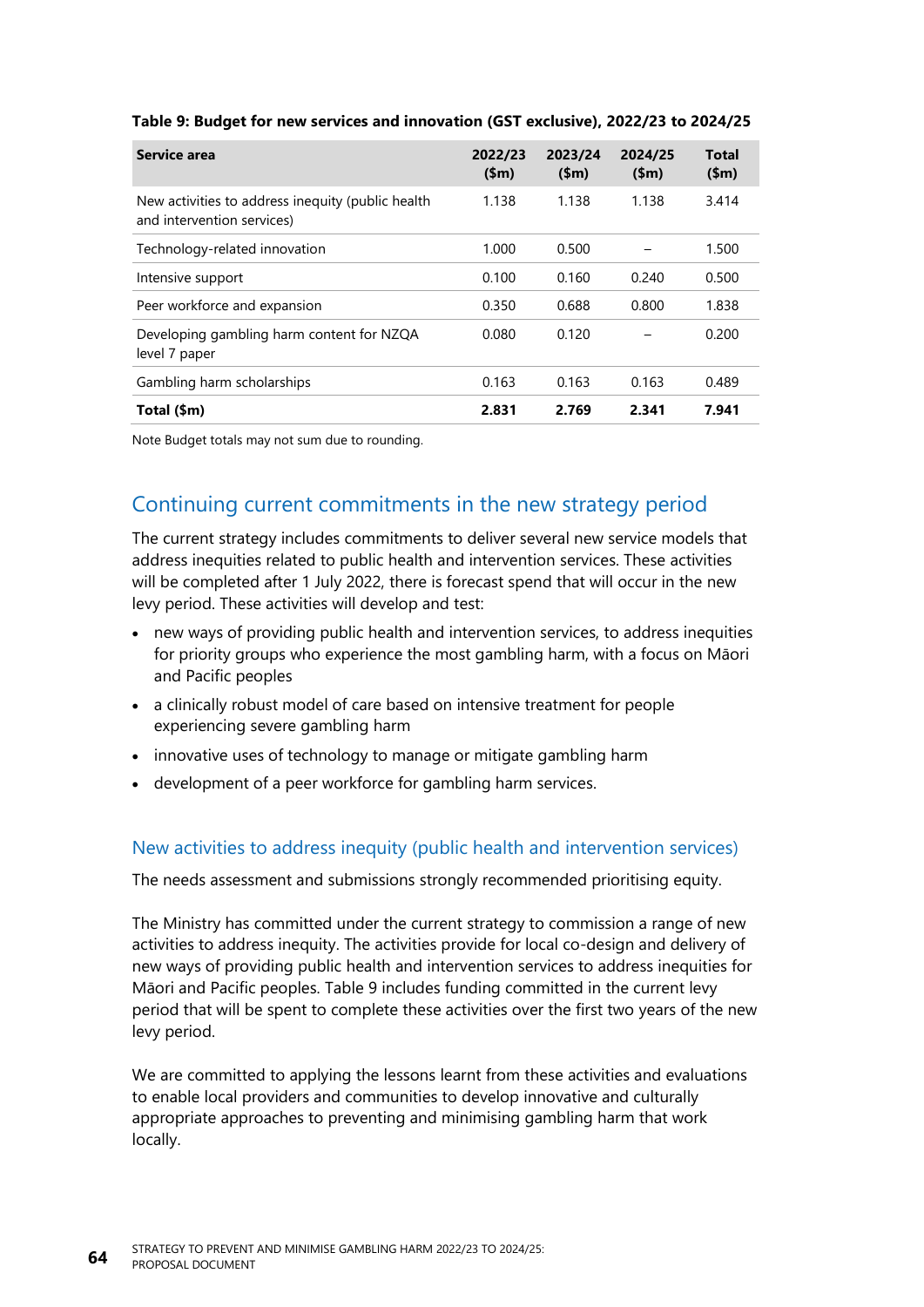**Table 9: Budget for new services and innovation (GST exclusive), 2022/23 to 2024/25**

| Service area | 2022/23 ($m) | 2023/24 ($m) | 2024/25 ($m) | Total ($m) |
|---|---|---|---|---|
| New activities to address inequity (public health and intervention services) | 1.138 | 1.138 | 1.138 | 3.414 |
| Technology-related innovation | 1.000 | 0.500 | – | 1.500 |
| Intensive support | 0.100 | 0.160 | 0.240 | 0.500 |
| Peer workforce and expansion | 0.350 | 0.688 | 0.800 | 1.838 |
| Developing gambling harm content for NZQA level 7 paper | 0.080 | 0.120 | – | 0.200 |
| Gambling harm scholarships | 0.163 | 0.163 | 0.163 | 0.489 |
| **Total ($m)** | **2.831** | **2.769** | **2.341** | **7.941** |

Note Budget totals may not sum due to rounding.

## Continuing current commitments in the new strategy period

The current strategy includes commitments to deliver several new service models that address inequities related to public health and intervention services. These activities will be completed after 1 July 2022, there is forecast spend that will occur in the new levy period. These activities will develop and test:

- new ways of providing public health and intervention services, to address inequities for priority groups who experience the most gambling harm, with a focus on Māori and Pacific peoples
- a clinically robust model of care based on intensive treatment for people experiencing severe gambling harm
- innovative uses of technology to manage or mitigate gambling harm
- development of a peer workforce for gambling harm services.

### New activities to address inequity (public health and intervention services)

The needs assessment and submissions strongly recommended prioritising equity.

The Ministry has committed under the current strategy to commission a range of new activities to address inequity. The activities provide for local co-design and delivery of new ways of providing public health and intervention services to address inequities for Māori and Pacific peoples. Table 9 includes funding committed in the current levy period that will be spent to complete these activities over the first two years of the new levy period.

We are committed to applying the lessons learnt from these activities and evaluations to enable local providers and communities to develop innovative and culturally appropriate approaches to preventing and minimising gambling harm that work locally.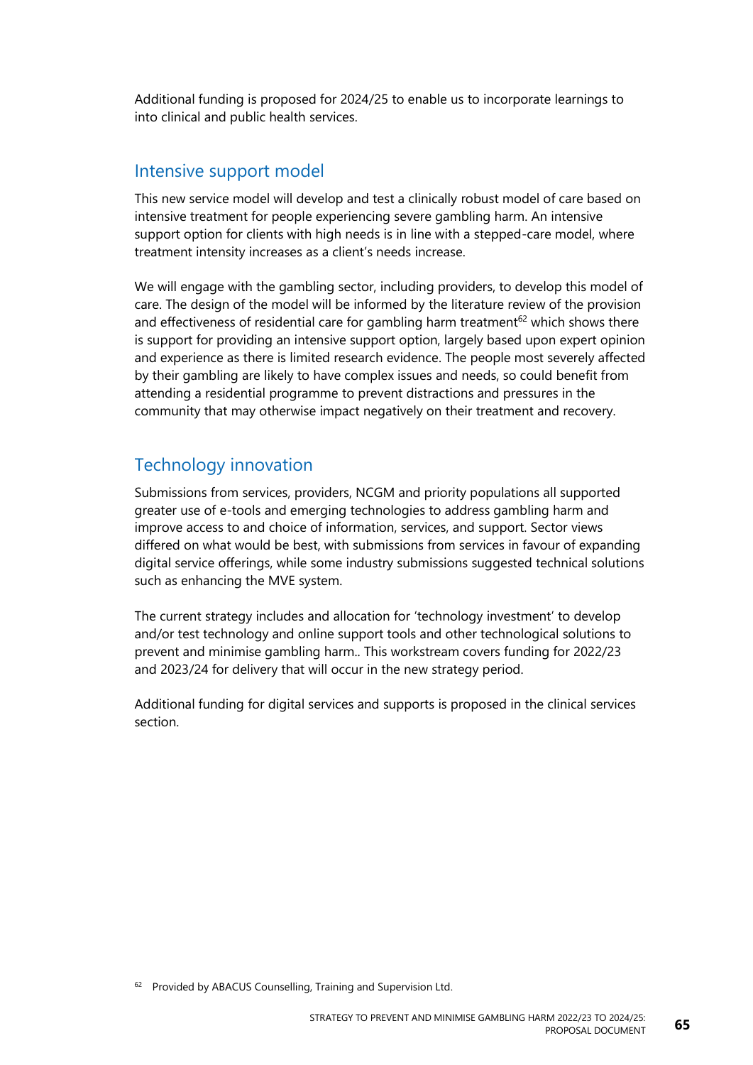Additional funding is proposed for 2024/25 to enable us to incorporate learnings to into clinical and public health services.

## Intensive support model

This new service model will develop and test a clinically robust model of care based on intensive treatment for people experiencing severe gambling harm. An intensive support option for clients with high needs is in line with a stepped-care model, where treatment intensity increases as a client's needs increase.

We will engage with the gambling sector, including providers, to develop this model of care. The design of the model will be informed by the literature review of the provision and effectiveness of residential care for gambling harm treatment[62] which shows there is support for providing an intensive support option, largely based upon expert opinion and experience as there is limited research evidence. The people most severely affected by their gambling are likely to have complex issues and needs, so could benefit from attending a residential programme to prevent distractions and pressures in the community that may otherwise impact negatively on their treatment and recovery.

## Technology innovation

Submissions from services, providers, NCGM and priority populations all supported greater use of e-tools and emerging technologies to address gambling harm and improve access to and choice of information, services, and support. Sector views differed on what would be best, with submissions from services in favour of expanding digital service offerings, while some industry submissions suggested technical solutions such as enhancing the MVE system.

The current strategy includes and allocation for 'technology investment' to develop and/or test technology and online support tools and other technological solutions to prevent and minimise gambling harm.. This workstream covers funding for 2022/23 and 2023/24 for delivery that will occur in the new strategy period.

Additional funding for digital services and supports is proposed in the clinical services section.

[62] Provided by ABACUS Counselling, Training and Supervision Ltd.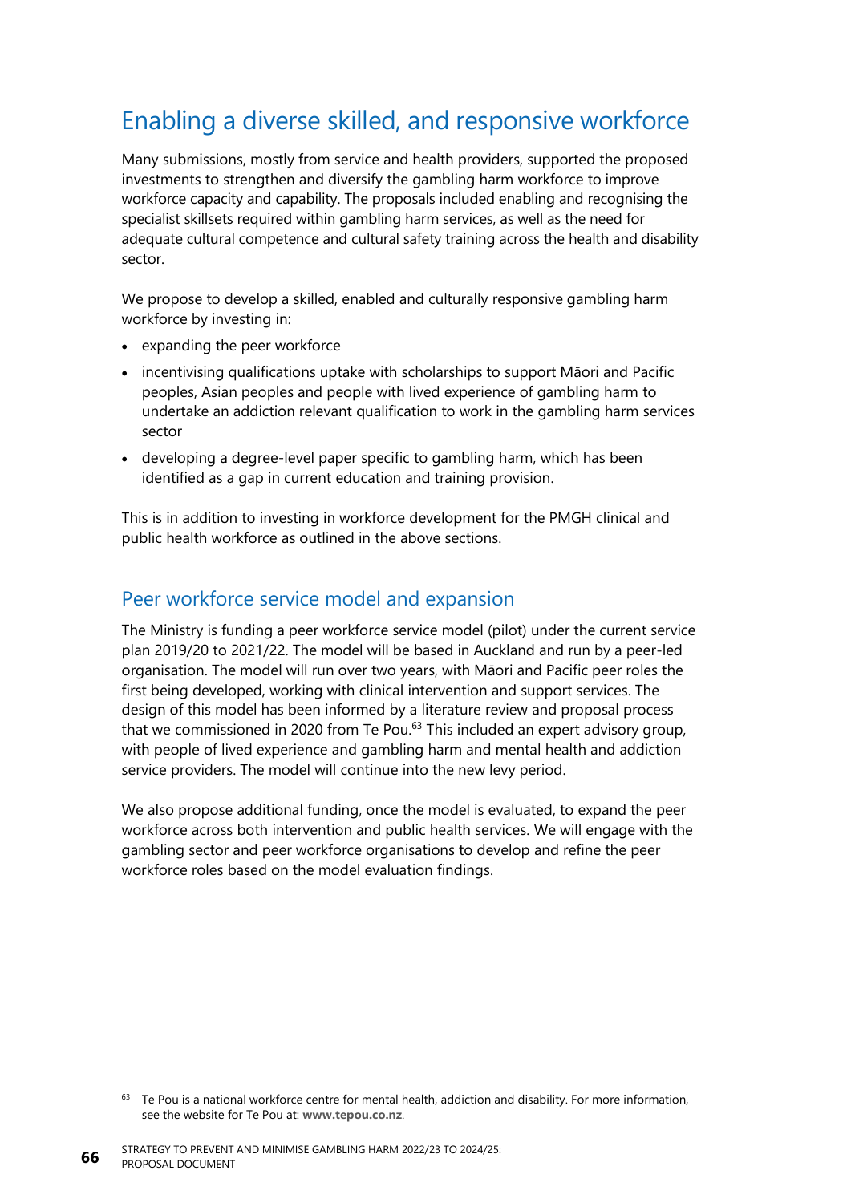## Enabling a diverse skilled, and responsive workforce

Many submissions, mostly from service and health providers, supported the proposed investments to strengthen and diversify the gambling harm workforce to improve workforce capacity and capability. The proposals included enabling and recognising the specialist skillsets required within gambling harm services, as well as the need for adequate cultural competence and cultural safety training across the health and disability sector.

We propose to develop a skilled, enabled and culturally responsive gambling harm workforce by investing in:

- expanding the peer workforce
- incentivising qualifications uptake with scholarships to support Māori and Pacific peoples, Asian peoples and people with lived experience of gambling harm to undertake an addiction relevant qualification to work in the gambling harm services sector
- developing a degree-level paper specific to gambling harm, which has been identified as a gap in current education and training provision.

This is in addition to investing in workforce development for the PMGH clinical and public health workforce as outlined in the above sections.

### Peer workforce service model and expansion

The Ministry is funding a peer workforce service model (pilot) under the current service plan 2019/20 to 2021/22. The model will be based in Auckland and run by a peer-led organisation. The model will run over two years, with Māori and Pacific peer roles the first being developed, working with clinical intervention and support services. The design of this model has been informed by a literature review and proposal process that we commissioned in 2020 from Te Pou.[63] This included an expert advisory group, with people of lived experience and gambling harm and mental health and addiction service providers. The model will continue into the new levy period.

We also propose additional funding, once the model is evaluated, to expand the peer workforce across both intervention and public health services. We will engage with the gambling sector and peer workforce organisations to develop and refine the peer workforce roles based on the model evaluation findings.

[63] Te Pou is a national workforce centre for mental health, addiction and disability. For more information, see the website for Te Pou at: **www.tepou.co.nz**.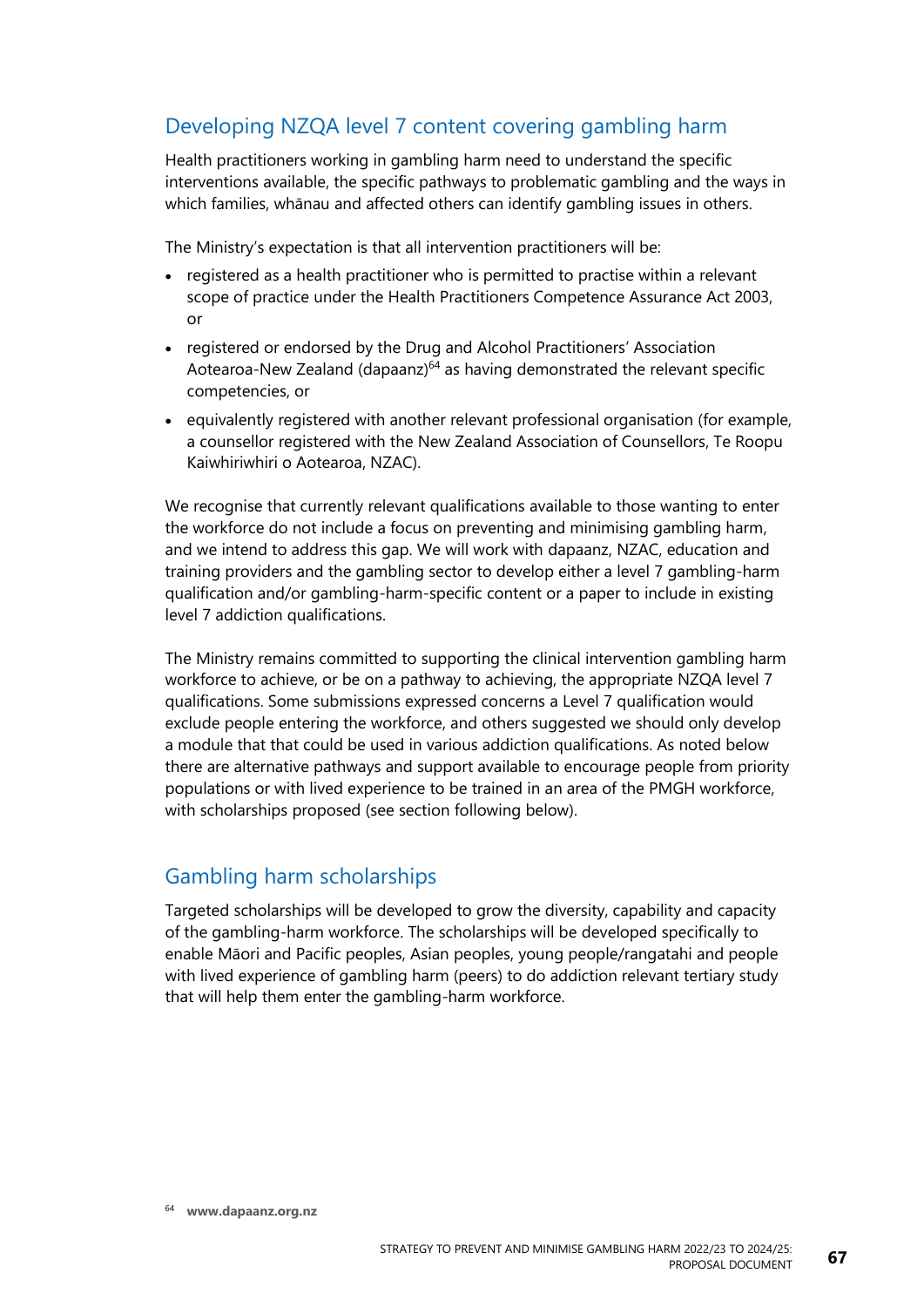## Developing NZQA level 7 content covering gambling harm

Health practitioners working in gambling harm need to understand the specific interventions available, the specific pathways to problematic gambling and the ways in which families, whānau and affected others can identify gambling issues in others.

The Ministry's expectation is that all intervention practitioners will be:

- registered as a health practitioner who is permitted to practise within a relevant scope of practice under the Health Practitioners Competence Assurance Act 2003, or
- registered or endorsed by the Drug and Alcohol Practitioners' Association Aotearoa-New Zealand (dapaanz)[64] as having demonstrated the relevant specific competencies, or
- equivalently registered with another relevant professional organisation (for example, a counsellor registered with the New Zealand Association of Counsellors, Te Roopu Kaiwhiriwhiri o Aotearoa, NZAC).

We recognise that currently relevant qualifications available to those wanting to enter the workforce do not include a focus on preventing and minimising gambling harm, and we intend to address this gap. We will work with dapaanz, NZAC, education and training providers and the gambling sector to develop either a level 7 gambling-harm qualification and/or gambling-harm-specific content or a paper to include in existing level 7 addiction qualifications.

The Ministry remains committed to supporting the clinical intervention gambling harm workforce to achieve, or be on a pathway to achieving, the appropriate NZQA level 7 qualifications. Some submissions expressed concerns a Level 7 qualification would exclude people entering the workforce, and others suggested we should only develop a module that that could be used in various addiction qualifications. As noted below there are alternative pathways and support available to encourage people from priority populations or with lived experience to be trained in an area of the PMGH workforce, with scholarships proposed (see section following below).

## Gambling harm scholarships

Targeted scholarships will be developed to grow the diversity, capability and capacity of the gambling-harm workforce. The scholarships will be developed specifically to enable Māori and Pacific peoples, Asian peoples, young people/rangatahi and people with lived experience of gambling harm (peers) to do addiction relevant tertiary study that will help them enter the gambling-harm workforce.

[64] **www.dapaanz.org.nz**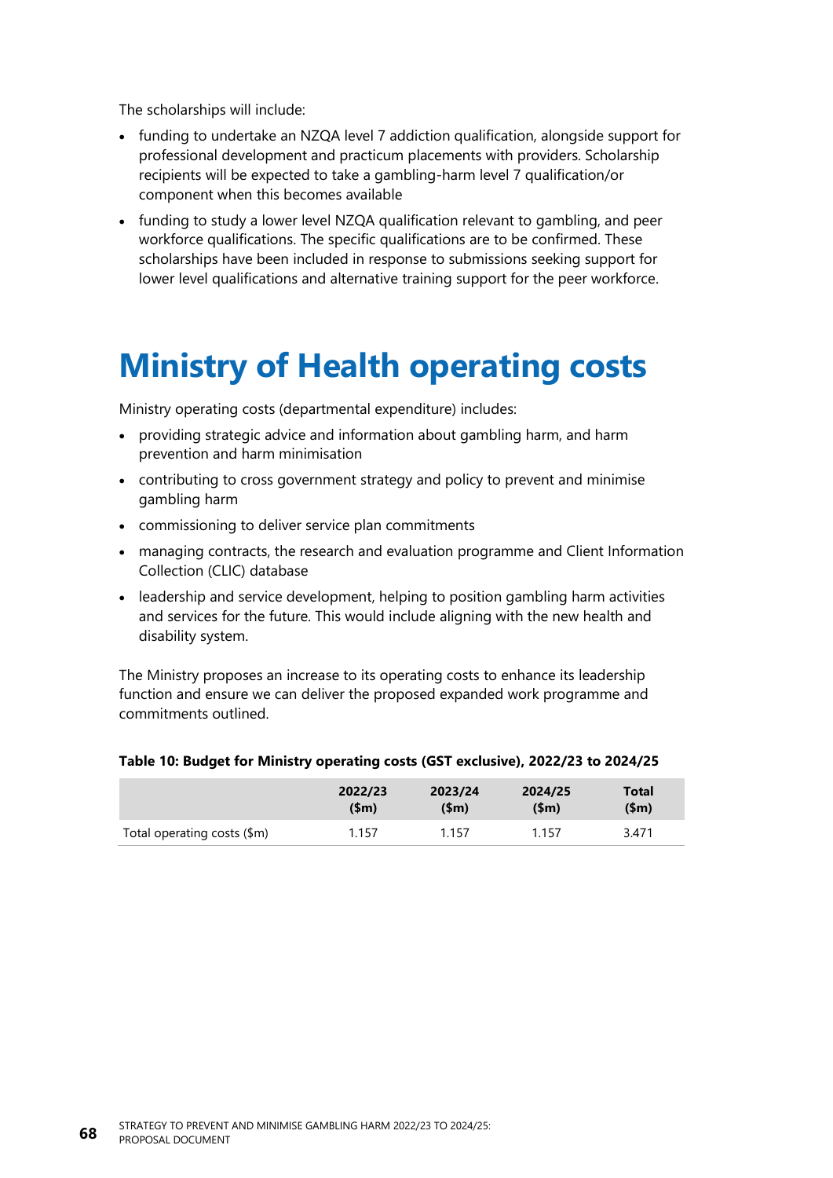The scholarships will include:

- funding to undertake an NZQA level 7 addiction qualification, alongside support for professional development and practicum placements with providers. Scholarship recipients will be expected to take a gambling-harm level 7 qualification/or component when this becomes available
- funding to study a lower level NZQA qualification relevant to gambling, and peer workforce qualifications. The specific qualifications are to be confirmed. These scholarships have been included in response to submissions seeking support for lower level qualifications and alternative training support for the peer workforce.

# Ministry of Health operating costs

Ministry operating costs (departmental expenditure) includes:

- providing strategic advice and information about gambling harm, and harm prevention and harm minimisation
- contributing to cross government strategy and policy to prevent and minimise gambling harm
- commissioning to deliver service plan commitments
- managing contracts, the research and evaluation programme and Client Information Collection (CLIC) database
- leadership and service development, helping to position gambling harm activities and services for the future. This would include aligning with the new health and disability system.

The Ministry proposes an increase to its operating costs to enhance its leadership function and ensure we can deliver the proposed expanded work programme and commitments outlined.

**Table 10: Budget for Ministry operating costs (GST exclusive), 2022/23 to 2024/25**

| | 2022/23 ($m) | 2023/24 ($m) | 2024/25 ($m) | Total ($m) |
|---|---|---|---|---|
| Total operating costs ($m) | 1.157 | 1.157 | 1.157 | 3.471 |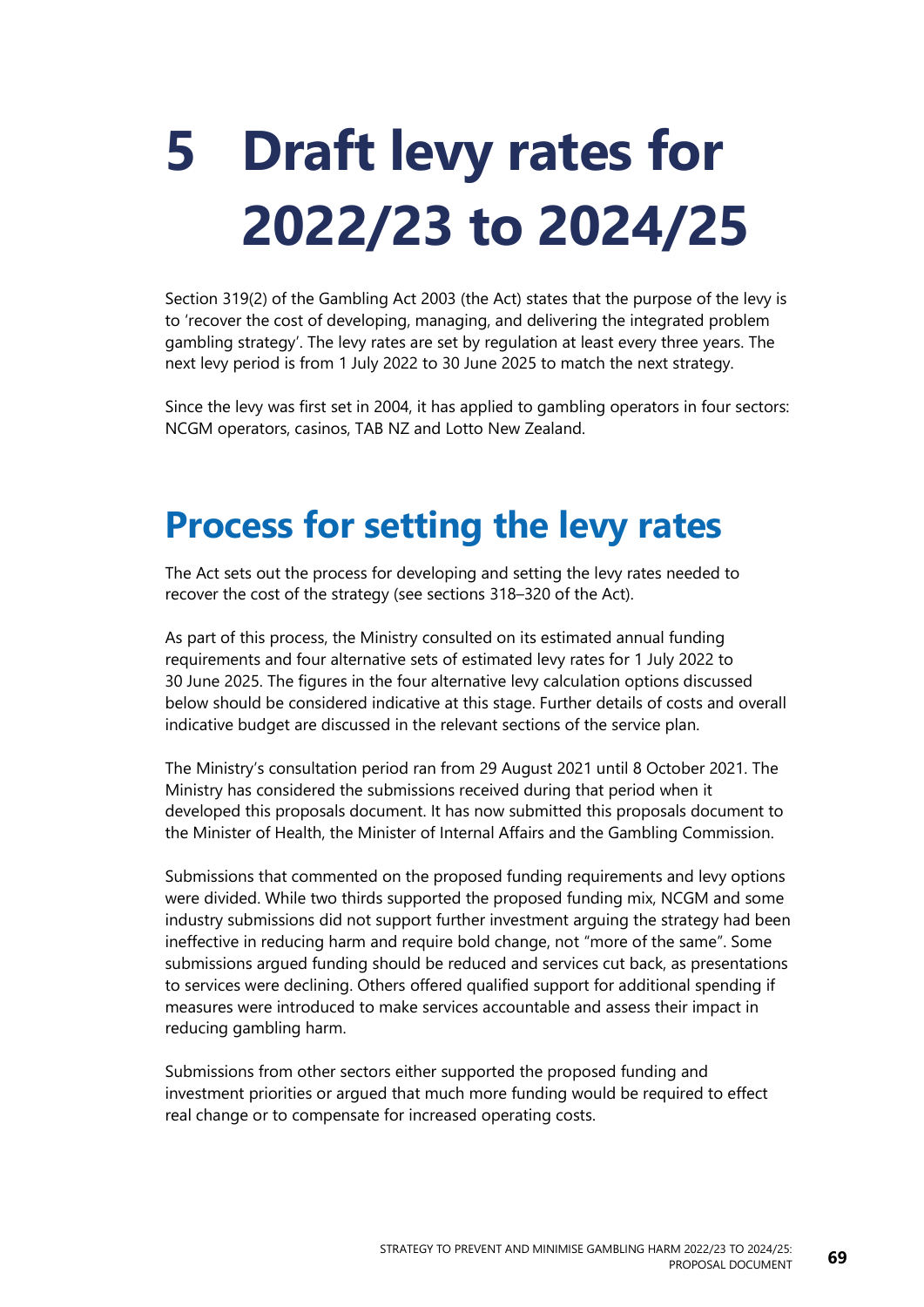# 5 Draft levy rates for 2022/23 to 2024/25

Section 319(2) of the Gambling Act 2003 (the Act) states that the purpose of the levy is to 'recover the cost of developing, managing, and delivering the integrated problem gambling strategy'. The levy rates are set by regulation at least every three years. The next levy period is from 1 July 2022 to 30 June 2025 to match the next strategy.

Since the levy was first set in 2004, it has applied to gambling operators in four sectors: NCGM operators, casinos, TAB NZ and Lotto New Zealand.

## Process for setting the levy rates

The Act sets out the process for developing and setting the levy rates needed to recover the cost of the strategy (see sections 318–320 of the Act).

As part of this process, the Ministry consulted on its estimated annual funding requirements and four alternative sets of estimated levy rates for 1 July 2022 to 30 June 2025. The figures in the four alternative levy calculation options discussed below should be considered indicative at this stage. Further details of costs and overall indicative budget are discussed in the relevant sections of the service plan.

The Ministry's consultation period ran from 29 August 2021 until 8 October 2021. The Ministry has considered the submissions received during that period when it developed this proposals document. It has now submitted this proposals document to the Minister of Health, the Minister of Internal Affairs and the Gambling Commission.

Submissions that commented on the proposed funding requirements and levy options were divided. While two thirds supported the proposed funding mix, NCGM and some industry submissions did not support further investment arguing the strategy had been ineffective in reducing harm and require bold change, not "more of the same". Some submissions argued funding should be reduced and services cut back, as presentations to services were declining. Others offered qualified support for additional spending if measures were introduced to make services accountable and assess their impact in reducing gambling harm.

Submissions from other sectors either supported the proposed funding and investment priorities or argued that much more funding would be required to effect real change or to compensate for increased operating costs.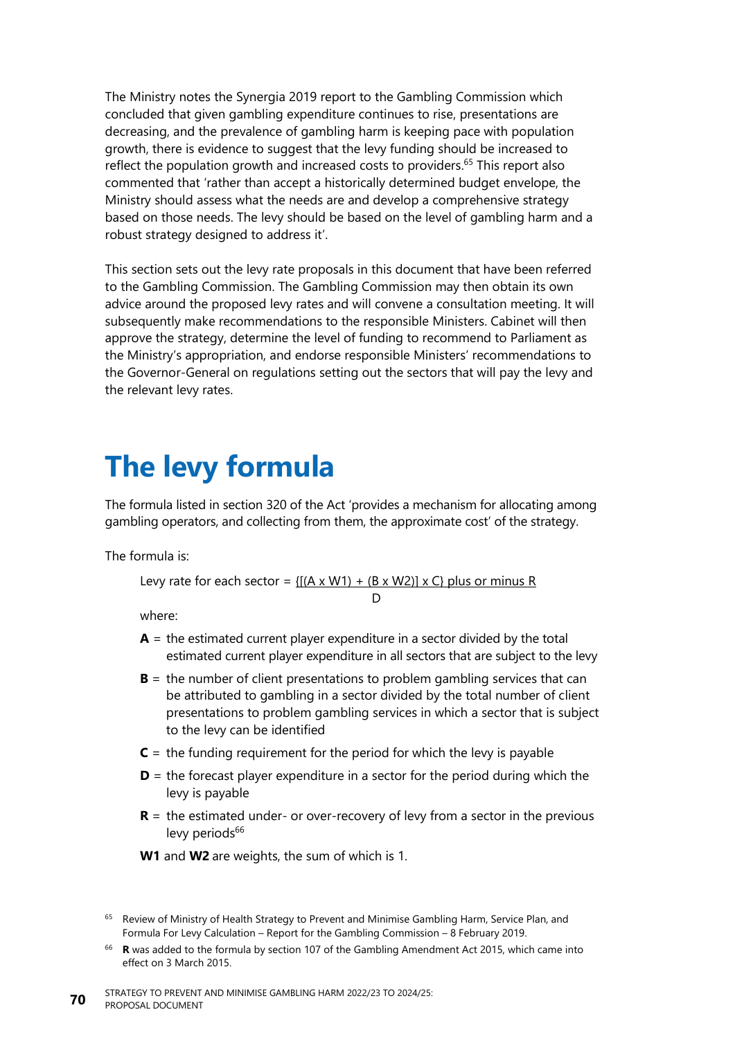The Ministry notes the Synergia 2019 report to the Gambling Commission which concluded that given gambling expenditure continues to rise, presentations are decreasing, and the prevalence of gambling harm is keeping pace with population growth, there is evidence to suggest that the levy funding should be increased to reflect the population growth and increased costs to providers.[65] This report also commented that 'rather than accept a historically determined budget envelope, the Ministry should assess what the needs are and develop a comprehensive strategy based on those needs. The levy should be based on the level of gambling harm and a robust strategy designed to address it'.

This section sets out the levy rate proposals in this document that have been referred to the Gambling Commission. The Gambling Commission may then obtain its own advice around the proposed levy rates and will convene a consultation meeting. It will subsequently make recommendations to the responsible Ministers. Cabinet will then approve the strategy, determine the level of funding to recommend to Parliament as the Ministry's appropriation, and endorse responsible Ministers' recommendations to the Governor-General on regulations setting out the sectors that will pay the levy and the relevant levy rates.

# The levy formula

The formula listed in section 320 of the Act 'provides a mechanism for allocating among gambling operators, and collecting from them, the approximate cost' of the strategy.

The formula is:

$$\text{Levy rate for each sector} = \frac{\{[(A \times W1) + (B \times W2)] \times C\} \text{ plus or minus } R}{D}$$

where:

- **A** = the estimated current player expenditure in a sector divided by the total estimated current player expenditure in all sectors that are subject to the levy
- **B** = the number of client presentations to problem gambling services that can be attributed to gambling in a sector divided by the total number of client presentations to problem gambling services in which a sector that is subject to the levy can be identified
- **C** = the funding requirement for the period for which the levy is payable
- **D** = the forecast player expenditure in a sector for the period during which the levy is payable
- **R** = the estimated under- or over-recovery of levy from a sector in the previous levy periods[66]

**W1** and **W2** are weights, the sum of which is 1.

---

[65] Review of Ministry of Health Strategy to Prevent and Minimise Gambling Harm, Service Plan, and Formula For Levy Calculation – Report for the Gambling Commission – 8 February 2019.

[66] **R** was added to the formula by section 107 of the Gambling Amendment Act 2015, which came into effect on 3 March 2015.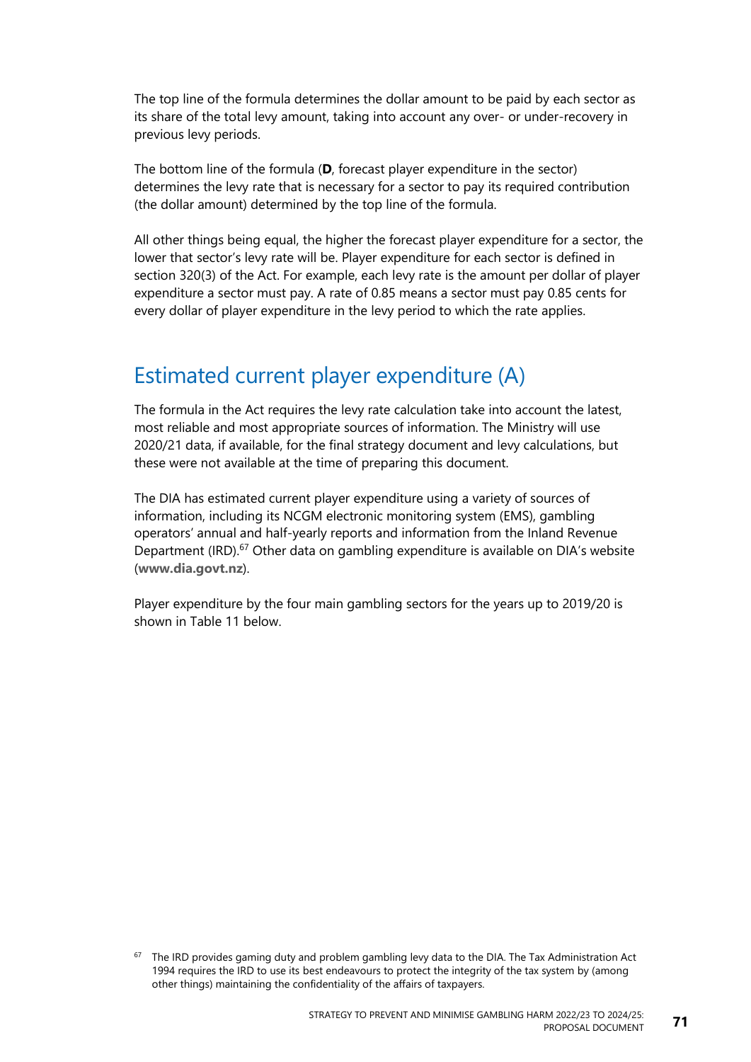The top line of the formula determines the dollar amount to be paid by each sector as its share of the total levy amount, taking into account any over- or under-recovery in previous levy periods.

The bottom line of the formula (**D**, forecast player expenditure in the sector) determines the levy rate that is necessary for a sector to pay its required contribution (the dollar amount) determined by the top line of the formula.

All other things being equal, the higher the forecast player expenditure for a sector, the lower that sector's levy rate will be. Player expenditure for each sector is defined in section 320(3) of the Act. For example, each levy rate is the amount per dollar of player expenditure a sector must pay. A rate of 0.85 means a sector must pay 0.85 cents for every dollar of player expenditure in the levy period to which the rate applies.

## Estimated current player expenditure (A)

The formula in the Act requires the levy rate calculation take into account the latest, most reliable and most appropriate sources of information. The Ministry will use 2020/21 data, if available, for the final strategy document and levy calculations, but these were not available at the time of preparing this document.

The DIA has estimated current player expenditure using a variety of sources of information, including its NCGM electronic monitoring system (EMS), gambling operators' annual and half-yearly reports and information from the Inland Revenue Department (IRD).[67] Other data on gambling expenditure is available on DIA's website (**www.dia.govt.nz**).

Player expenditure by the four main gambling sectors for the years up to 2019/20 is shown in Table 11 below.

[67] The IRD provides gaming duty and problem gambling levy data to the DIA. The Tax Administration Act 1994 requires the IRD to use its best endeavours to protect the integrity of the tax system by (among other things) maintaining the confidentiality of the affairs of taxpayers.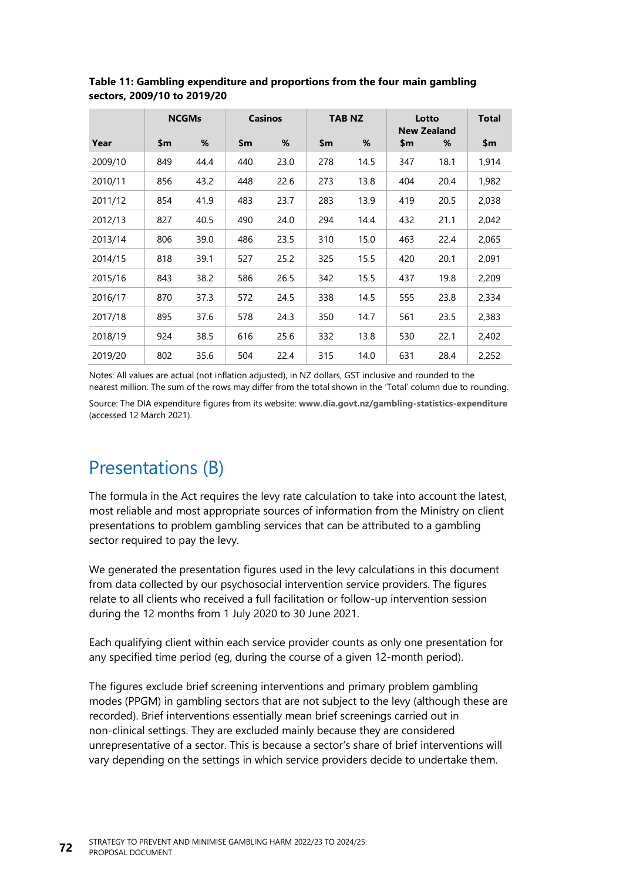**Table 11: Gambling expenditure and proportions from the four main gambling sectors, 2009/10 to 2019/20**

| | NCGMs | | Casinos | | TAB NZ | | Lotto New Zealand | | Total |
|---|---|---|---|---|---|---|---|---|---|
| Year | $m | % | $m | % | $m | % | $m | % | $m |
| 2009/10 | 849 | 44.4 | 440 | 23.0 | 278 | 14.5 | 347 | 18.1 | 1,914 |
| 2010/11 | 856 | 43.2 | 448 | 22.6 | 273 | 13.8 | 404 | 20.4 | 1,982 |
| 2011/12 | 854 | 41.9 | 483 | 23.7 | 283 | 13.9 | 419 | 20.5 | 2,038 |
| 2012/13 | 827 | 40.5 | 490 | 24.0 | 294 | 14.4 | 432 | 21.1 | 2,042 |
| 2013/14 | 806 | 39.0 | 486 | 23.5 | 310 | 15.0 | 463 | 22.4 | 2,065 |
| 2014/15 | 818 | 39.1 | 527 | 25.2 | 325 | 15.5 | 420 | 20.1 | 2,091 |
| 2015/16 | 843 | 38.2 | 586 | 26.5 | 342 | 15.5 | 437 | 19.8 | 2,209 |
| 2016/17 | 870 | 37.3 | 572 | 24.5 | 338 | 14.5 | 555 | 23.8 | 2,334 |
| 2017/18 | 895 | 37.6 | 578 | 24.3 | 350 | 14.7 | 561 | 23.5 | 2,383 |
| 2018/19 | 924 | 38.5 | 616 | 25.6 | 332 | 13.8 | 530 | 22.1 | 2,402 |
| 2019/20 | 802 | 35.6 | 504 | 22.4 | 315 | 14.0 | 631 | 28.4 | 2,252 |

Notes: All values are actual (not inflation adjusted), in NZ dollars, GST inclusive and rounded to the nearest million. The sum of the rows may differ from the total shown in the 'Total' column due to rounding.

Source: The DIA expenditure figures from its website: **www.dia.govt.nz/gambling-statistics-expenditure** (accessed 12 March 2021).

## Presentations (B)

The formula in the Act requires the levy rate calculation to take into account the latest, most reliable and most appropriate sources of information from the Ministry on client presentations to problem gambling services that can be attributed to a gambling sector required to pay the levy.

We generated the presentation figures used in the levy calculations in this document from data collected by our psychosocial intervention service providers. The figures relate to all clients who received a full facilitation or follow-up intervention session during the 12 months from 1 July 2020 to 30 June 2021.

Each qualifying client within each service provider counts as only one presentation for any specified time period (eg, during the course of a given 12-month period).

The figures exclude brief screening interventions and primary problem gambling modes (PPGM) in gambling sectors that are not subject to the levy (although these are recorded). Brief interventions essentially mean brief screenings carried out in non-clinical settings. They are excluded mainly because they are considered unrepresentative of a sector. This is because a sector's share of brief interventions will vary depending on the settings in which service providers decide to undertake them.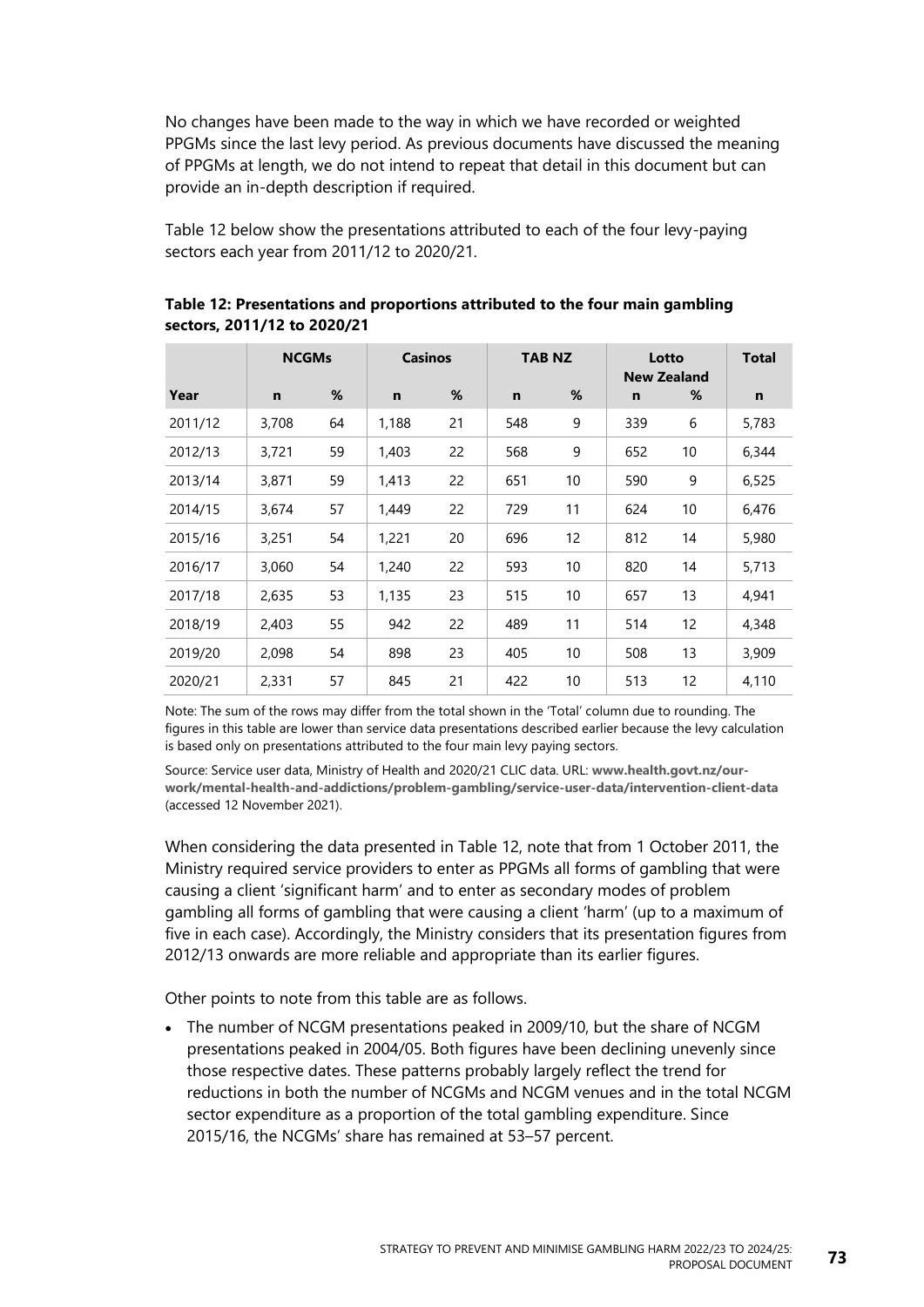No changes have been made to the way in which we have recorded or weighted PPGMs since the last levy period. As previous documents have discussed the meaning of PPGMs at length, we do not intend to repeat that detail in this document but can provide an in-depth description if required.

Table 12 below show the presentations attributed to each of the four levy-paying sectors each year from 2011/12 to 2020/21.

**Table 12: Presentations and proportions attributed to the four main gambling sectors, 2011/12 to 2020/21**

| | NCGMs | | Casinos | | TAB NZ | | Lotto New Zealand | | Total |
|---|---|---|---|---|---|---|---|---|---|
| Year | n | % | n | % | n | % | n | % | n |
| 2011/12 | 3,708 | 64 | 1,188 | 21 | 548 | 9 | 339 | 6 | 5,783 |
| 2012/13 | 3,721 | 59 | 1,403 | 22 | 568 | 9 | 652 | 10 | 6,344 |
| 2013/14 | 3,871 | 59 | 1,413 | 22 | 651 | 10 | 590 | 9 | 6,525 |
| 2014/15 | 3,674 | 57 | 1,449 | 22 | 729 | 11 | 624 | 10 | 6,476 |
| 2015/16 | 3,251 | 54 | 1,221 | 20 | 696 | 12 | 812 | 14 | 5,980 |
| 2016/17 | 3,060 | 54 | 1,240 | 22 | 593 | 10 | 820 | 14 | 5,713 |
| 2017/18 | 2,635 | 53 | 1,135 | 23 | 515 | 10 | 657 | 13 | 4,941 |
| 2018/19 | 2,403 | 55 | 942 | 22 | 489 | 11 | 514 | 12 | 4,348 |
| 2019/20 | 2,098 | 54 | 898 | 23 | 405 | 10 | 508 | 13 | 3,909 |
| 2020/21 | 2,331 | 57 | 845 | 21 | 422 | 10 | 513 | 12 | 4,110 |

Note: The sum of the rows may differ from the total shown in the 'Total' column due to rounding. The figures in this table are lower than service data presentations described earlier because the levy calculation is based only on presentations attributed to the four main levy paying sectors.

Source: Service user data, Ministry of Health and 2020/21 CLIC data. URL: **www.health.govt.nz/our-work/mental-health-and-addictions/problem-gambling/service-user-data/intervention-client-data** (accessed 12 November 2021).

When considering the data presented in Table 12, note that from 1 October 2011, the Ministry required service providers to enter as PPGMs all forms of gambling that were causing a client 'significant harm' and to enter as secondary modes of problem gambling all forms of gambling that were causing a client 'harm' (up to a maximum of five in each case). Accordingly, the Ministry considers that its presentation figures from 2012/13 onwards are more reliable and appropriate than its earlier figures.

Other points to note from this table are as follows.

- The number of NCGM presentations peaked in 2009/10, but the share of NCGM presentations peaked in 2004/05. Both figures have been declining unevenly since those respective dates. These patterns probably largely reflect the trend for reductions in both the number of NCGMs and NCGM venues and in the total NCGM sector expenditure as a proportion of the total gambling expenditure. Since 2015/16, the NCGMs' share has remained at 53–57 percent.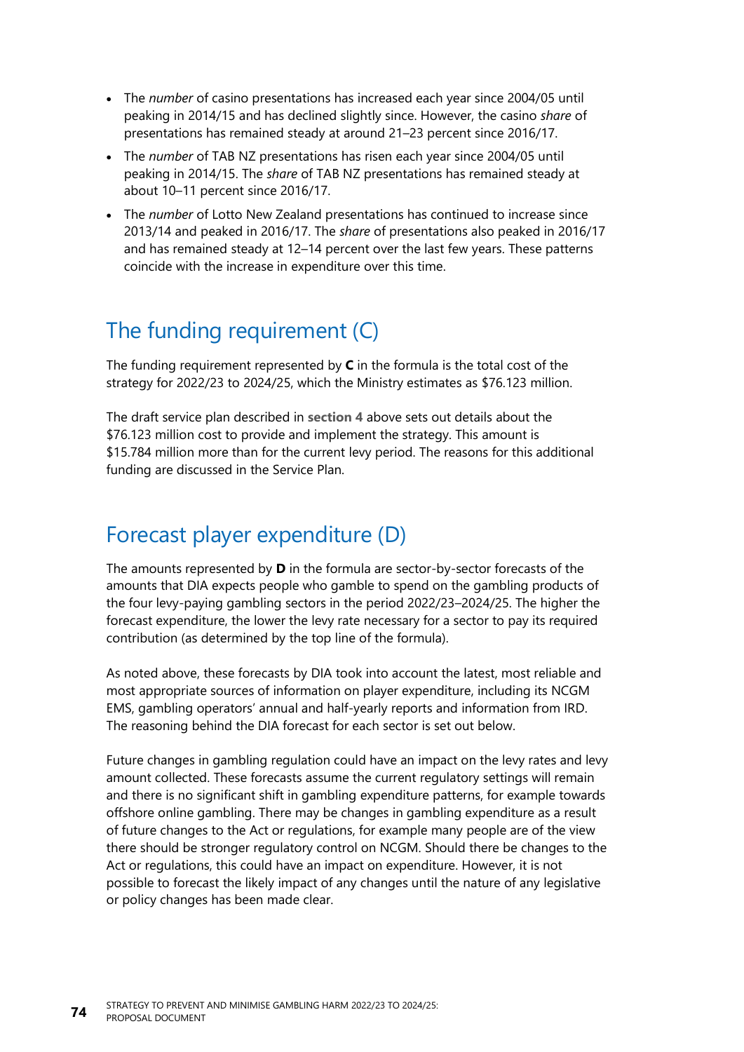- The *number* of casino presentations has increased each year since 2004/05 until peaking in 2014/15 and has declined slightly since. However, the casino *share* of presentations has remained steady at around 21–23 percent since 2016/17.
- The *number* of TAB NZ presentations has risen each year since 2004/05 until peaking in 2014/15. The *share* of TAB NZ presentations has remained steady at about 10–11 percent since 2016/17.
- The *number* of Lotto New Zealand presentations has continued to increase since 2013/14 and peaked in 2016/17. The *share* of presentations also peaked in 2016/17 and has remained steady at 12–14 percent over the last few years. These patterns coincide with the increase in expenditure over this time.

## The funding requirement (C)

The funding requirement represented by **C** in the formula is the total cost of the strategy for 2022/23 to 2024/25, which the Ministry estimates as $76.123 million.

The draft service plan described in **section 4** above sets out details about the $76.123 million cost to provide and implement the strategy. This amount is $15.784 million more than for the current levy period. The reasons for this additional funding are discussed in the Service Plan.

## Forecast player expenditure (D)

The amounts represented by **D** in the formula are sector-by-sector forecasts of the amounts that DIA expects people who gamble to spend on the gambling products of the four levy-paying gambling sectors in the period 2022/23–2024/25. The higher the forecast expenditure, the lower the levy rate necessary for a sector to pay its required contribution (as determined by the top line of the formula).

As noted above, these forecasts by DIA took into account the latest, most reliable and most appropriate sources of information on player expenditure, including its NCGM EMS, gambling operators' annual and half-yearly reports and information from IRD. The reasoning behind the DIA forecast for each sector is set out below.

Future changes in gambling regulation could have an impact on the levy rates and levy amount collected. These forecasts assume the current regulatory settings will remain and there is no significant shift in gambling expenditure patterns, for example towards offshore online gambling. There may be changes in gambling expenditure as a result of future changes to the Act or regulations, for example many people are of the view there should be stronger regulatory control on NCGM. Should there be changes to the Act or regulations, this could have an impact on expenditure. However, it is not possible to forecast the likely impact of any changes until the nature of any legislative or policy changes has been made clear.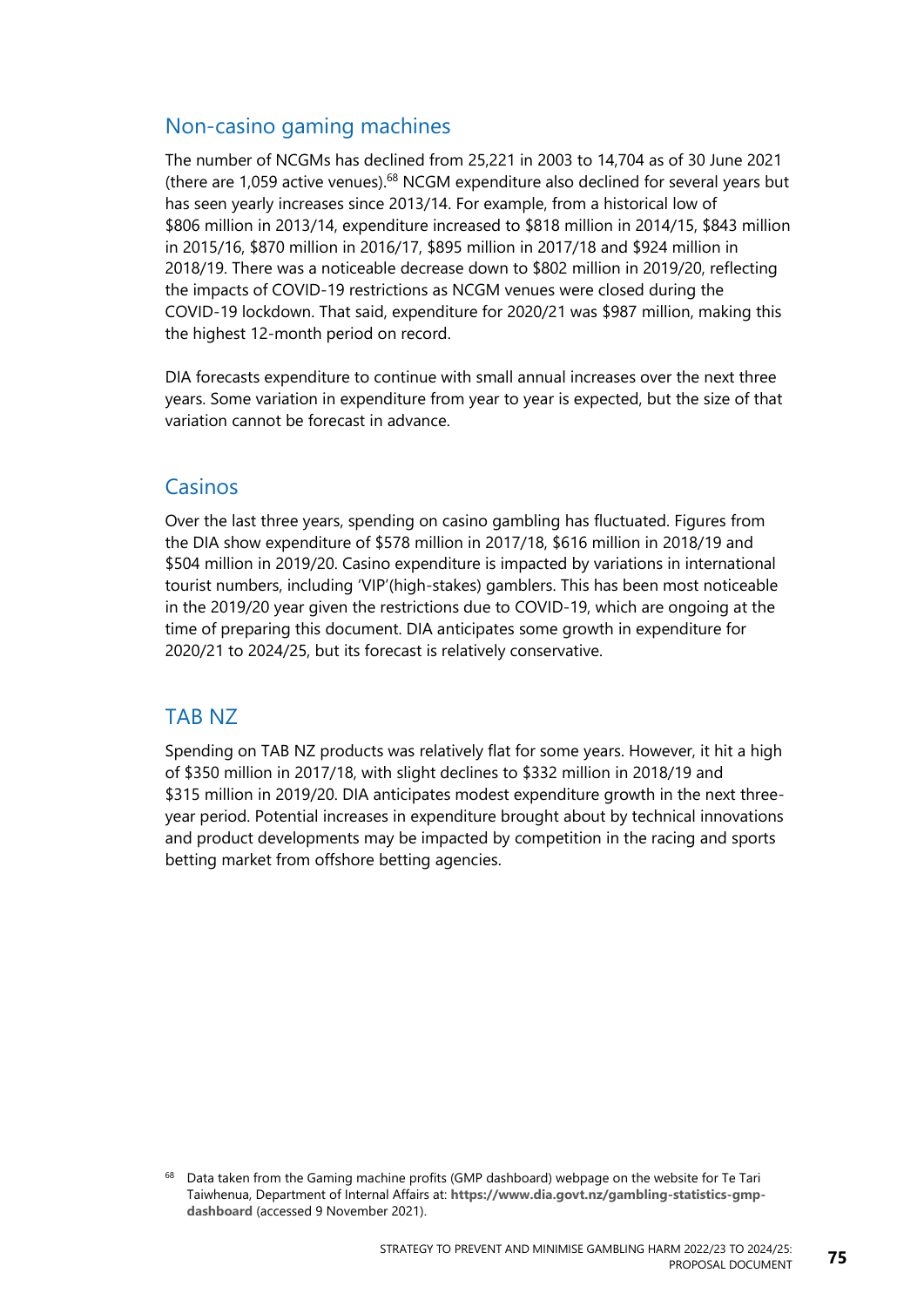## Non-casino gaming machines

The number of NCGMs has declined from 25,221 in 2003 to 14,704 as of 30 June 2021 (there are 1,059 active venues).[68] NCGM expenditure also declined for several years but has seen yearly increases since 2013/14. For example, from a historical low of $806 million in 2013/14, expenditure increased to $818 million in 2014/15, $843 million in 2015/16, $870 million in 2016/17, $895 million in 2017/18 and $924 million in 2018/19. There was a noticeable decrease down to $802 million in 2019/20, reflecting the impacts of COVID-19 restrictions as NCGM venues were closed during the COVID-19 lockdown. That said, expenditure for 2020/21 was $987 million, making this the highest 12-month period on record.

DIA forecasts expenditure to continue with small annual increases over the next three years. Some variation in expenditure from year to year is expected, but the size of that variation cannot be forecast in advance.

## Casinos

Over the last three years, spending on casino gambling has fluctuated. Figures from the DIA show expenditure of $578 million in 2017/18, $616 million in 2018/19 and $504 million in 2019/20. Casino expenditure is impacted by variations in international tourist numbers, including 'VIP'(high-stakes) gamblers. This has been most noticeable in the 2019/20 year given the restrictions due to COVID-19, which are ongoing at the time of preparing this document. DIA anticipates some growth in expenditure for 2020/21 to 2024/25, but its forecast is relatively conservative.

## TAB NZ

Spending on TAB NZ products was relatively flat for some years. However, it hit a high of $350 million in 2017/18, with slight declines to $332 million in 2018/19 and $315 million in 2019/20. DIA anticipates modest expenditure growth in the next three-year period. Potential increases in expenditure brought about by technical innovations and product developments may be impacted by competition in the racing and sports betting market from offshore betting agencies.

[68] Data taken from the Gaming machine profits (GMP dashboard) webpage on the website for Te Tari Taiwhenua, Department of Internal Affairs at: **https://www.dia.govt.nz/gambling-statistics-gmp-dashboard** (accessed 9 November 2021).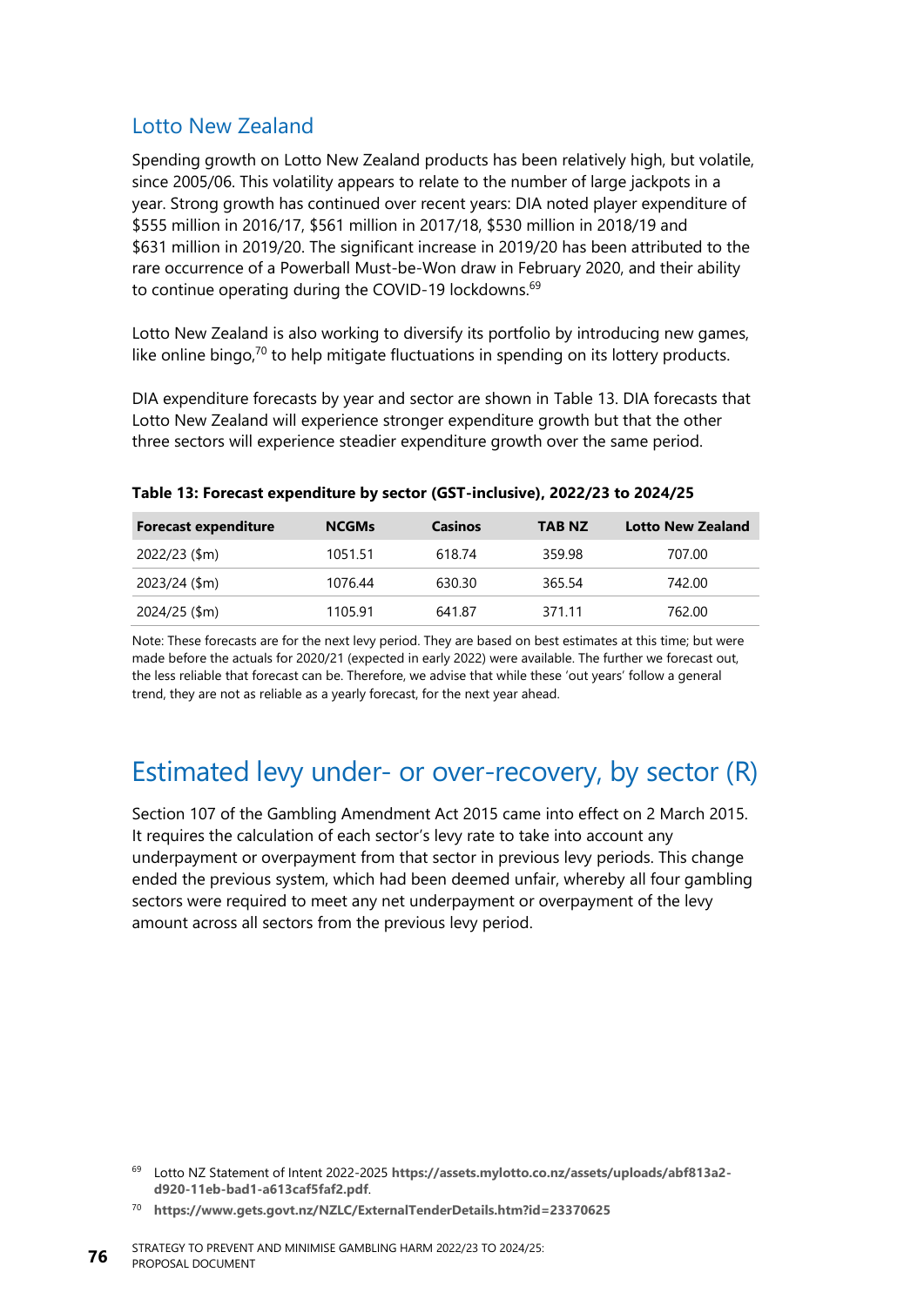## Lotto New Zealand

Spending growth on Lotto New Zealand products has been relatively high, but volatile, since 2005/06. This volatility appears to relate to the number of large jackpots in a year. Strong growth has continued over recent years: DIA noted player expenditure of $555 million in 2016/17, $561 million in 2017/18, $530 million in 2018/19 and $631 million in 2019/20. The significant increase in 2019/20 has been attributed to the rare occurrence of a Powerball Must-be-Won draw in February 2020, and their ability to continue operating during the COVID-19 lockdowns.[69]

Lotto New Zealand is also working to diversify its portfolio by introducing new games, like online bingo,[70] to help mitigate fluctuations in spending on its lottery products.

DIA expenditure forecasts by year and sector are shown in Table 13. DIA forecasts that Lotto New Zealand will experience stronger expenditure growth but that the other three sectors will experience steadier expenditure growth over the same period.

**Table 13: Forecast expenditure by sector (GST-inclusive), 2022/23 to 2024/25**

| Forecast expenditure | NCGMs | Casinos | TAB NZ | Lotto New Zealand |
|---|---|---|---|---|
| 2022/23 ($m) | 1051.51 | 618.74 | 359.98 | 707.00 |
| 2023/24 ($m) | 1076.44 | 630.30 | 365.54 | 742.00 |
| 2024/25 ($m) | 1105.91 | 641.87 | 371.11 | 762.00 |

Note: These forecasts are for the next levy period. They are based on best estimates at this time; but were made before the actuals for 2020/21 (expected in early 2022) were available. The further we forecast out, the less reliable that forecast can be. Therefore, we advise that while these 'out years' follow a general trend, they are not as reliable as a yearly forecast, for the next year ahead.

# Estimated levy under- or over-recovery, by sector (R)

Section 107 of the Gambling Amendment Act 2015 came into effect on 2 March 2015. It requires the calculation of each sector's levy rate to take into account any underpayment or overpayment from that sector in previous levy periods. This change ended the previous system, which had been deemed unfair, whereby all four gambling sectors were required to meet any net underpayment or overpayment of the levy amount across all sectors from the previous levy period.

[69] Lotto NZ Statement of Intent 2022-2025 **https://assets.mylotto.co.nz/assets/uploads/abf813a2-d920-11eb-bad1-a613caf5faf2.pdf**.

[70] **https://www.gets.govt.nz/NZLC/ExternalTenderDetails.htm?id=23370625**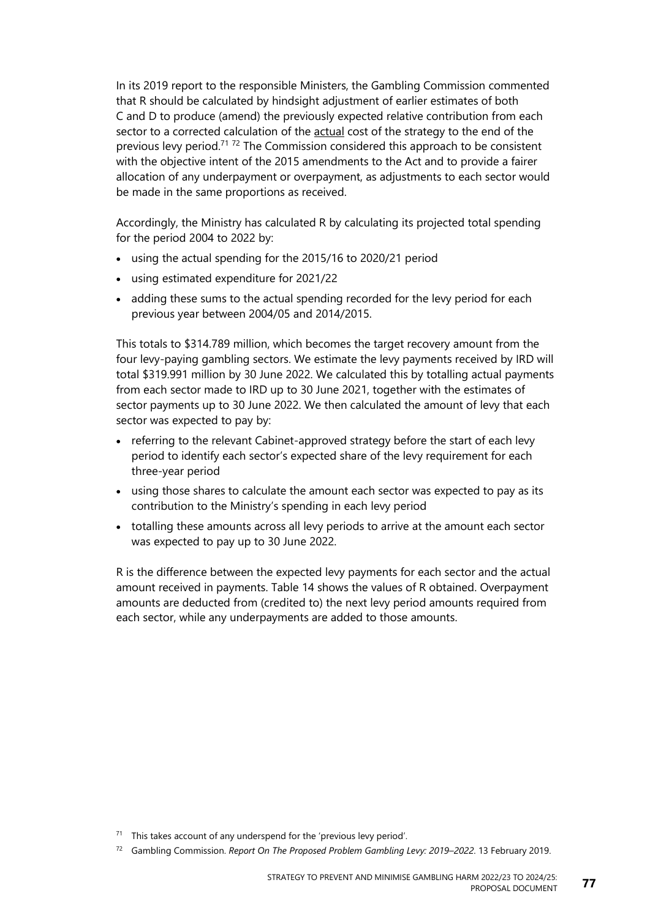In its 2019 report to the responsible Ministers, the Gambling Commission commented that R should be calculated by hindsight adjustment of earlier estimates of both C and D to produce (amend) the previously expected relative contribution from each sector to a corrected calculation of the actual cost of the strategy to the end of the previous levy period.[71] [72] The Commission considered this approach to be consistent with the objective intent of the 2015 amendments to the Act and to provide a fairer allocation of any underpayment or overpayment, as adjustments to each sector would be made in the same proportions as received.

Accordingly, the Ministry has calculated R by calculating its projected total spending for the period 2004 to 2022 by:

- using the actual spending for the 2015/16 to 2020/21 period
- using estimated expenditure for 2021/22
- adding these sums to the actual spending recorded for the levy period for each previous year between 2004/05 and 2014/2015.

This totals to $314.789 million, which becomes the target recovery amount from the four levy-paying gambling sectors. We estimate the levy payments received by IRD will total $319.991 million by 30 June 2022. We calculated this by totalling actual payments from each sector made to IRD up to 30 June 2021, together with the estimates of sector payments up to 30 June 2022. We then calculated the amount of levy that each sector was expected to pay by:

- referring to the relevant Cabinet-approved strategy before the start of each levy period to identify each sector's expected share of the levy requirement for each three-year period
- using those shares to calculate the amount each sector was expected to pay as its contribution to the Ministry's spending in each levy period
- totalling these amounts across all levy periods to arrive at the amount each sector was expected to pay up to 30 June 2022.

R is the difference between the expected levy payments for each sector and the actual amount received in payments. Table 14 shows the values of R obtained. Overpayment amounts are deducted from (credited to) the next levy period amounts required from each sector, while any underpayments are added to those amounts.

[71] This takes account of any underspend for the 'previous levy period'.

[72] Gambling Commission. *Report On The Proposed Problem Gambling Levy: 2019–2022*. 13 February 2019.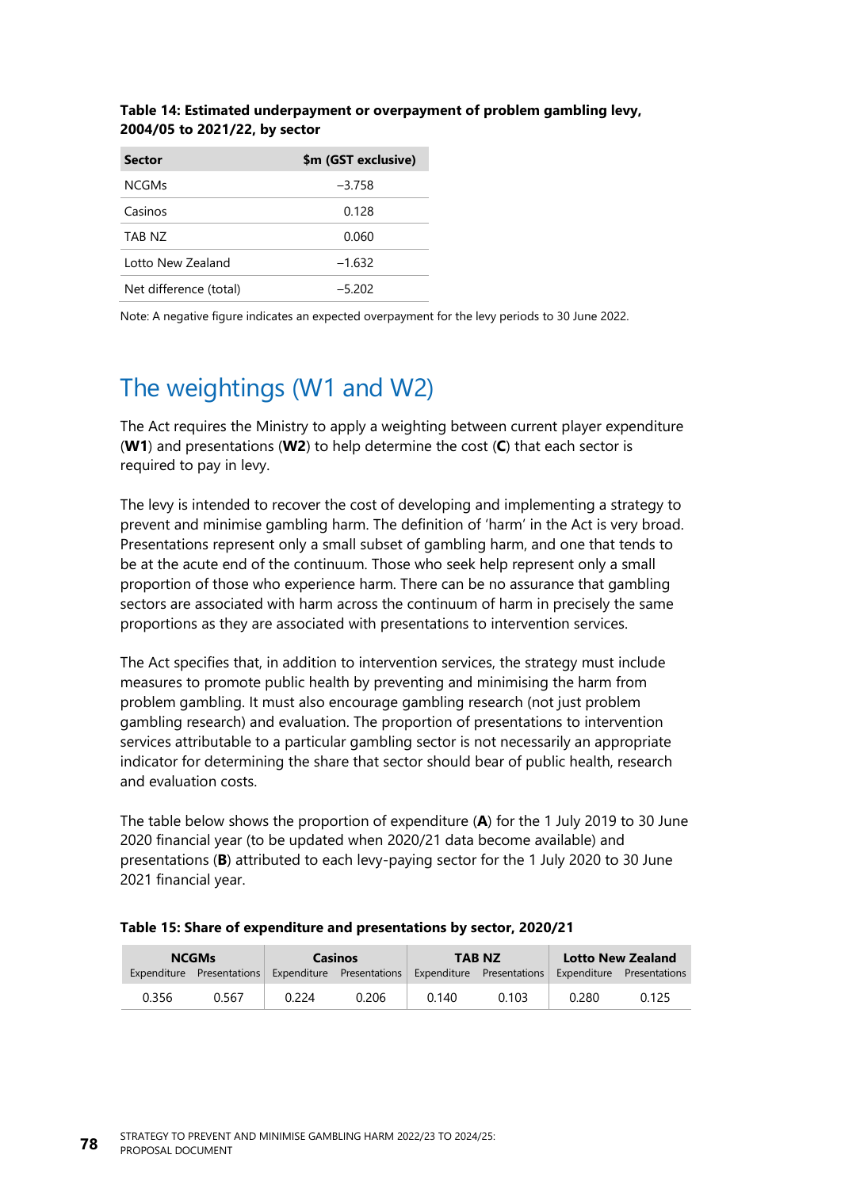**Table 14: Estimated underpayment or overpayment of problem gambling levy, 2004/05 to 2021/22, by sector**

| Sector | $m (GST exclusive) |
| --- | --- |
| NCGMs | –3.758 |
| Casinos | 0.128 |
| TAB NZ | 0.060 |
| Lotto New Zealand | –1.632 |
| Net difference (total) | –5.202 |

Note: A negative figure indicates an expected overpayment for the levy periods to 30 June 2022.

## The weightings (W1 and W2)

The Act requires the Ministry to apply a weighting between current player expenditure (**W1**) and presentations (**W2**) to help determine the cost (**C**) that each sector is required to pay in levy.

The levy is intended to recover the cost of developing and implementing a strategy to prevent and minimise gambling harm. The definition of 'harm' in the Act is very broad. Presentations represent only a small subset of gambling harm, and one that tends to be at the acute end of the continuum. Those who seek help represent only a small proportion of those who experience harm. There can be no assurance that gambling sectors are associated with harm across the continuum of harm in precisely the same proportions as they are associated with presentations to intervention services.

The Act specifies that, in addition to intervention services, the strategy must include measures to promote public health by preventing and minimising the harm from problem gambling. It must also encourage gambling research (not just problem gambling research) and evaluation. The proportion of presentations to intervention services attributable to a particular gambling sector is not necessarily an appropriate indicator for determining the share that sector should bear of public health, research and evaluation costs.

The table below shows the proportion of expenditure (**A**) for the 1 July 2019 to 30 June 2020 financial year (to be updated when 2020/21 data become available) and presentations (**B**) attributed to each levy-paying sector for the 1 July 2020 to 30 June 2021 financial year.

**Table 15: Share of expenditure and presentations by sector, 2020/21**

| NCGMs | | Casinos | | TAB NZ | | Lotto New Zealand | |
| --- | --- | --- | --- | --- | --- | --- | --- |
| Expenditure | Presentations | Expenditure | Presentations | Expenditure | Presentations | Expenditure | Presentations |
| 0.356 | 0.567 | 0.224 | 0.206 | 0.140 | 0.103 | 0.280 | 0.125 |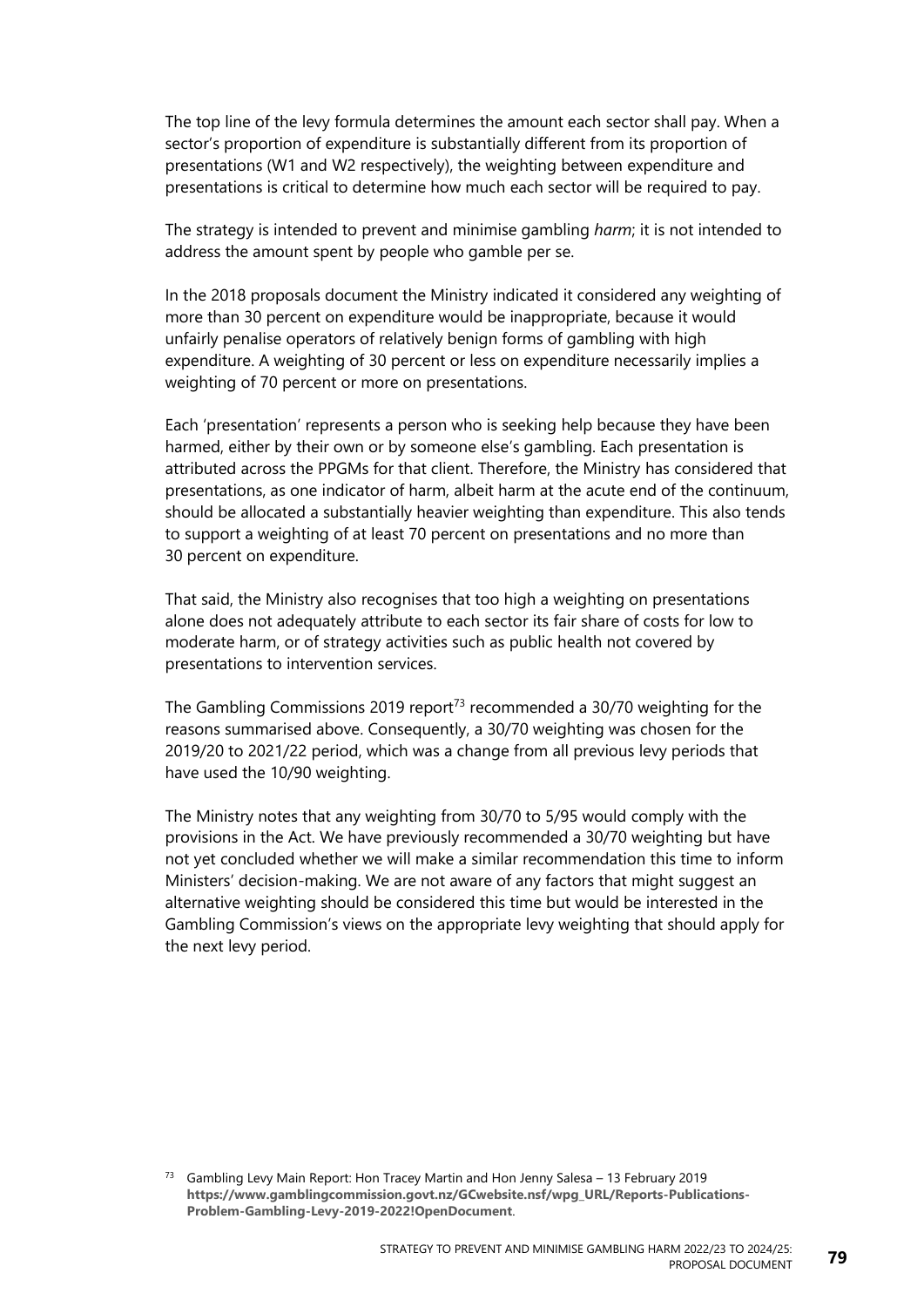The top line of the levy formula determines the amount each sector shall pay. When a sector's proportion of expenditure is substantially different from its proportion of presentations (W1 and W2 respectively), the weighting between expenditure and presentations is critical to determine how much each sector will be required to pay.

The strategy is intended to prevent and minimise gambling *harm*; it is not intended to address the amount spent by people who gamble per se.

In the 2018 proposals document the Ministry indicated it considered any weighting of more than 30 percent on expenditure would be inappropriate, because it would unfairly penalise operators of relatively benign forms of gambling with high expenditure. A weighting of 30 percent or less on expenditure necessarily implies a weighting of 70 percent or more on presentations.

Each 'presentation' represents a person who is seeking help because they have been harmed, either by their own or by someone else's gambling. Each presentation is attributed across the PPGMs for that client. Therefore, the Ministry has considered that presentations, as one indicator of harm, albeit harm at the acute end of the continuum, should be allocated a substantially heavier weighting than expenditure. This also tends to support a weighting of at least 70 percent on presentations and no more than 30 percent on expenditure.

That said, the Ministry also recognises that too high a weighting on presentations alone does not adequately attribute to each sector its fair share of costs for low to moderate harm, or of strategy activities such as public health not covered by presentations to intervention services.

The Gambling Commissions 2019 report[73] recommended a 30/70 weighting for the reasons summarised above. Consequently, a 30/70 weighting was chosen for the 2019/20 to 2021/22 period, which was a change from all previous levy periods that have used the 10/90 weighting.

The Ministry notes that any weighting from 30/70 to 5/95 would comply with the provisions in the Act. We have previously recommended a 30/70 weighting but have not yet concluded whether we will make a similar recommendation this time to inform Ministers' decision-making. We are not aware of any factors that might suggest an alternative weighting should be considered this time but would be interested in the Gambling Commission's views on the appropriate levy weighting that should apply for the next levy period.

[73] Gambling Levy Main Report: Hon Tracey Martin and Hon Jenny Salesa – 13 February 2019 **https://www.gamblingcommission.govt.nz/GCwebsite.nsf/wpg_URL/Reports-Publications-Problem-Gambling-Levy-2019-2022!OpenDocument**.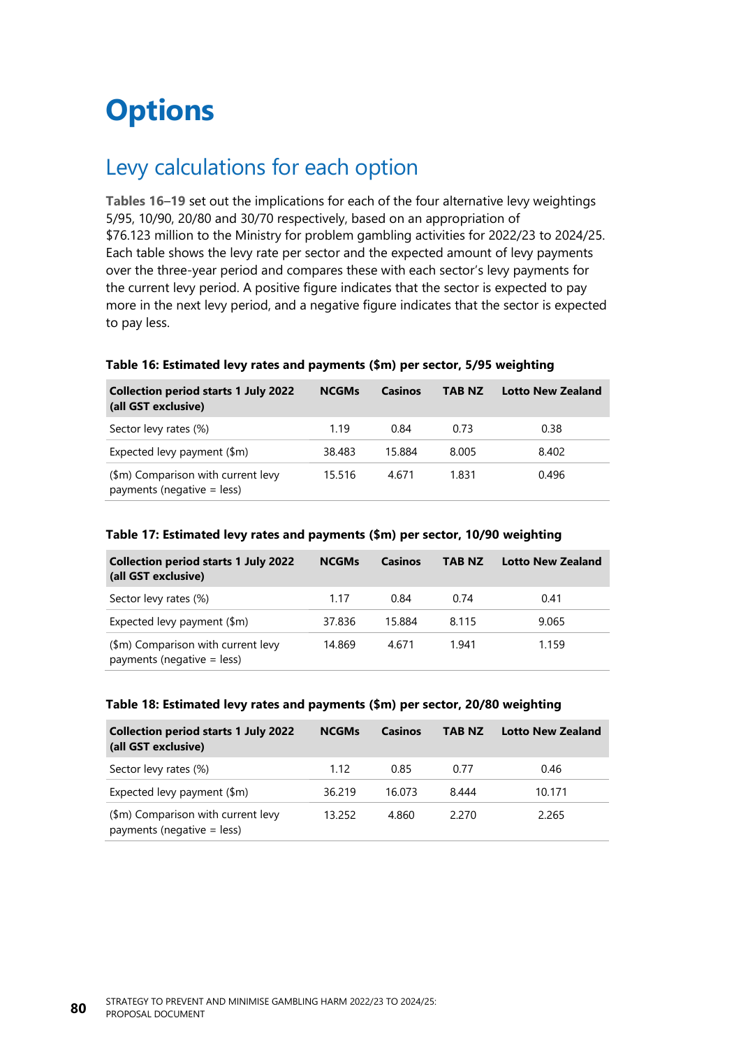# Options

## Levy calculations for each option

**Tables 16–19** set out the implications for each of the four alternative levy weightings 5/95, 10/90, 20/80 and 30/70 respectively, based on an appropriation of $76.123 million to the Ministry for problem gambling activities for 2022/23 to 2024/25. Each table shows the levy rate per sector and the expected amount of levy payments over the three-year period and compares these with each sector's levy payments for the current levy period. A positive figure indicates that the sector is expected to pay more in the next levy period, and a negative figure indicates that the sector is expected to pay less.

**Table 16: Estimated levy rates and payments ($m) per sector, 5/95 weighting**

| Collection period starts 1 July 2022 (all GST exclusive) | NCGMs | Casinos | TAB NZ | Lotto New Zealand |
|---|---|---|---|---|
| Sector levy rates (%) | 1.19 | 0.84 | 0.73 | 0.38 |
| Expected levy payment ($m) | 38.483 | 15.884 | 8.005 | 8.402 |
| ($m) Comparison with current levy payments (negative = less) | 15.516 | 4.671 | 1.831 | 0.496 |

**Table 17: Estimated levy rates and payments ($m) per sector, 10/90 weighting**

| Collection period starts 1 July 2022 (all GST exclusive) | NCGMs | Casinos | TAB NZ | Lotto New Zealand |
|---|---|---|---|---|
| Sector levy rates (%) | 1.17 | 0.84 | 0.74 | 0.41 |
| Expected levy payment ($m) | 37.836 | 15.884 | 8.115 | 9.065 |
| ($m) Comparison with current levy payments (negative = less) | 14.869 | 4.671 | 1.941 | 1.159 |

**Table 18: Estimated levy rates and payments ($m) per sector, 20/80 weighting**

| Collection period starts 1 July 2022 (all GST exclusive) | NCGMs | Casinos | TAB NZ | Lotto New Zealand |
|---|---|---|---|---|
| Sector levy rates (%) | 1.12 | 0.85 | 0.77 | 0.46 |
| Expected levy payment ($m) | 36.219 | 16.073 | 8.444 | 10.171 |
| ($m) Comparison with current levy payments (negative = less) | 13.252 | 4.860 | 2.270 | 2.265 |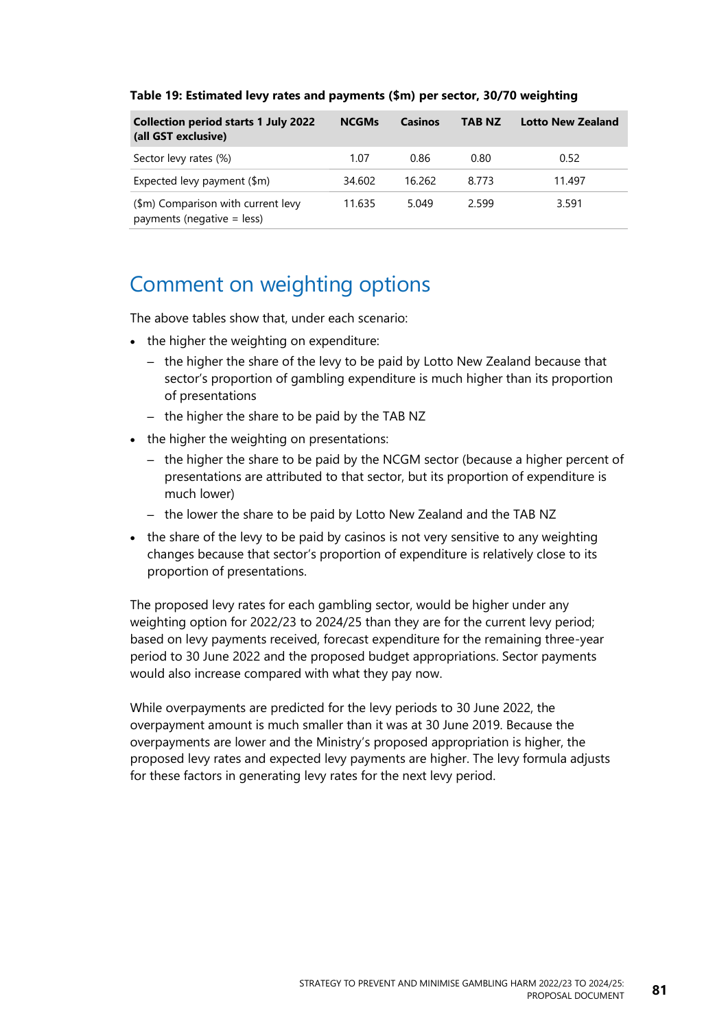**Table 19: Estimated levy rates and payments ($m) per sector, 30/70 weighting**

| Collection period starts 1 July 2022 (all GST exclusive) | NCGMs | Casinos | TAB NZ | Lotto New Zealand |
|---|---|---|---|---|
| Sector levy rates (%) | 1.07 | 0.86 | 0.80 | 0.52 |
| Expected levy payment ($m) | 34.602 | 16.262 | 8.773 | 11.497 |
| ($m) Comparison with current levy payments (negative = less) | 11.635 | 5.049 | 2.599 | 3.591 |

## Comment on weighting options

The above tables show that, under each scenario:

- the higher the weighting on expenditure:
  - the higher the share of the levy to be paid by Lotto New Zealand because that sector's proportion of gambling expenditure is much higher than its proportion of presentations
  - the higher the share to be paid by the TAB NZ
- the higher the weighting on presentations:
  - the higher the share to be paid by the NCGM sector (because a higher percent of presentations are attributed to that sector, but its proportion of expenditure is much lower)
  - the lower the share to be paid by Lotto New Zealand and the TAB NZ
- the share of the levy to be paid by casinos is not very sensitive to any weighting changes because that sector's proportion of expenditure is relatively close to its proportion of presentations.

The proposed levy rates for each gambling sector, would be higher under any weighting option for 2022/23 to 2024/25 than they are for the current levy period; based on levy payments received, forecast expenditure for the remaining three-year period to 30 June 2022 and the proposed budget appropriations. Sector payments would also increase compared with what they pay now.

While overpayments are predicted for the levy periods to 30 June 2022, the overpayment amount is much smaller than it was at 30 June 2019. Because the overpayments are lower and the Ministry's proposed appropriation is higher, the proposed levy rates and expected levy payments are higher. The levy formula adjusts for these factors in generating levy rates for the next levy period.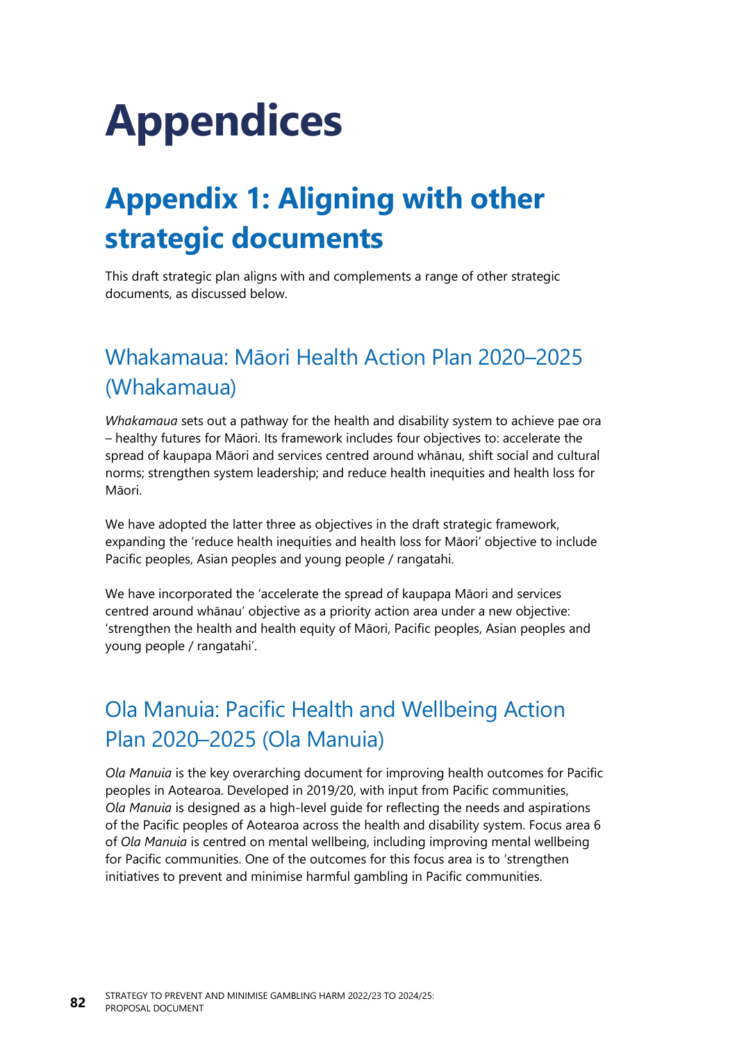# Appendices

## Appendix 1: Aligning with other strategic documents

This draft strategic plan aligns with and complements a range of other strategic documents, as discussed below.

### Whakamaua: Māori Health Action Plan 2020–2025 (Whakamaua)

*Whakamaua* sets out a pathway for the health and disability system to achieve pae ora – healthy futures for Māori. Its framework includes four objectives to: accelerate the spread of kaupapa Māori and services centred around whānau, shift social and cultural norms; strengthen system leadership; and reduce health inequities and health loss for Māori.

We have adopted the latter three as objectives in the draft strategic framework, expanding the 'reduce health inequities and health loss for Māori' objective to include Pacific peoples, Asian peoples and young people / rangatahi.

We have incorporated the 'accelerate the spread of kaupapa Māori and services centred around whānau' objective as a priority action area under a new objective: 'strengthen the health and health equity of Māori, Pacific peoples, Asian peoples and young people / rangatahi'.

### Ola Manuia: Pacific Health and Wellbeing Action Plan 2020–2025 (Ola Manuia)

*Ola Manuia* is the key overarching document for improving health outcomes for Pacific peoples in Aotearoa. Developed in 2019/20, with input from Pacific communities, *Ola Manuia* is designed as a high-level guide for reflecting the needs and aspirations of the Pacific peoples of Aotearoa across the health and disability system. Focus area 6 of *Ola Manuia* is centred on mental wellbeing, including improving mental wellbeing for Pacific communities. One of the outcomes for this focus area is to 'strengthen initiatives to prevent and minimise harmful gambling in Pacific communities.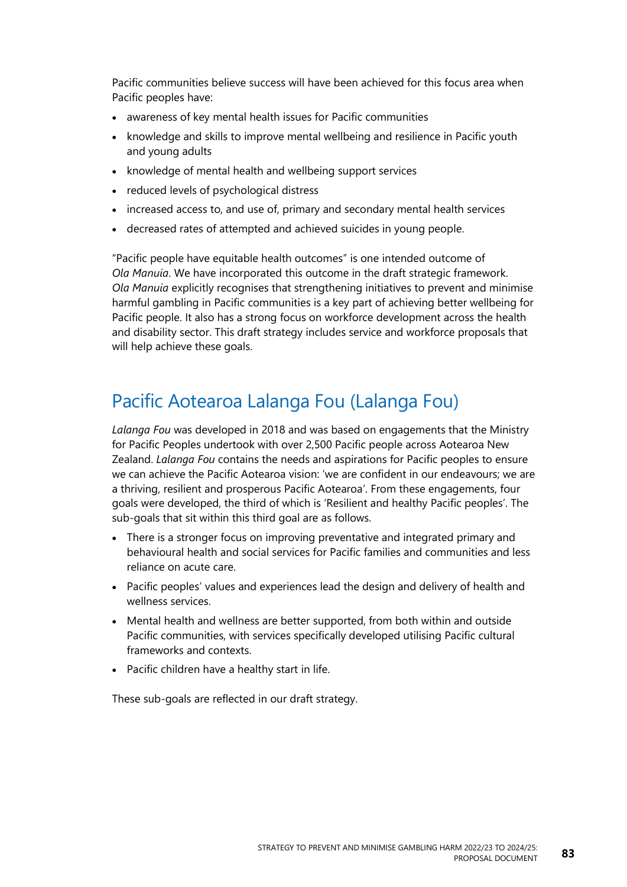Pacific communities believe success will have been achieved for this focus area when Pacific peoples have:

- awareness of key mental health issues for Pacific communities
- knowledge and skills to improve mental wellbeing and resilience in Pacific youth and young adults
- knowledge of mental health and wellbeing support services
- reduced levels of psychological distress
- increased access to, and use of, primary and secondary mental health services
- decreased rates of attempted and achieved suicides in young people.

"Pacific people have equitable health outcomes" is one intended outcome of *Ola Manuia*. We have incorporated this outcome in the draft strategic framework. *Ola Manuia* explicitly recognises that strengthening initiatives to prevent and minimise harmful gambling in Pacific communities is a key part of achieving better wellbeing for Pacific people. It also has a strong focus on workforce development across the health and disability sector. This draft strategy includes service and workforce proposals that will help achieve these goals.

## Pacific Aotearoa Lalanga Fou (Lalanga Fou)

*Lalanga Fou* was developed in 2018 and was based on engagements that the Ministry for Pacific Peoples undertook with over 2,500 Pacific people across Aotearoa New Zealand. *Lalanga Fou* contains the needs and aspirations for Pacific peoples to ensure we can achieve the Pacific Aotearoa vision: 'we are confident in our endeavours; we are a thriving, resilient and prosperous Pacific Aotearoa'. From these engagements, four goals were developed, the third of which is 'Resilient and healthy Pacific peoples'. The sub-goals that sit within this third goal are as follows.

- There is a stronger focus on improving preventative and integrated primary and behavioural health and social services for Pacific families and communities and less reliance on acute care.
- Pacific peoples' values and experiences lead the design and delivery of health and wellness services.
- Mental health and wellness are better supported, from both within and outside Pacific communities, with services specifically developed utilising Pacific cultural frameworks and contexts.
- Pacific children have a healthy start in life.

These sub-goals are reflected in our draft strategy.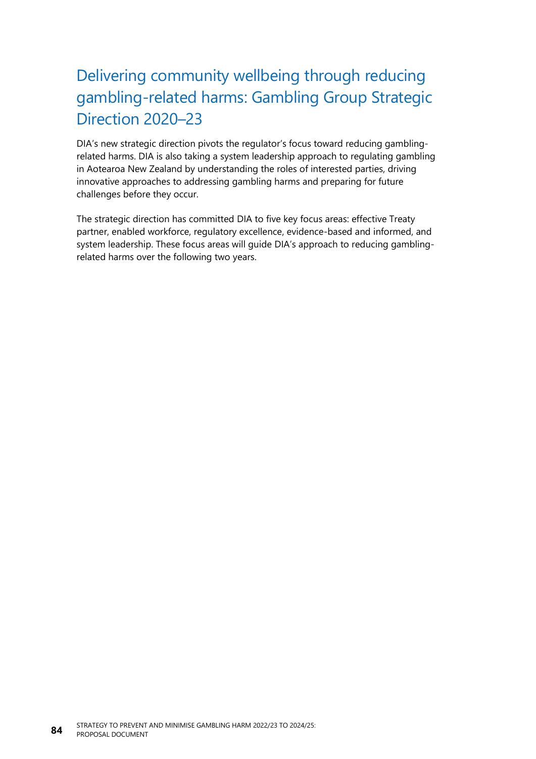## Delivering community wellbeing through reducing gambling-related harms: Gambling Group Strategic Direction 2020–23

DIA's new strategic direction pivots the regulator's focus toward reducing gambling-related harms. DIA is also taking a system leadership approach to regulating gambling in Aotearoa New Zealand by understanding the roles of interested parties, driving innovative approaches to addressing gambling harms and preparing for future challenges before they occur.

The strategic direction has committed DIA to five key focus areas: effective Treaty partner, enabled workforce, regulatory excellence, evidence-based and informed, and system leadership. These focus areas will guide DIA's approach to reducing gambling-related harms over the following two years.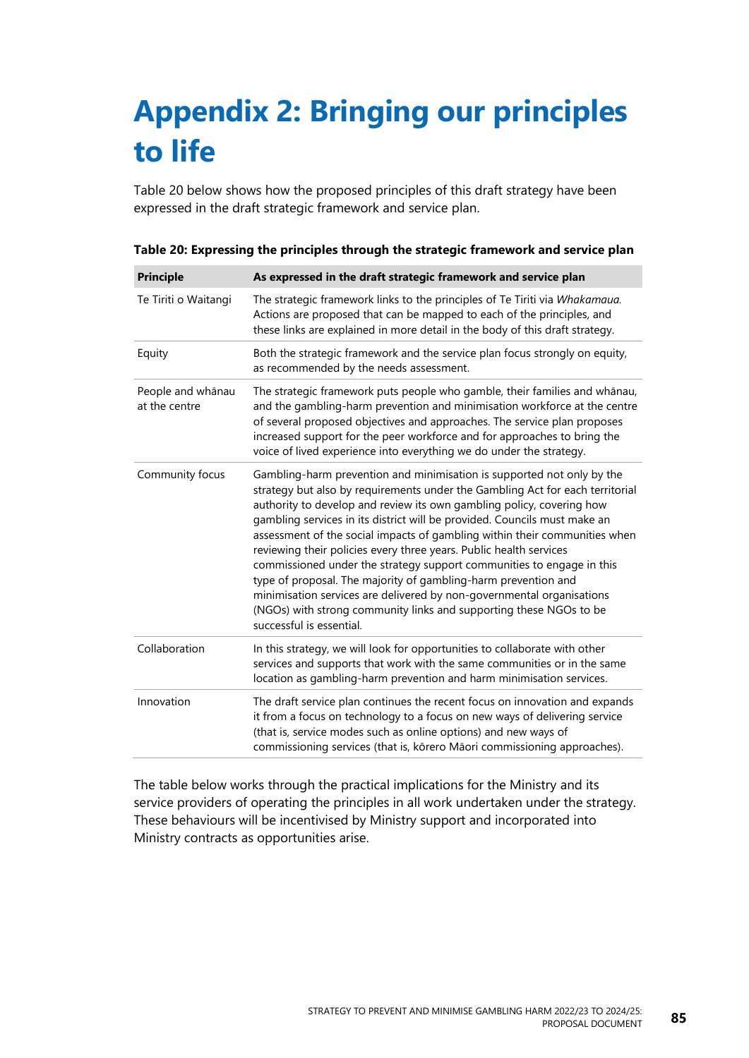# Appendix 2: Bringing our principles to life

Table 20 below shows how the proposed principles of this draft strategy have been expressed in the draft strategic framework and service plan.

**Table 20: Expressing the principles through the strategic framework and service plan**

| Principle | As expressed in the draft strategic framework and service plan |
|---|---|
| Te Tiriti o Waitangi | The strategic framework links to the principles of Te Tiriti via *Whakamaua.* Actions are proposed that can be mapped to each of the principles, and these links are explained in more detail in the body of this draft strategy. |
| Equity | Both the strategic framework and the service plan focus strongly on equity, as recommended by the needs assessment. |
| People and whānau at the centre | The strategic framework puts people who gamble, their families and whānau, and the gambling-harm prevention and minimisation workforce at the centre of several proposed objectives and approaches. The service plan proposes increased support for the peer workforce and for approaches to bring the voice of lived experience into everything we do under the strategy. |
| Community focus | Gambling-harm prevention and minimisation is supported not only by the strategy but also by requirements under the Gambling Act for each territorial authority to develop and review its own gambling policy, covering how gambling services in its district will be provided. Councils must make an assessment of the social impacts of gambling within their communities when reviewing their policies every three years. Public health services commissioned under the strategy support communities to engage in this type of proposal. The majority of gambling-harm prevention and minimisation services are delivered by non-governmental organisations (NGOs) with strong community links and supporting these NGOs to be successful is essential. |
| Collaboration | In this strategy, we will look for opportunities to collaborate with other services and supports that work with the same communities or in the same location as gambling-harm prevention and harm minimisation services. |
| Innovation | The draft service plan continues the recent focus on innovation and expands it from a focus on technology to a focus on new ways of delivering service (that is, service modes such as online options) and new ways of commissioning services (that is, kōrero Māori commissioning approaches). |

The table below works through the practical implications for the Ministry and its service providers of operating the principles in all work undertaken under the strategy. These behaviours will be incentivised by Ministry support and incorporated into Ministry contracts as opportunities arise.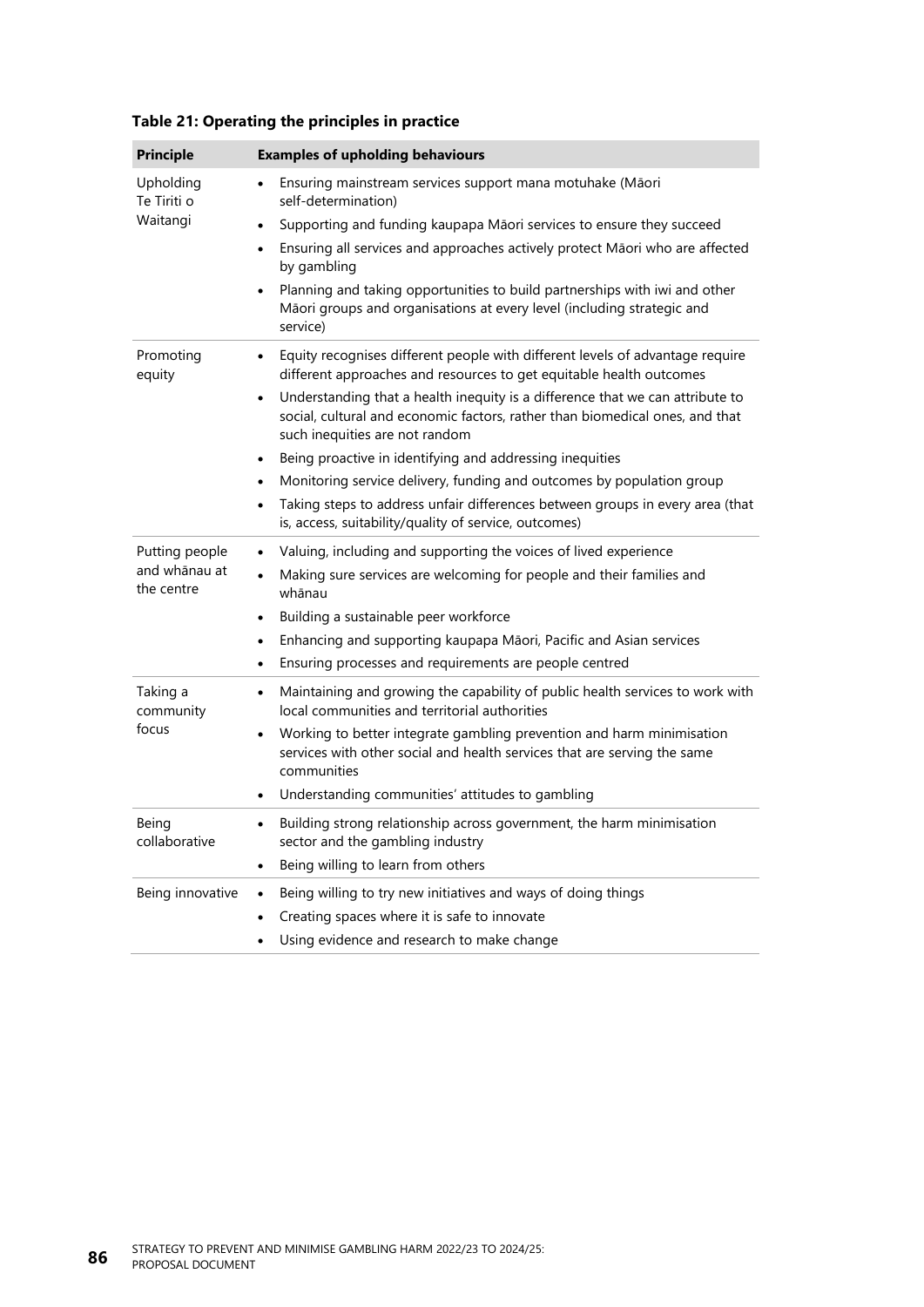**Table 21: Operating the principles in practice**

| Principle | Examples of upholding behaviours |
| --- | --- |
| Upholding Te Tiriti o Waitangi | • Ensuring mainstream services support mana motuhake (Māori self-determination)<br>• Supporting and funding kaupapa Māori services to ensure they succeed<br>• Ensuring all services and approaches actively protect Māori who are affected by gambling<br>• Planning and taking opportunities to build partnerships with iwi and other Māori groups and organisations at every level (including strategic and service) |
| Promoting equity | • Equity recognises different people with different levels of advantage require different approaches and resources to get equitable health outcomes<br>• Understanding that a health inequity is a difference that we can attribute to social, cultural and economic factors, rather than biomedical ones, and that such inequities are not random<br>• Being proactive in identifying and addressing inequities<br>• Monitoring service delivery, funding and outcomes by population group<br>• Taking steps to address unfair differences between groups in every area (that is, access, suitability/quality of service, outcomes) |
| Putting people and whānau at the centre | • Valuing, including and supporting the voices of lived experience<br>• Making sure services are welcoming for people and their families and whānau<br>• Building a sustainable peer workforce<br>• Enhancing and supporting kaupapa Māori, Pacific and Asian services<br>• Ensuring processes and requirements are people centred |
| Taking a community focus | • Maintaining and growing the capability of public health services to work with local communities and territorial authorities<br>• Working to better integrate gambling prevention and harm minimisation services with other social and health services that are serving the same communities<br>• Understanding communities' attitudes to gambling |
| Being collaborative | • Building strong relationship across government, the harm minimisation sector and the gambling industry<br>• Being willing to learn from others |
| Being innovative | • Being willing to try new initiatives and ways of doing things<br>• Creating spaces where it is safe to innovate<br>• Using evidence and research to make change |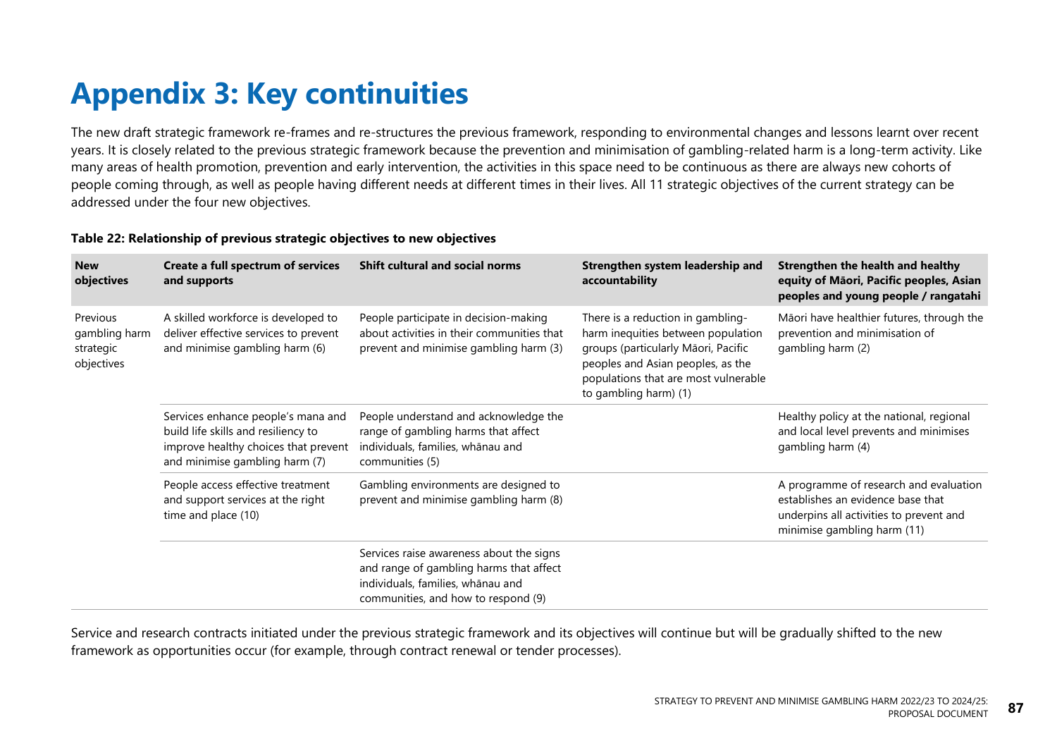# Appendix 3: Key continuities

The new draft strategic framework re-frames and re-structures the previous framework, responding to environmental changes and lessons learnt over recent years. It is closely related to the previous strategic framework because the prevention and minimisation of gambling-related harm is a long-term activity. Like many areas of health promotion, prevention and early intervention, the activities in this space need to be continuous as there are always new cohorts of people coming through, as well as people having different needs at different times in their lives. All 11 strategic objectives of the current strategy can be addressed under the four new objectives.

**Table 22: Relationship of previous strategic objectives to new objectives**

| New objectives | Create a full spectrum of services and supports | Shift cultural and social norms | Strengthen system leadership and accountability | Strengthen the health and healthy equity of Māori, Pacific peoples, Asian peoples and young people / rangatahi |
|---|---|---|---|---|
| Previous gambling harm strategic objectives | A skilled workforce is developed to deliver effective services to prevent and minimise gambling harm (6) | People participate in decision-making about activities in their communities that prevent and minimise gambling harm (3) | There is a reduction in gambling-harm inequities between population groups (particularly Māori, Pacific peoples and Asian peoples, as the populations that are most vulnerable to gambling harm) (1) | Māori have healthier futures, through the prevention and minimisation of gambling harm (2) |
| | Services enhance people's mana and build life skills and resiliency to improve healthy choices that prevent and minimise gambling harm (7) | People understand and acknowledge the range of gambling harms that affect individuals, families, whānau and communities (5) | | Healthy policy at the national, regional and local level prevents and minimises gambling harm (4) |
| | People access effective treatment and support services at the right time and place (10) | Gambling environments are designed to prevent and minimise gambling harm (8) | | A programme of research and evaluation establishes an evidence base that underpins all activities to prevent and minimise gambling harm (11) |
| | | Services raise awareness about the signs and range of gambling harms that affect individuals, families, whānau and communities, and how to respond (9) | | |

Service and research contracts initiated under the previous strategic framework and its objectives will continue but will be gradually shifted to the new framework as opportunities occur (for example, through contract renewal or tender processes).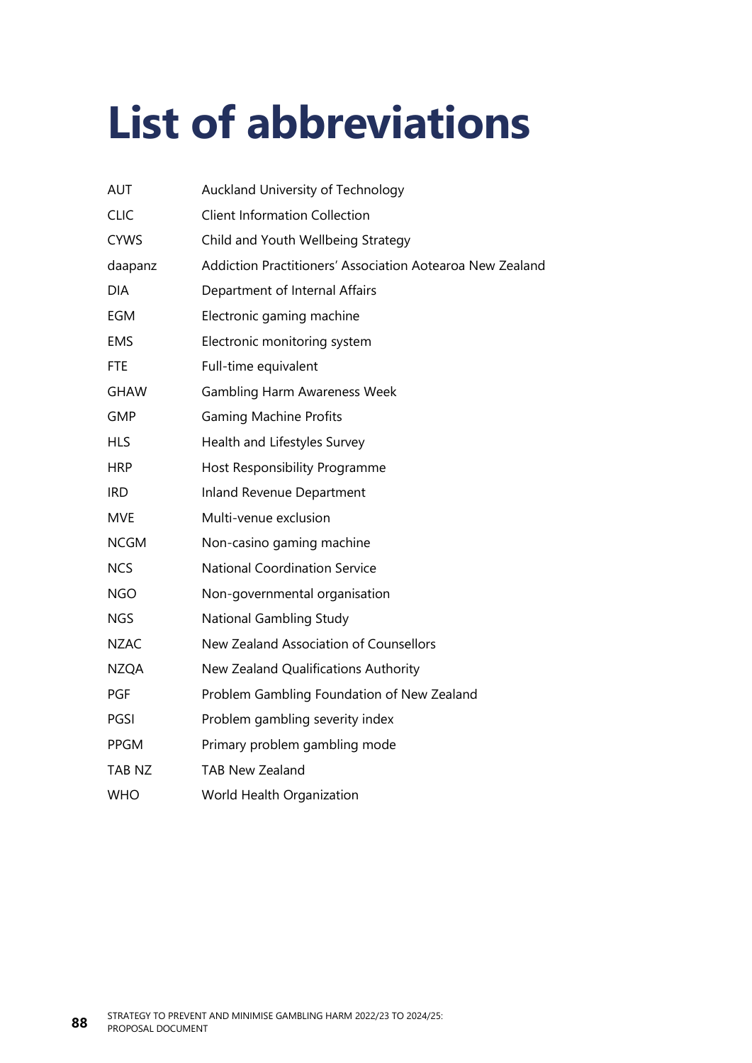# List of abbreviations

| | |
|---|---|
| AUT | Auckland University of Technology |
| CLIC | Client Information Collection |
| CYWS | Child and Youth Wellbeing Strategy |
| daapanz | Addiction Practitioners' Association Aotearoa New Zealand |
| DIA | Department of Internal Affairs |
| EGM | Electronic gaming machine |
| EMS | Electronic monitoring system |
| FTE | Full-time equivalent |
| GHAW | Gambling Harm Awareness Week |
| GMP | Gaming Machine Profits |
| HLS | Health and Lifestyles Survey |
| HRP | Host Responsibility Programme |
| IRD | Inland Revenue Department |
| MVE | Multi-venue exclusion |
| NCGM | Non-casino gaming machine |
| NCS | National Coordination Service |
| NGO | Non-governmental organisation |
| NGS | National Gambling Study |
| NZAC | New Zealand Association of Counsellors |
| NZQA | New Zealand Qualifications Authority |
| PGF | Problem Gambling Foundation of New Zealand |
| PGSI | Problem gambling severity index |
| PPGM | Primary problem gambling mode |
| TAB NZ | TAB New Zealand |
| WHO | World Health Organization |